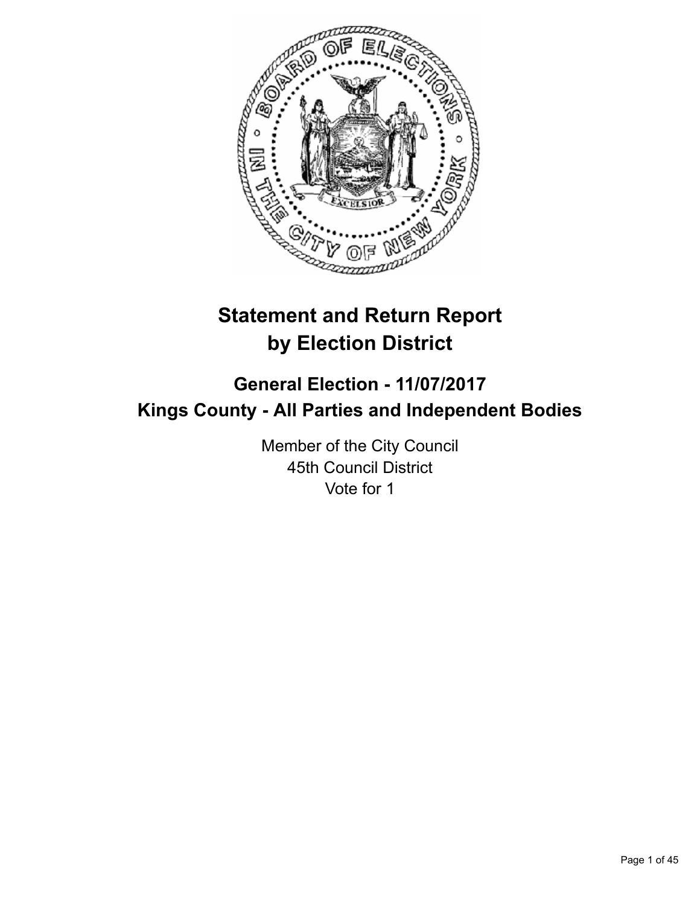# Statement and Return Report by Election District

## General Election - 11/07/2017
## Kings County - All Parties and Independent Bodies

Member of the City Council
45th Council District
Vote for 1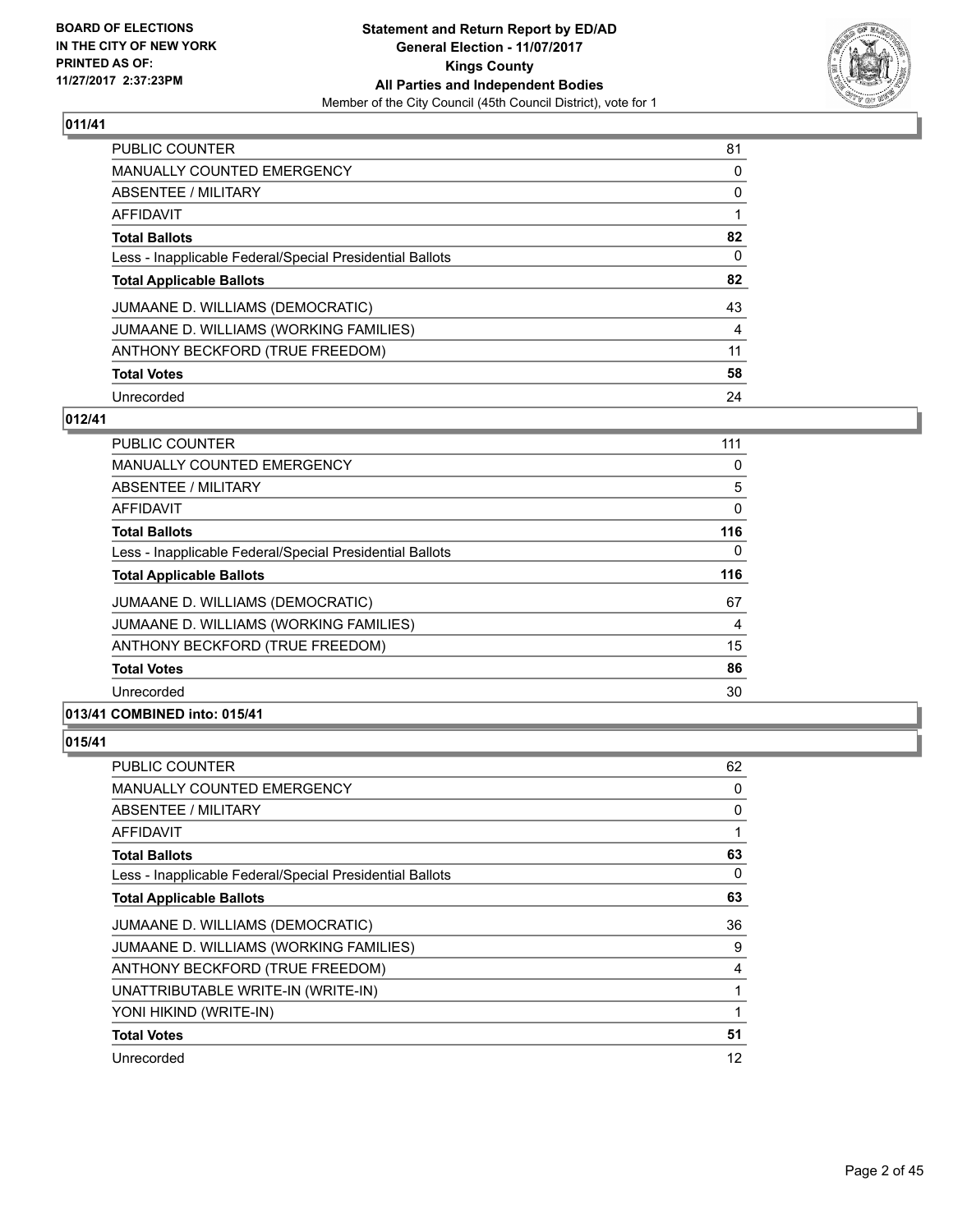**BOARD OF ELECTIONS IN THE CITY OF NEW YORK PRINTED AS OF: 11/27/2017 2:37:23PM**

**Statement and Return Report by ED/AD General Election - 11/07/2017 Kings County All Parties and Independent Bodies**
Member of the City Council (45th Council District), vote for 1

## 011/41

| | |
|---|---|
| PUBLIC COUNTER | 81 |
| MANUALLY COUNTED EMERGENCY | 0 |
| ABSENTEE / MILITARY | 0 |
| AFFIDAVIT | 1 |
| **Total Ballots** | **82** |
| Less - Inapplicable Federal/Special Presidential Ballots | 0 |
| **Total Applicable Ballots** | **82** |
| JUMAANE D. WILLIAMS (DEMOCRATIC) | 43 |
| JUMAANE D. WILLIAMS (WORKING FAMILIES) | 4 |
| ANTHONY BECKFORD (TRUE FREEDOM) | 11 |
| **Total Votes** | **58** |
| Unrecorded | 24 |

## 012/41

| | |
|---|---|
| PUBLIC COUNTER | 111 |
| MANUALLY COUNTED EMERGENCY | 0 |
| ABSENTEE / MILITARY | 5 |
| AFFIDAVIT | 0 |
| **Total Ballots** | **116** |
| Less - Inapplicable Federal/Special Presidential Ballots | 0 |
| **Total Applicable Ballots** | **116** |
| JUMAANE D. WILLIAMS (DEMOCRATIC) | 67 |
| JUMAANE D. WILLIAMS (WORKING FAMILIES) | 4 |
| ANTHONY BECKFORD (TRUE FREEDOM) | 15 |
| **Total Votes** | **86** |
| Unrecorded | 30 |

## 013/41 COMBINED into: 015/41

## 015/41

| | |
|---|---|
| PUBLIC COUNTER | 62 |
| MANUALLY COUNTED EMERGENCY | 0 |
| ABSENTEE / MILITARY | 0 |
| AFFIDAVIT | 1 |
| **Total Ballots** | **63** |
| Less - Inapplicable Federal/Special Presidential Ballots | 0 |
| **Total Applicable Ballots** | **63** |
| JUMAANE D. WILLIAMS (DEMOCRATIC) | 36 |
| JUMAANE D. WILLIAMS (WORKING FAMILIES) | 9 |
| ANTHONY BECKFORD (TRUE FREEDOM) | 4 |
| UNATTRIBUTABLE WRITE-IN (WRITE-IN) | 1 |
| YONI HIKIND (WRITE-IN) | 1 |
| **Total Votes** | **51** |
| Unrecorded | 12 |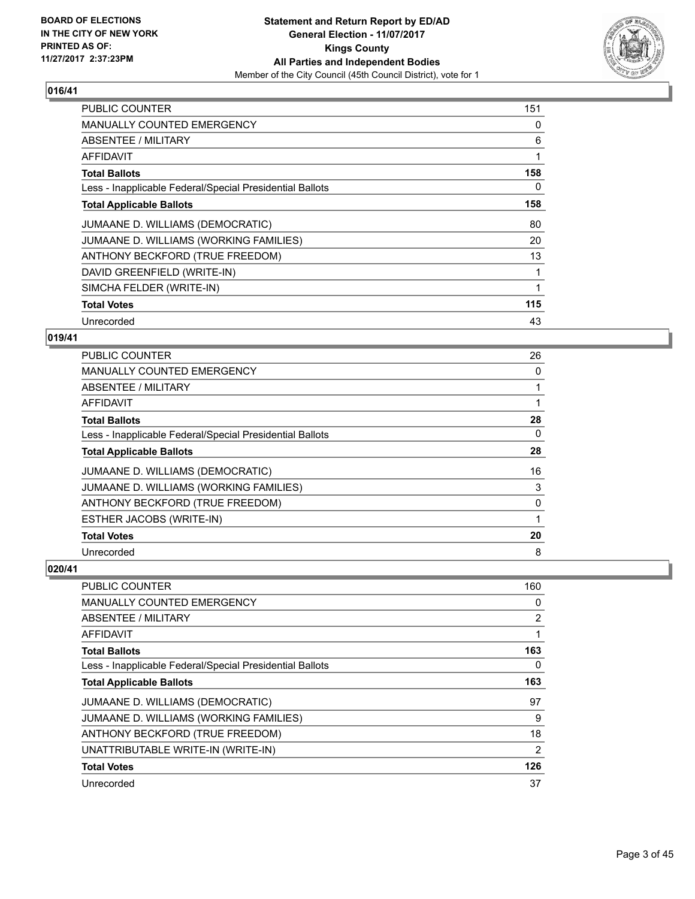BOARD OF ELECTIONS
IN THE CITY OF NEW YORK
PRINTED AS OF:
11/27/2017 2:37:23PM

**Statement and Return Report by ED/AD**
**General Election - 11/07/2017**
**Kings County**
**All Parties and Independent Bodies**
Member of the City Council (45th Council District), vote for 1

## 016/41

| | |
|---|---|
| PUBLIC COUNTER | 151 |
| MANUALLY COUNTED EMERGENCY | 0 |
| ABSENTEE / MILITARY | 6 |
| AFFIDAVIT | 1 |
| **Total Ballots** | **158** |
| Less - Inapplicable Federal/Special Presidential Ballots | 0 |
| **Total Applicable Ballots** | **158** |
| JUMAANE D. WILLIAMS (DEMOCRATIC) | 80 |
| JUMAANE D. WILLIAMS (WORKING FAMILIES) | 20 |
| ANTHONY BECKFORD (TRUE FREEDOM) | 13 |
| DAVID GREENFIELD (WRITE-IN) | 1 |
| SIMCHA FELDER (WRITE-IN) | 1 |
| **Total Votes** | **115** |
| Unrecorded | 43 |

## 019/41

| | |
|---|---|
| PUBLIC COUNTER | 26 |
| MANUALLY COUNTED EMERGENCY | 0 |
| ABSENTEE / MILITARY | 1 |
| AFFIDAVIT | 1 |
| **Total Ballots** | **28** |
| Less - Inapplicable Federal/Special Presidential Ballots | 0 |
| **Total Applicable Ballots** | **28** |
| JUMAANE D. WILLIAMS (DEMOCRATIC) | 16 |
| JUMAANE D. WILLIAMS (WORKING FAMILIES) | 3 |
| ANTHONY BECKFORD (TRUE FREEDOM) | 0 |
| ESTHER JACOBS (WRITE-IN) | 1 |
| **Total Votes** | **20** |
| Unrecorded | 8 |

## 020/41

| | |
|---|---|
| PUBLIC COUNTER | 160 |
| MANUALLY COUNTED EMERGENCY | 0 |
| ABSENTEE / MILITARY | 2 |
| AFFIDAVIT | 1 |
| **Total Ballots** | **163** |
| Less - Inapplicable Federal/Special Presidential Ballots | 0 |
| **Total Applicable Ballots** | **163** |
| JUMAANE D. WILLIAMS (DEMOCRATIC) | 97 |
| JUMAANE D. WILLIAMS (WORKING FAMILIES) | 9 |
| ANTHONY BECKFORD (TRUE FREEDOM) | 18 |
| UNATTRIBUTABLE WRITE-IN (WRITE-IN) | 2 |
| **Total Votes** | **126** |
| Unrecorded | 37 |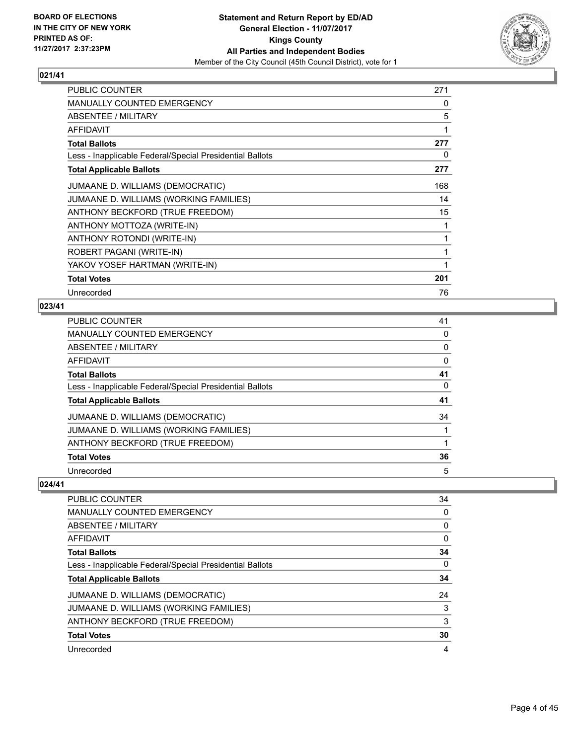## 021/41

| | |
|---|---|
| PUBLIC COUNTER | 271 |
| MANUALLY COUNTED EMERGENCY | 0 |
| ABSENTEE / MILITARY | 5 |
| AFFIDAVIT | 1 |
| **Total Ballots** | **277** |
| Less - Inapplicable Federal/Special Presidential Ballots | 0 |
| **Total Applicable Ballots** | **277** |
| JUMAANE D. WILLIAMS (DEMOCRATIC) | 168 |
| JUMAANE D. WILLIAMS (WORKING FAMILIES) | 14 |
| ANTHONY BECKFORD (TRUE FREEDOM) | 15 |
| ANTHONY MOTTOZA (WRITE-IN) | 1 |
| ANTHONY ROTONDI (WRITE-IN) | 1 |
| ROBERT PAGANI (WRITE-IN) | 1 |
| YAKOV YOSEF HARTMAN (WRITE-IN) | 1 |
| **Total Votes** | **201** |
| Unrecorded | 76 |

## 023/41

| | |
|---|---|
| PUBLIC COUNTER | 41 |
| MANUALLY COUNTED EMERGENCY | 0 |
| ABSENTEE / MILITARY | 0 |
| AFFIDAVIT | 0 |
| **Total Ballots** | **41** |
| Less - Inapplicable Federal/Special Presidential Ballots | 0 |
| **Total Applicable Ballots** | **41** |
| JUMAANE D. WILLIAMS (DEMOCRATIC) | 34 |
| JUMAANE D. WILLIAMS (WORKING FAMILIES) | 1 |
| ANTHONY BECKFORD (TRUE FREEDOM) | 1 |
| **Total Votes** | **36** |
| Unrecorded | 5 |

## 024/41

| | |
|---|---|
| PUBLIC COUNTER | 34 |
| MANUALLY COUNTED EMERGENCY | 0 |
| ABSENTEE / MILITARY | 0 |
| AFFIDAVIT | 0 |
| **Total Ballots** | **34** |
| Less - Inapplicable Federal/Special Presidential Ballots | 0 |
| **Total Applicable Ballots** | **34** |
| JUMAANE D. WILLIAMS (DEMOCRATIC) | 24 |
| JUMAANE D. WILLIAMS (WORKING FAMILIES) | 3 |
| ANTHONY BECKFORD (TRUE FREEDOM) | 3 |
| **Total Votes** | **30** |
| Unrecorded | 4 |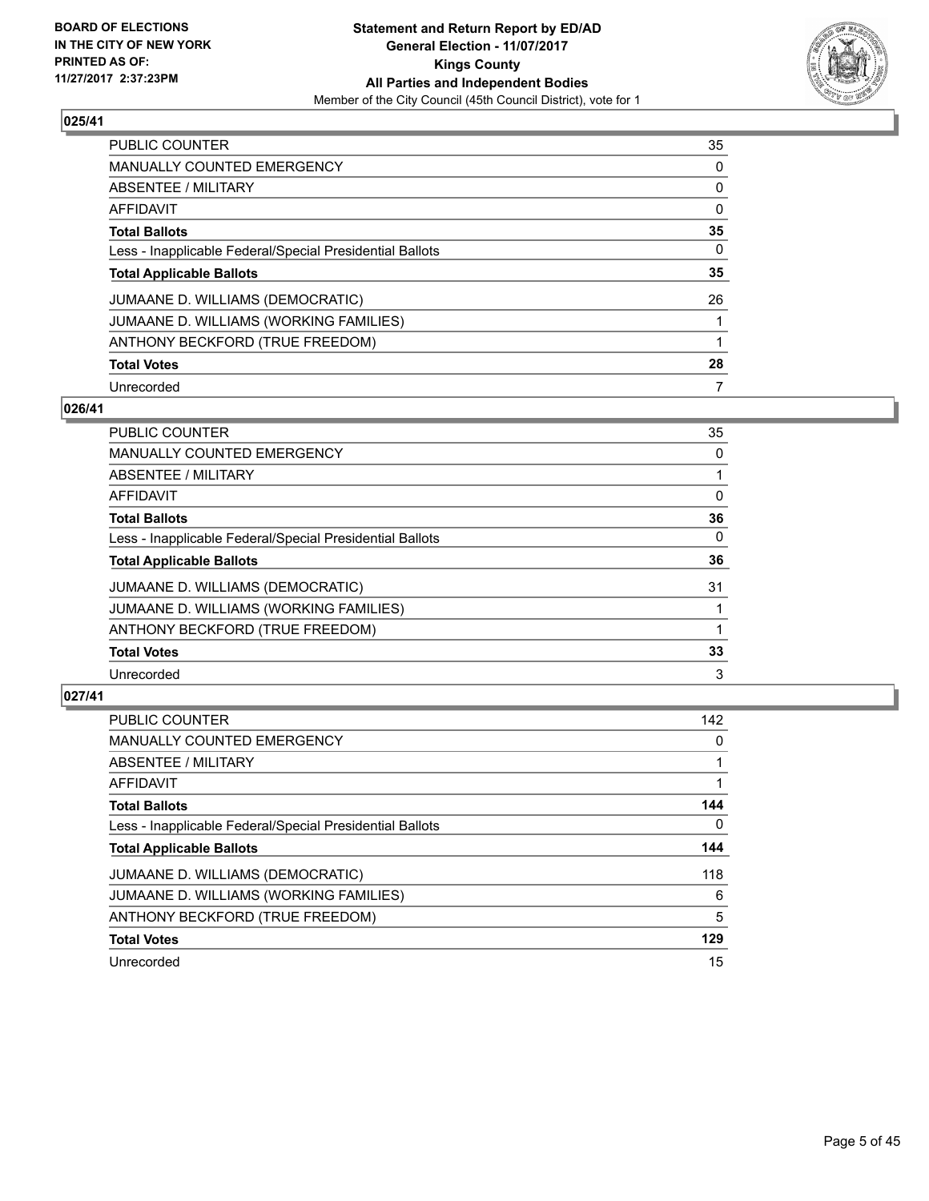**BOARD OF ELECTIONS IN THE CITY OF NEW YORK PRINTED AS OF: 11/27/2017 2:37:23PM**

**Statement and Return Report by ED/AD**
**General Election - 11/07/2017**
**Kings County**
**All Parties and Independent Bodies**
Member of the City Council (45th Council District), vote for 1

## 025/41

| | |
|---|---|
| PUBLIC COUNTER | 35 |
| MANUALLY COUNTED EMERGENCY | 0 |
| ABSENTEE / MILITARY | 0 |
| AFFIDAVIT | 0 |
| **Total Ballots** | **35** |
| Less - Inapplicable Federal/Special Presidential Ballots | 0 |
| **Total Applicable Ballots** | **35** |
| JUMAANE D. WILLIAMS (DEMOCRATIC) | 26 |
| JUMAANE D. WILLIAMS (WORKING FAMILIES) | 1 |
| ANTHONY BECKFORD (TRUE FREEDOM) | 1 |
| **Total Votes** | **28** |
| Unrecorded | 7 |

## 026/41

| | |
|---|---|
| PUBLIC COUNTER | 35 |
| MANUALLY COUNTED EMERGENCY | 0 |
| ABSENTEE / MILITARY | 1 |
| AFFIDAVIT | 0 |
| **Total Ballots** | **36** |
| Less - Inapplicable Federal/Special Presidential Ballots | 0 |
| **Total Applicable Ballots** | **36** |
| JUMAANE D. WILLIAMS (DEMOCRATIC) | 31 |
| JUMAANE D. WILLIAMS (WORKING FAMILIES) | 1 |
| ANTHONY BECKFORD (TRUE FREEDOM) | 1 |
| **Total Votes** | **33** |
| Unrecorded | 3 |

## 027/41

| | |
|---|---|
| PUBLIC COUNTER | 142 |
| MANUALLY COUNTED EMERGENCY | 0 |
| ABSENTEE / MILITARY | 1 |
| AFFIDAVIT | 1 |
| **Total Ballots** | **144** |
| Less - Inapplicable Federal/Special Presidential Ballots | 0 |
| **Total Applicable Ballots** | **144** |
| JUMAANE D. WILLIAMS (DEMOCRATIC) | 118 |
| JUMAANE D. WILLIAMS (WORKING FAMILIES) | 6 |
| ANTHONY BECKFORD (TRUE FREEDOM) | 5 |
| **Total Votes** | **129** |
| Unrecorded | 15 |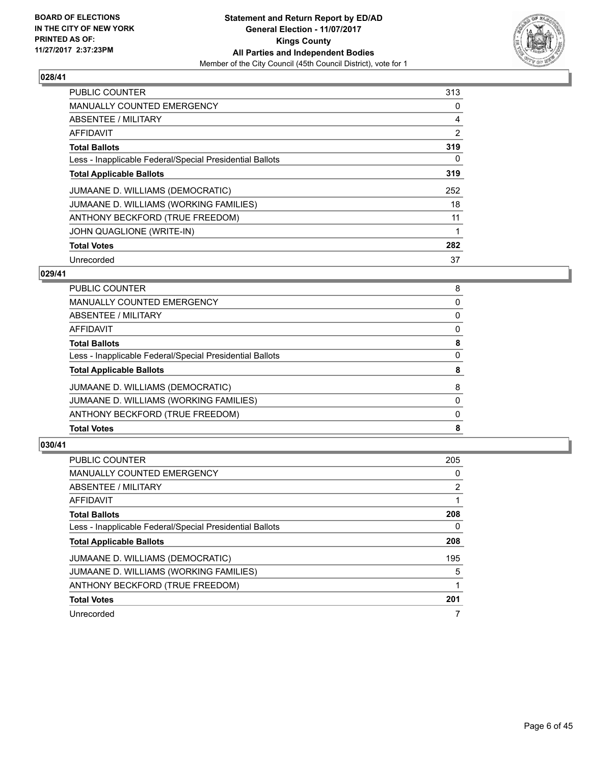## 028/41

| | |
|---|---|
| PUBLIC COUNTER | 313 |
| MANUALLY COUNTED EMERGENCY | 0 |
| ABSENTEE / MILITARY | 4 |
| AFFIDAVIT | 2 |
| **Total Ballots** | **319** |
| Less - Inapplicable Federal/Special Presidential Ballots | 0 |
| **Total Applicable Ballots** | **319** |
| JUMAANE D. WILLIAMS (DEMOCRATIC) | 252 |
| JUMAANE D. WILLIAMS (WORKING FAMILIES) | 18 |
| ANTHONY BECKFORD (TRUE FREEDOM) | 11 |
| JOHN QUAGLIONE (WRITE-IN) | 1 |
| **Total Votes** | **282** |
| Unrecorded | 37 |

## 029/41

| | |
|---|---|
| PUBLIC COUNTER | 8 |
| MANUALLY COUNTED EMERGENCY | 0 |
| ABSENTEE / MILITARY | 0 |
| AFFIDAVIT | 0 |
| **Total Ballots** | **8** |
| Less - Inapplicable Federal/Special Presidential Ballots | 0 |
| **Total Applicable Ballots** | **8** |
| JUMAANE D. WILLIAMS (DEMOCRATIC) | 8 |
| JUMAANE D. WILLIAMS (WORKING FAMILIES) | 0 |
| ANTHONY BECKFORD (TRUE FREEDOM) | 0 |
| **Total Votes** | **8** |

## 030/41

| | |
|---|---|
| PUBLIC COUNTER | 205 |
| MANUALLY COUNTED EMERGENCY | 0 |
| ABSENTEE / MILITARY | 2 |
| AFFIDAVIT | 1 |
| **Total Ballots** | **208** |
| Less - Inapplicable Federal/Special Presidential Ballots | 0 |
| **Total Applicable Ballots** | **208** |
| JUMAANE D. WILLIAMS (DEMOCRATIC) | 195 |
| JUMAANE D. WILLIAMS (WORKING FAMILIES) | 5 |
| ANTHONY BECKFORD (TRUE FREEDOM) | 1 |
| **Total Votes** | **201** |
| Unrecorded | 7 |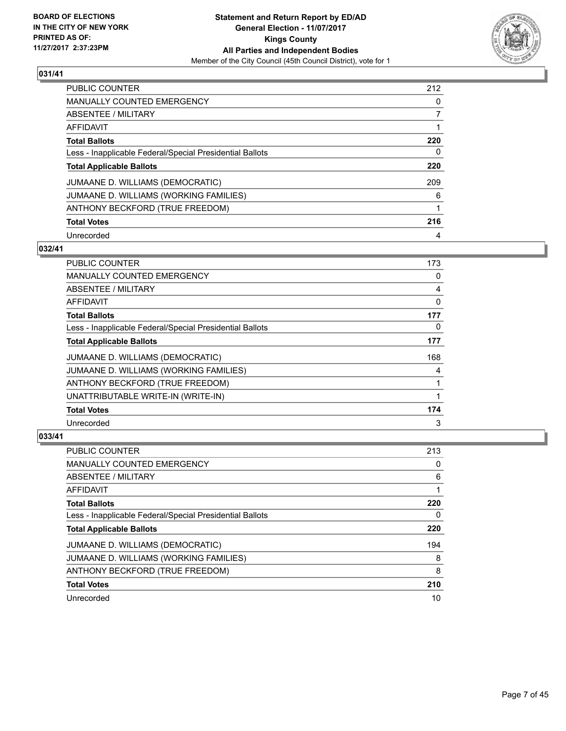**BOARD OF ELECTIONS IN THE CITY OF NEW YORK PRINTED AS OF: 11/27/2017 2:37:23PM**

**Statement and Return Report by ED/AD**
**General Election - 11/07/2017**
**Kings County**
**All Parties and Independent Bodies**
Member of the City Council (45th Council District), vote for 1

### 031/41

| | |
|---|---|
| PUBLIC COUNTER | 212 |
| MANUALLY COUNTED EMERGENCY | 0 |
| ABSENTEE / MILITARY | 7 |
| AFFIDAVIT | 1 |
| **Total Ballots** | **220** |
| Less - Inapplicable Federal/Special Presidential Ballots | 0 |
| **Total Applicable Ballots** | **220** |
| JUMAANE D. WILLIAMS (DEMOCRATIC) | 209 |
| JUMAANE D. WILLIAMS (WORKING FAMILIES) | 6 |
| ANTHONY BECKFORD (TRUE FREEDOM) | 1 |
| **Total Votes** | **216** |
| Unrecorded | 4 |

### 032/41

| | |
|---|---|
| PUBLIC COUNTER | 173 |
| MANUALLY COUNTED EMERGENCY | 0 |
| ABSENTEE / MILITARY | 4 |
| AFFIDAVIT | 0 |
| **Total Ballots** | **177** |
| Less - Inapplicable Federal/Special Presidential Ballots | 0 |
| **Total Applicable Ballots** | **177** |
| JUMAANE D. WILLIAMS (DEMOCRATIC) | 168 |
| JUMAANE D. WILLIAMS (WORKING FAMILIES) | 4 |
| ANTHONY BECKFORD (TRUE FREEDOM) | 1 |
| UNATTRIBUTABLE WRITE-IN (WRITE-IN) | 1 |
| **Total Votes** | **174** |
| Unrecorded | 3 |

### 033/41

| | |
|---|---|
| PUBLIC COUNTER | 213 |
| MANUALLY COUNTED EMERGENCY | 0 |
| ABSENTEE / MILITARY | 6 |
| AFFIDAVIT | 1 |
| **Total Ballots** | **220** |
| Less - Inapplicable Federal/Special Presidential Ballots | 0 |
| **Total Applicable Ballots** | **220** |
| JUMAANE D. WILLIAMS (DEMOCRATIC) | 194 |
| JUMAANE D. WILLIAMS (WORKING FAMILIES) | 8 |
| ANTHONY BECKFORD (TRUE FREEDOM) | 8 |
| **Total Votes** | **210** |
| Unrecorded | 10 |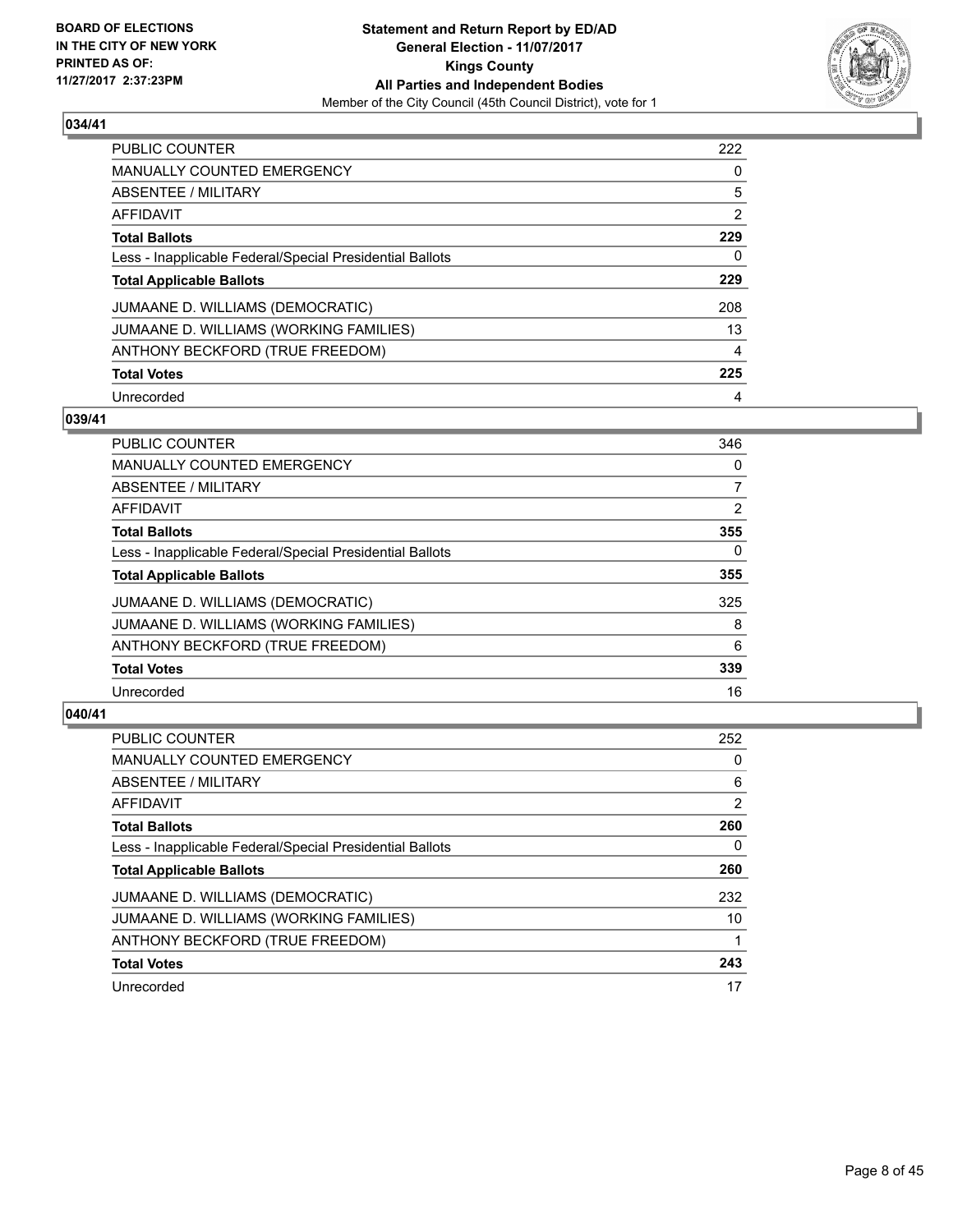**BOARD OF ELECTIONS IN THE CITY OF NEW YORK PRINTED AS OF: 11/27/2017 2:37:23PM**

**Statement and Return Report by ED/AD**
**General Election - 11/07/2017**
**Kings County**
**All Parties and Independent Bodies**
Member of the City Council (45th Council District), vote for 1

## 034/41

| | |
|---|---|
| PUBLIC COUNTER | 222 |
| MANUALLY COUNTED EMERGENCY | 0 |
| ABSENTEE / MILITARY | 5 |
| AFFIDAVIT | 2 |
| **Total Ballots** | **229** |
| Less - Inapplicable Federal/Special Presidential Ballots | 0 |
| **Total Applicable Ballots** | **229** |
| JUMAANE D. WILLIAMS (DEMOCRATIC) | 208 |
| JUMAANE D. WILLIAMS (WORKING FAMILIES) | 13 |
| ANTHONY BECKFORD (TRUE FREEDOM) | 4 |
| **Total Votes** | **225** |
| Unrecorded | 4 |

## 039/41

| | |
|---|---|
| PUBLIC COUNTER | 346 |
| MANUALLY COUNTED EMERGENCY | 0 |
| ABSENTEE / MILITARY | 7 |
| AFFIDAVIT | 2 |
| **Total Ballots** | **355** |
| Less - Inapplicable Federal/Special Presidential Ballots | 0 |
| **Total Applicable Ballots** | **355** |
| JUMAANE D. WILLIAMS (DEMOCRATIC) | 325 |
| JUMAANE D. WILLIAMS (WORKING FAMILIES) | 8 |
| ANTHONY BECKFORD (TRUE FREEDOM) | 6 |
| **Total Votes** | **339** |
| Unrecorded | 16 |

## 040/41

| | |
|---|---|
| PUBLIC COUNTER | 252 |
| MANUALLY COUNTED EMERGENCY | 0 |
| ABSENTEE / MILITARY | 6 |
| AFFIDAVIT | 2 |
| **Total Ballots** | **260** |
| Less - Inapplicable Federal/Special Presidential Ballots | 0 |
| **Total Applicable Ballots** | **260** |
| JUMAANE D. WILLIAMS (DEMOCRATIC) | 232 |
| JUMAANE D. WILLIAMS (WORKING FAMILIES) | 10 |
| ANTHONY BECKFORD (TRUE FREEDOM) | 1 |
| **Total Votes** | **243** |
| Unrecorded | 17 |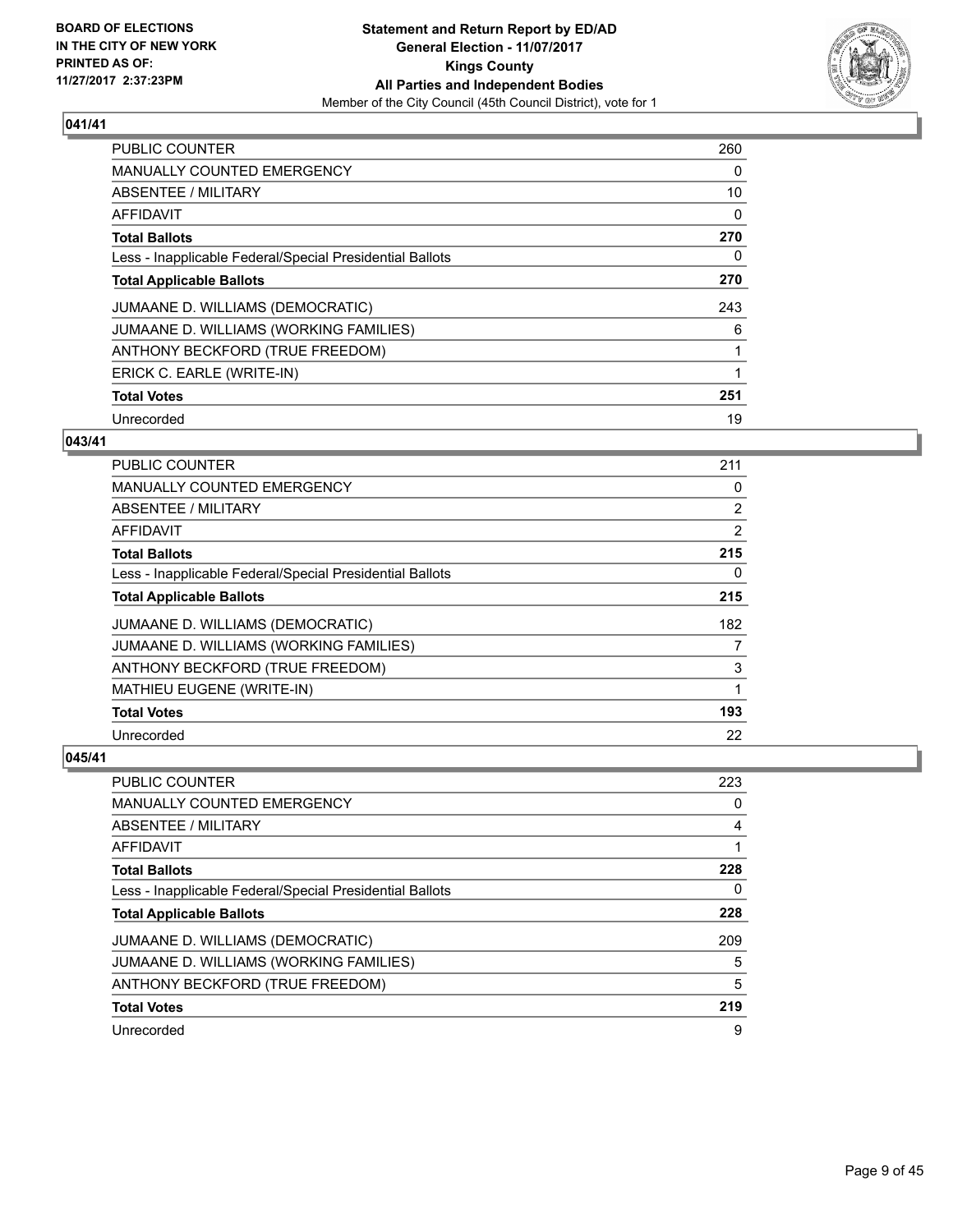## 041/41

| | |
|---|---|
| PUBLIC COUNTER | 260 |
| MANUALLY COUNTED EMERGENCY | 0 |
| ABSENTEE / MILITARY | 10 |
| AFFIDAVIT | 0 |
| **Total Ballots** | **270** |
| Less - Inapplicable Federal/Special Presidential Ballots | 0 |
| **Total Applicable Ballots** | **270** |
| JUMAANE D. WILLIAMS (DEMOCRATIC) | 243 |
| JUMAANE D. WILLIAMS (WORKING FAMILIES) | 6 |
| ANTHONY BECKFORD (TRUE FREEDOM) | 1 |
| ERICK C. EARLE (WRITE-IN) | 1 |
| **Total Votes** | **251** |
| Unrecorded | 19 |

## 043/41

| | |
|---|---|
| PUBLIC COUNTER | 211 |
| MANUALLY COUNTED EMERGENCY | 0 |
| ABSENTEE / MILITARY | 2 |
| AFFIDAVIT | 2 |
| **Total Ballots** | **215** |
| Less - Inapplicable Federal/Special Presidential Ballots | 0 |
| **Total Applicable Ballots** | **215** |
| JUMAANE D. WILLIAMS (DEMOCRATIC) | 182 |
| JUMAANE D. WILLIAMS (WORKING FAMILIES) | 7 |
| ANTHONY BECKFORD (TRUE FREEDOM) | 3 |
| MATHIEU EUGENE (WRITE-IN) | 1 |
| **Total Votes** | **193** |
| Unrecorded | 22 |

## 045/41

| | |
|---|---|
| PUBLIC COUNTER | 223 |
| MANUALLY COUNTED EMERGENCY | 0 |
| ABSENTEE / MILITARY | 4 |
| AFFIDAVIT | 1 |
| **Total Ballots** | **228** |
| Less - Inapplicable Federal/Special Presidential Ballots | 0 |
| **Total Applicable Ballots** | **228** |
| JUMAANE D. WILLIAMS (DEMOCRATIC) | 209 |
| JUMAANE D. WILLIAMS (WORKING FAMILIES) | 5 |
| ANTHONY BECKFORD (TRUE FREEDOM) | 5 |
| **Total Votes** | **219** |
| Unrecorded | 9 |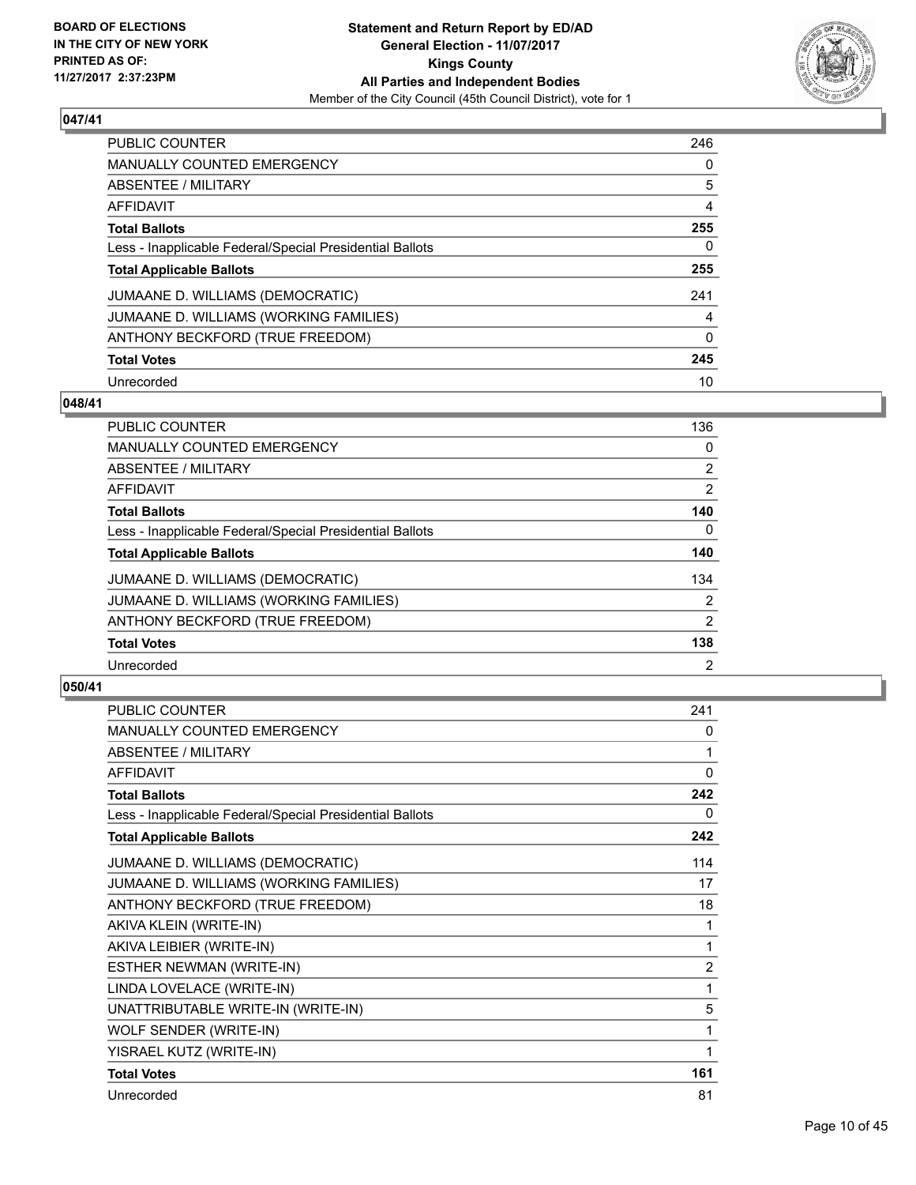## 047/41

| | |
|---|---|
| PUBLIC COUNTER | 246 |
| MANUALLY COUNTED EMERGENCY | 0 |
| ABSENTEE / MILITARY | 5 |
| AFFIDAVIT | 4 |
| **Total Ballots** | **255** |
| Less - Inapplicable Federal/Special Presidential Ballots | 0 |
| **Total Applicable Ballots** | **255** |
| JUMAANE D. WILLIAMS (DEMOCRATIC) | 241 |
| JUMAANE D. WILLIAMS (WORKING FAMILIES) | 4 |
| ANTHONY BECKFORD (TRUE FREEDOM) | 0 |
| **Total Votes** | **245** |
| Unrecorded | 10 |

## 048/41

| | |
|---|---|
| PUBLIC COUNTER | 136 |
| MANUALLY COUNTED EMERGENCY | 0 |
| ABSENTEE / MILITARY | 2 |
| AFFIDAVIT | 2 |
| **Total Ballots** | **140** |
| Less - Inapplicable Federal/Special Presidential Ballots | 0 |
| **Total Applicable Ballots** | **140** |
| JUMAANE D. WILLIAMS (DEMOCRATIC) | 134 |
| JUMAANE D. WILLIAMS (WORKING FAMILIES) | 2 |
| ANTHONY BECKFORD (TRUE FREEDOM) | 2 |
| **Total Votes** | **138** |
| Unrecorded | 2 |

## 050/41

| | |
|---|---|
| PUBLIC COUNTER | 241 |
| MANUALLY COUNTED EMERGENCY | 0 |
| ABSENTEE / MILITARY | 1 |
| AFFIDAVIT | 0 |
| **Total Ballots** | **242** |
| Less - Inapplicable Federal/Special Presidential Ballots | 0 |
| **Total Applicable Ballots** | **242** |
| JUMAANE D. WILLIAMS (DEMOCRATIC) | 114 |
| JUMAANE D. WILLIAMS (WORKING FAMILIES) | 17 |
| ANTHONY BECKFORD (TRUE FREEDOM) | 18 |
| AKIVA KLEIN (WRITE-IN) | 1 |
| AKIVA LEIBIER (WRITE-IN) | 1 |
| ESTHER NEWMAN (WRITE-IN) | 2 |
| LINDA LOVELACE (WRITE-IN) | 1 |
| UNATTRIBUTABLE WRITE-IN (WRITE-IN) | 5 |
| WOLF SENDER (WRITE-IN) | 1 |
| YISRAEL KUTZ (WRITE-IN) | 1 |
| **Total Votes** | **161** |
| Unrecorded | 81 |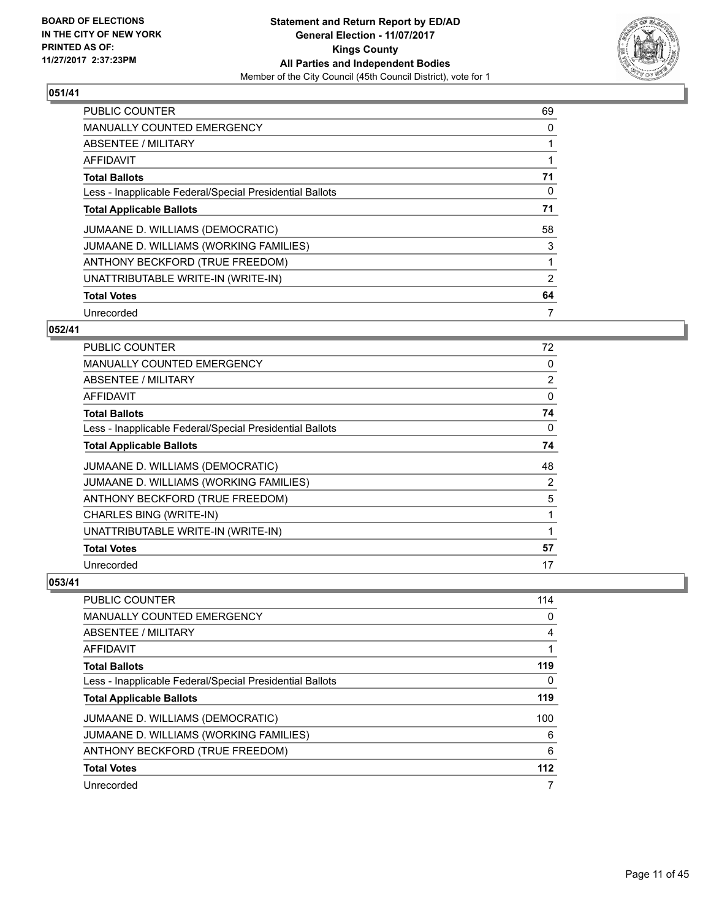BOARD OF ELECTIONS
IN THE CITY OF NEW YORK
PRINTED AS OF:
11/27/2017 2:37:23PM

**Statement and Return Report by ED/AD**
**General Election - 11/07/2017**
**Kings County**
**All Parties and Independent Bodies**
Member of the City Council (45th Council District), vote for 1

### 051/41

| | |
|---|---|
| PUBLIC COUNTER | 69 |
| MANUALLY COUNTED EMERGENCY | 0 |
| ABSENTEE / MILITARY | 1 |
| AFFIDAVIT | 1 |
| **Total Ballots** | **71** |
| Less - Inapplicable Federal/Special Presidential Ballots | 0 |
| **Total Applicable Ballots** | **71** |
| JUMAANE D. WILLIAMS (DEMOCRATIC) | 58 |
| JUMAANE D. WILLIAMS (WORKING FAMILIES) | 3 |
| ANTHONY BECKFORD (TRUE FREEDOM) | 1 |
| UNATTRIBUTABLE WRITE-IN (WRITE-IN) | 2 |
| **Total Votes** | **64** |
| Unrecorded | 7 |

### 052/41

| | |
|---|---|
| PUBLIC COUNTER | 72 |
| MANUALLY COUNTED EMERGENCY | 0 |
| ABSENTEE / MILITARY | 2 |
| AFFIDAVIT | 0 |
| **Total Ballots** | **74** |
| Less - Inapplicable Federal/Special Presidential Ballots | 0 |
| **Total Applicable Ballots** | **74** |
| JUMAANE D. WILLIAMS (DEMOCRATIC) | 48 |
| JUMAANE D. WILLIAMS (WORKING FAMILIES) | 2 |
| ANTHONY BECKFORD (TRUE FREEDOM) | 5 |
| CHARLES BING (WRITE-IN) | 1 |
| UNATTRIBUTABLE WRITE-IN (WRITE-IN) | 1 |
| **Total Votes** | **57** |
| Unrecorded | 17 |

### 053/41

| | |
|---|---|
| PUBLIC COUNTER | 114 |
| MANUALLY COUNTED EMERGENCY | 0 |
| ABSENTEE / MILITARY | 4 |
| AFFIDAVIT | 1 |
| **Total Ballots** | **119** |
| Less - Inapplicable Federal/Special Presidential Ballots | 0 |
| **Total Applicable Ballots** | **119** |
| JUMAANE D. WILLIAMS (DEMOCRATIC) | 100 |
| JUMAANE D. WILLIAMS (WORKING FAMILIES) | 6 |
| ANTHONY BECKFORD (TRUE FREEDOM) | 6 |
| **Total Votes** | **112** |
| Unrecorded | 7 |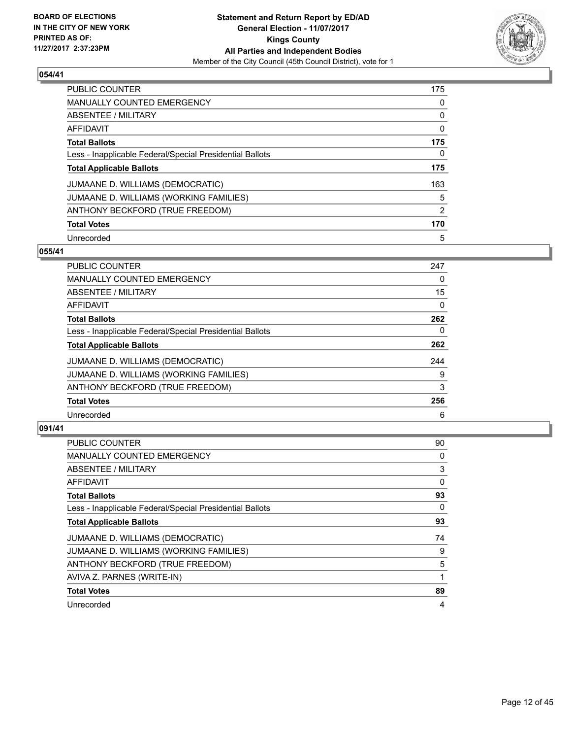**BOARD OF ELECTIONS IN THE CITY OF NEW YORK PRINTED AS OF: 11/27/2017 2:37:23PM**

**Statement and Return Report by ED/AD**
**General Election - 11/07/2017**
**Kings County**
**All Parties and Independent Bodies**
Member of the City Council (45th Council District), vote for 1

## 054/41

| | |
|---|---|
| PUBLIC COUNTER | 175 |
| MANUALLY COUNTED EMERGENCY | 0 |
| ABSENTEE / MILITARY | 0 |
| AFFIDAVIT | 0 |
| **Total Ballots** | **175** |
| Less - Inapplicable Federal/Special Presidential Ballots | 0 |
| **Total Applicable Ballots** | **175** |
| JUMAANE D. WILLIAMS (DEMOCRATIC) | 163 |
| JUMAANE D. WILLIAMS (WORKING FAMILIES) | 5 |
| ANTHONY BECKFORD (TRUE FREEDOM) | 2 |
| **Total Votes** | **170** |
| Unrecorded | 5 |

## 055/41

| | |
|---|---|
| PUBLIC COUNTER | 247 |
| MANUALLY COUNTED EMERGENCY | 0 |
| ABSENTEE / MILITARY | 15 |
| AFFIDAVIT | 0 |
| **Total Ballots** | **262** |
| Less - Inapplicable Federal/Special Presidential Ballots | 0 |
| **Total Applicable Ballots** | **262** |
| JUMAANE D. WILLIAMS (DEMOCRATIC) | 244 |
| JUMAANE D. WILLIAMS (WORKING FAMILIES) | 9 |
| ANTHONY BECKFORD (TRUE FREEDOM) | 3 |
| **Total Votes** | **256** |
| Unrecorded | 6 |

## 091/41

| | |
|---|---|
| PUBLIC COUNTER | 90 |
| MANUALLY COUNTED EMERGENCY | 0 |
| ABSENTEE / MILITARY | 3 |
| AFFIDAVIT | 0 |
| **Total Ballots** | **93** |
| Less - Inapplicable Federal/Special Presidential Ballots | 0 |
| **Total Applicable Ballots** | **93** |
| JUMAANE D. WILLIAMS (DEMOCRATIC) | 74 |
| JUMAANE D. WILLIAMS (WORKING FAMILIES) | 9 |
| ANTHONY BECKFORD (TRUE FREEDOM) | 5 |
| AVIVA Z. PARNES (WRITE-IN) | 1 |
| **Total Votes** | **89** |
| Unrecorded | 4 |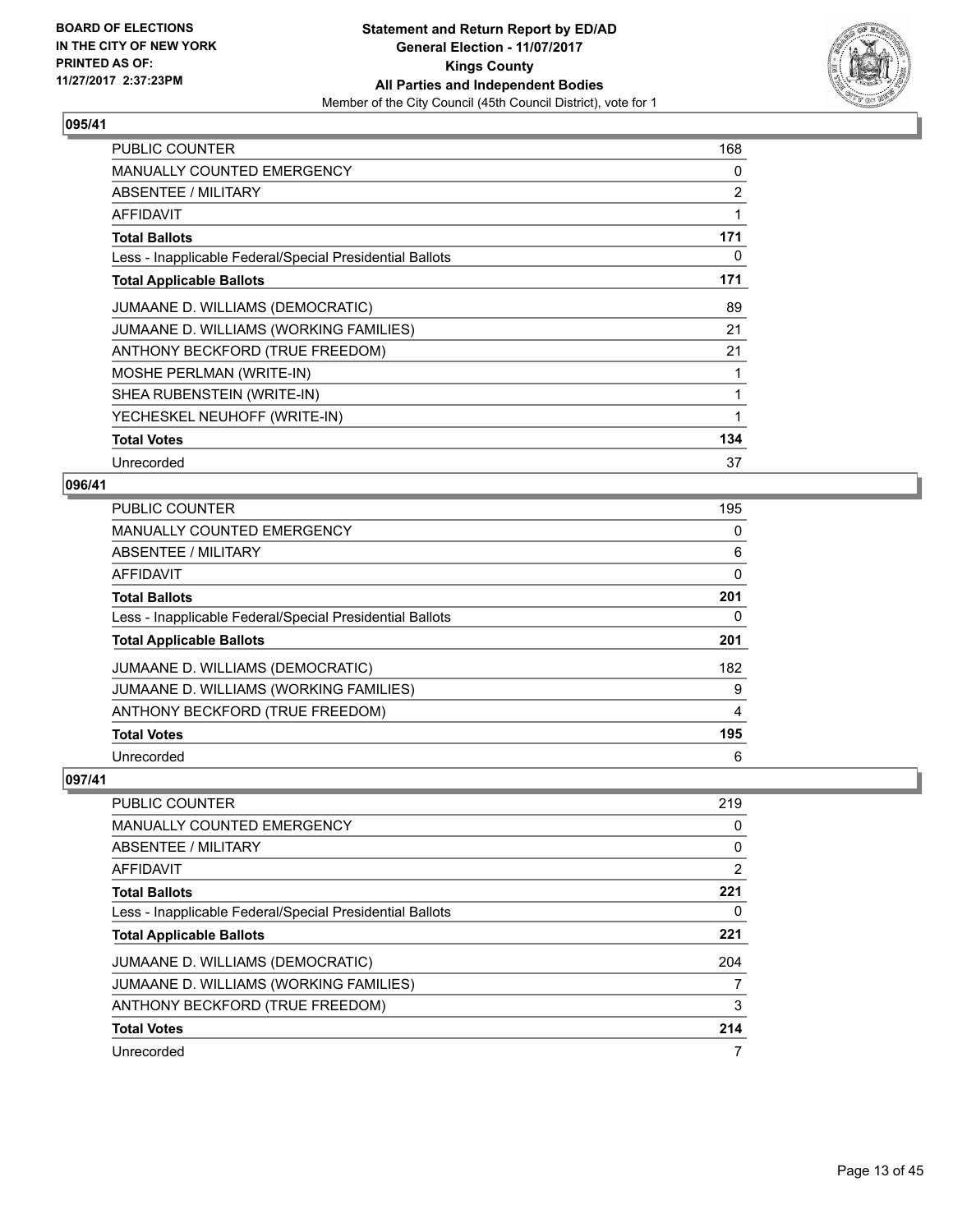**BOARD OF ELECTIONS IN THE CITY OF NEW YORK PRINTED AS OF: 11/27/2017 2:37:23PM**

**Statement and Return Report by ED/AD General Election - 11/07/2017 Kings County All Parties and Independent Bodies**
Member of the City Council (45th Council District), vote for 1

## 095/41

| | |
|---|---|
| PUBLIC COUNTER | 168 |
| MANUALLY COUNTED EMERGENCY | 0 |
| ABSENTEE / MILITARY | 2 |
| AFFIDAVIT | 1 |
| **Total Ballots** | **171** |
| Less - Inapplicable Federal/Special Presidential Ballots | 0 |
| **Total Applicable Ballots** | **171** |
| JUMAANE D. WILLIAMS (DEMOCRATIC) | 89 |
| JUMAANE D. WILLIAMS (WORKING FAMILIES) | 21 |
| ANTHONY BECKFORD (TRUE FREEDOM) | 21 |
| MOSHE PERLMAN (WRITE-IN) | 1 |
| SHEA RUBENSTEIN (WRITE-IN) | 1 |
| YECHESKEL NEUHOFF (WRITE-IN) | 1 |
| **Total Votes** | **134** |
| Unrecorded | 37 |

## 096/41

| | |
|---|---|
| PUBLIC COUNTER | 195 |
| MANUALLY COUNTED EMERGENCY | 0 |
| ABSENTEE / MILITARY | 6 |
| AFFIDAVIT | 0 |
| **Total Ballots** | **201** |
| Less - Inapplicable Federal/Special Presidential Ballots | 0 |
| **Total Applicable Ballots** | **201** |
| JUMAANE D. WILLIAMS (DEMOCRATIC) | 182 |
| JUMAANE D. WILLIAMS (WORKING FAMILIES) | 9 |
| ANTHONY BECKFORD (TRUE FREEDOM) | 4 |
| **Total Votes** | **195** |
| Unrecorded | 6 |

## 097/41

| | |
|---|---|
| PUBLIC COUNTER | 219 |
| MANUALLY COUNTED EMERGENCY | 0 |
| ABSENTEE / MILITARY | 0 |
| AFFIDAVIT | 2 |
| **Total Ballots** | **221** |
| Less - Inapplicable Federal/Special Presidential Ballots | 0 |
| **Total Applicable Ballots** | **221** |
| JUMAANE D. WILLIAMS (DEMOCRATIC) | 204 |
| JUMAANE D. WILLIAMS (WORKING FAMILIES) | 7 |
| ANTHONY BECKFORD (TRUE FREEDOM) | 3 |
| **Total Votes** | **214** |
| Unrecorded | 7 |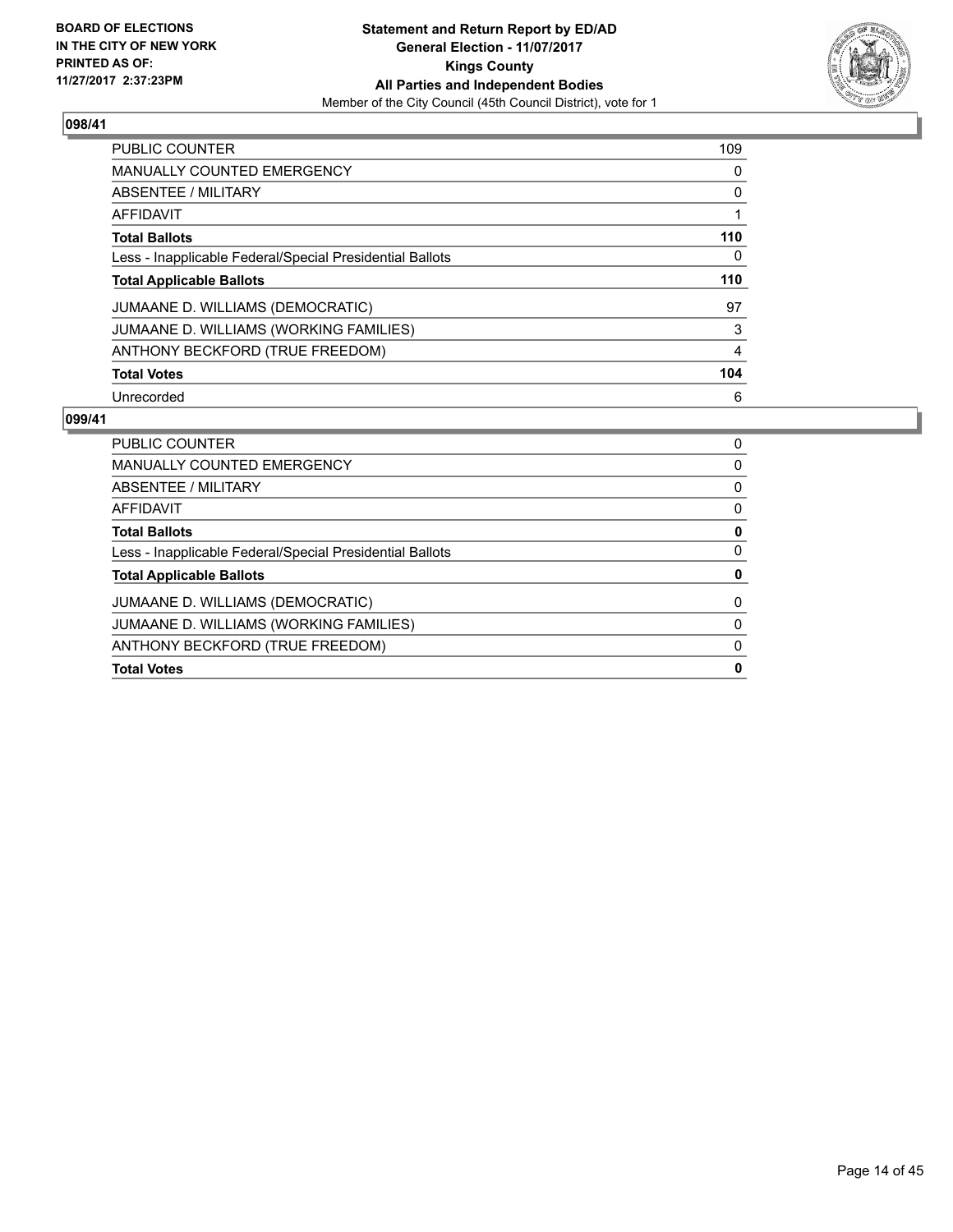BOARD OF ELECTIONS
IN THE CITY OF NEW YORK
PRINTED AS OF:
11/27/2017 2:37:23PM

**Statement and Return Report by ED/AD**
**General Election - 11/07/2017**
**Kings County**
**All Parties and Independent Bodies**
Member of the City Council (45th Council District), vote for 1

## 098/41

| | |
|---|---|
| PUBLIC COUNTER | 109 |
| MANUALLY COUNTED EMERGENCY | 0 |
| ABSENTEE / MILITARY | 0 |
| AFFIDAVIT | 1 |
| **Total Ballots** | **110** |
| Less - Inapplicable Federal/Special Presidential Ballots | 0 |
| **Total Applicable Ballots** | **110** |
| JUMAANE D. WILLIAMS (DEMOCRATIC) | 97 |
| JUMAANE D. WILLIAMS (WORKING FAMILIES) | 3 |
| ANTHONY BECKFORD (TRUE FREEDOM) | 4 |
| **Total Votes** | **104** |
| Unrecorded | 6 |

## 099/41

| | |
|---|---|
| PUBLIC COUNTER | 0 |
| MANUALLY COUNTED EMERGENCY | 0 |
| ABSENTEE / MILITARY | 0 |
| AFFIDAVIT | 0 |
| **Total Ballots** | **0** |
| Less - Inapplicable Federal/Special Presidential Ballots | 0 |
| **Total Applicable Ballots** | **0** |
| JUMAANE D. WILLIAMS (DEMOCRATIC) | 0 |
| JUMAANE D. WILLIAMS (WORKING FAMILIES) | 0 |
| ANTHONY BECKFORD (TRUE FREEDOM) | 0 |
| **Total Votes** | **0** |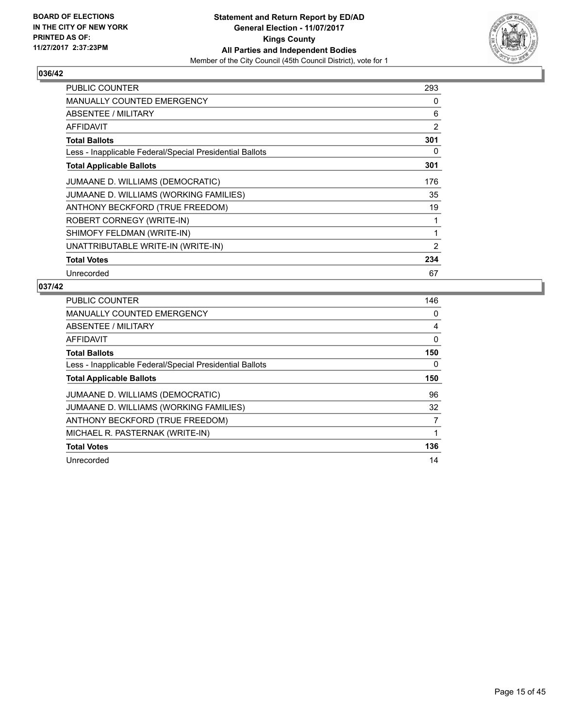**BOARD OF ELECTIONS IN THE CITY OF NEW YORK PRINTED AS OF: 11/27/2017 2:37:23PM**

**Statement and Return Report by ED/AD General Election - 11/07/2017 Kings County All Parties and Independent Bodies**

Member of the City Council (45th Council District), vote for 1

## 036/42

| | |
|---|---|
| PUBLIC COUNTER | 293 |
| MANUALLY COUNTED EMERGENCY | 0 |
| ABSENTEE / MILITARY | 6 |
| AFFIDAVIT | 2 |
| **Total Ballots** | **301** |
| Less - Inapplicable Federal/Special Presidential Ballots | 0 |
| **Total Applicable Ballots** | **301** |
| JUMAANE D. WILLIAMS (DEMOCRATIC) | 176 |
| JUMAANE D. WILLIAMS (WORKING FAMILIES) | 35 |
| ANTHONY BECKFORD (TRUE FREEDOM) | 19 |
| ROBERT CORNEGY (WRITE-IN) | 1 |
| SHIMOFY FELDMAN (WRITE-IN) | 1 |
| UNATTRIBUTABLE WRITE-IN (WRITE-IN) | 2 |
| **Total Votes** | **234** |
| Unrecorded | 67 |

## 037/42

| | |
|---|---|
| PUBLIC COUNTER | 146 |
| MANUALLY COUNTED EMERGENCY | 0 |
| ABSENTEE / MILITARY | 4 |
| AFFIDAVIT | 0 |
| **Total Ballots** | **150** |
| Less - Inapplicable Federal/Special Presidential Ballots | 0 |
| **Total Applicable Ballots** | **150** |
| JUMAANE D. WILLIAMS (DEMOCRATIC) | 96 |
| JUMAANE D. WILLIAMS (WORKING FAMILIES) | 32 |
| ANTHONY BECKFORD (TRUE FREEDOM) | 7 |
| MICHAEL R. PASTERNAK (WRITE-IN) | 1 |
| **Total Votes** | **136** |
| Unrecorded | 14 |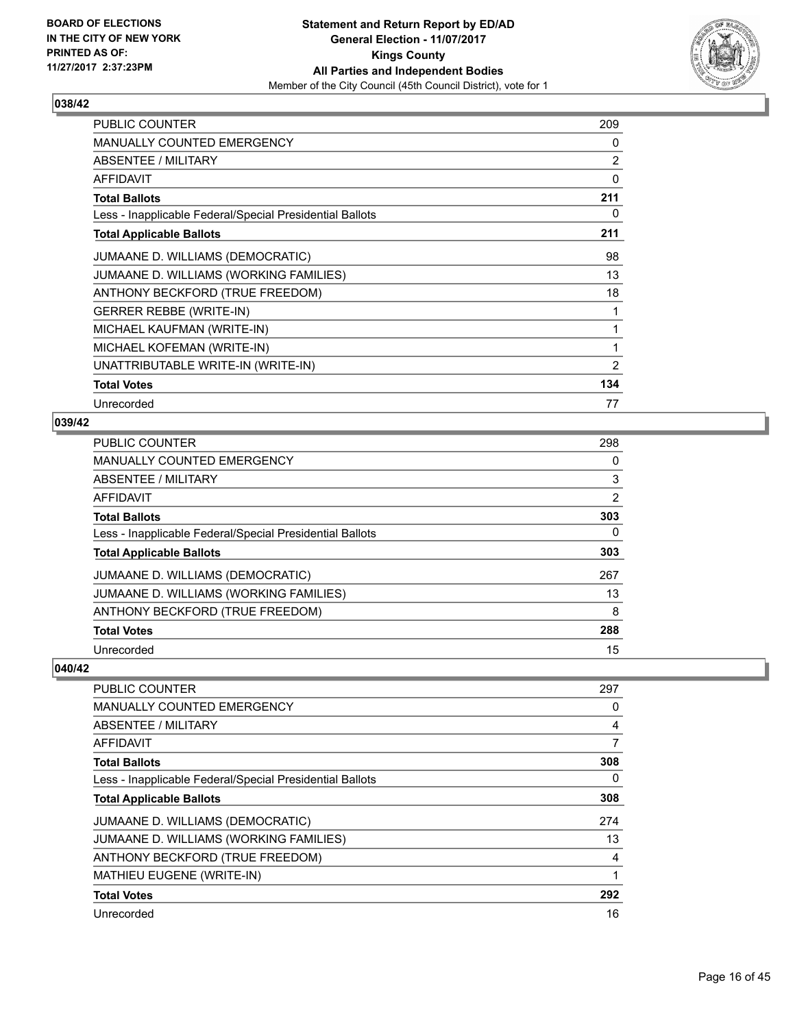BOARD OF ELECTIONS
IN THE CITY OF NEW YORK
PRINTED AS OF:
11/27/2017 2:37:23PM

**Statement and Return Report by ED/AD**
**General Election - 11/07/2017**
**Kings County**
**All Parties and Independent Bodies**
Member of the City Council (45th Council District), vote for 1

### 038/42

| | |
|---|---|
| PUBLIC COUNTER | 209 |
| MANUALLY COUNTED EMERGENCY | 0 |
| ABSENTEE / MILITARY | 2 |
| AFFIDAVIT | 0 |
| **Total Ballots** | **211** |
| Less - Inapplicable Federal/Special Presidential Ballots | 0 |
| **Total Applicable Ballots** | **211** |
| JUMAANE D. WILLIAMS (DEMOCRATIC) | 98 |
| JUMAANE D. WILLIAMS (WORKING FAMILIES) | 13 |
| ANTHONY BECKFORD (TRUE FREEDOM) | 18 |
| GERRER REBBE (WRITE-IN) | 1 |
| MICHAEL KAUFMAN (WRITE-IN) | 1 |
| MICHAEL KOFEMAN (WRITE-IN) | 1 |
| UNATTRIBUTABLE WRITE-IN (WRITE-IN) | 2 |
| **Total Votes** | **134** |
| Unrecorded | 77 |

### 039/42

| | |
|---|---|
| PUBLIC COUNTER | 298 |
| MANUALLY COUNTED EMERGENCY | 0 |
| ABSENTEE / MILITARY | 3 |
| AFFIDAVIT | 2 |
| **Total Ballots** | **303** |
| Less - Inapplicable Federal/Special Presidential Ballots | 0 |
| **Total Applicable Ballots** | **303** |
| JUMAANE D. WILLIAMS (DEMOCRATIC) | 267 |
| JUMAANE D. WILLIAMS (WORKING FAMILIES) | 13 |
| ANTHONY BECKFORD (TRUE FREEDOM) | 8 |
| **Total Votes** | **288** |
| Unrecorded | 15 |

### 040/42

| | |
|---|---|
| PUBLIC COUNTER | 297 |
| MANUALLY COUNTED EMERGENCY | 0 |
| ABSENTEE / MILITARY | 4 |
| AFFIDAVIT | 7 |
| **Total Ballots** | **308** |
| Less - Inapplicable Federal/Special Presidential Ballots | 0 |
| **Total Applicable Ballots** | **308** |
| JUMAANE D. WILLIAMS (DEMOCRATIC) | 274 |
| JUMAANE D. WILLIAMS (WORKING FAMILIES) | 13 |
| ANTHONY BECKFORD (TRUE FREEDOM) | 4 |
| MATHIEU EUGENE (WRITE-IN) | 1 |
| **Total Votes** | **292** |
| Unrecorded | 16 |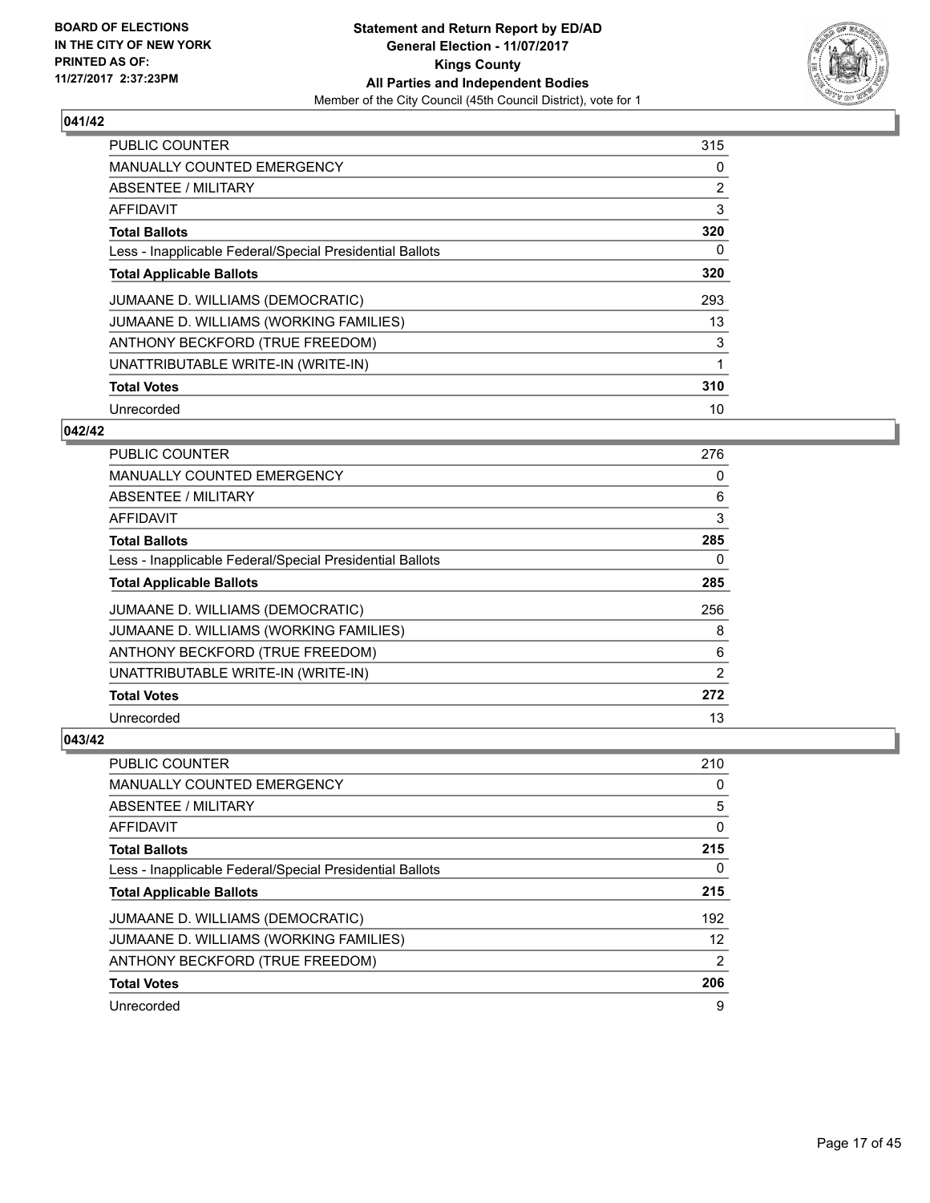**BOARD OF ELECTIONS IN THE CITY OF NEW YORK PRINTED AS OF: 11/27/2017 2:37:23PM**

**Statement and Return Report by ED/AD General Election - 11/07/2017 Kings County All Parties and Independent Bodies**

Member of the City Council (45th Council District), vote for 1

## 041/42

| | |
|---|---|
| PUBLIC COUNTER | 315 |
| MANUALLY COUNTED EMERGENCY | 0 |
| ABSENTEE / MILITARY | 2 |
| AFFIDAVIT | 3 |
| **Total Ballots** | **320** |
| Less - Inapplicable Federal/Special Presidential Ballots | 0 |
| **Total Applicable Ballots** | **320** |
| JUMAANE D. WILLIAMS (DEMOCRATIC) | 293 |
| JUMAANE D. WILLIAMS (WORKING FAMILIES) | 13 |
| ANTHONY BECKFORD (TRUE FREEDOM) | 3 |
| UNATTRIBUTABLE WRITE-IN (WRITE-IN) | 1 |
| **Total Votes** | **310** |
| Unrecorded | 10 |

## 042/42

| | |
|---|---|
| PUBLIC COUNTER | 276 |
| MANUALLY COUNTED EMERGENCY | 0 |
| ABSENTEE / MILITARY | 6 |
| AFFIDAVIT | 3 |
| **Total Ballots** | **285** |
| Less - Inapplicable Federal/Special Presidential Ballots | 0 |
| **Total Applicable Ballots** | **285** |
| JUMAANE D. WILLIAMS (DEMOCRATIC) | 256 |
| JUMAANE D. WILLIAMS (WORKING FAMILIES) | 8 |
| ANTHONY BECKFORD (TRUE FREEDOM) | 6 |
| UNATTRIBUTABLE WRITE-IN (WRITE-IN) | 2 |
| **Total Votes** | **272** |
| Unrecorded | 13 |

## 043/42

| | |
|---|---|
| PUBLIC COUNTER | 210 |
| MANUALLY COUNTED EMERGENCY | 0 |
| ABSENTEE / MILITARY | 5 |
| AFFIDAVIT | 0 |
| **Total Ballots** | **215** |
| Less - Inapplicable Federal/Special Presidential Ballots | 0 |
| **Total Applicable Ballots** | **215** |
| JUMAANE D. WILLIAMS (DEMOCRATIC) | 192 |
| JUMAANE D. WILLIAMS (WORKING FAMILIES) | 12 |
| ANTHONY BECKFORD (TRUE FREEDOM) | 2 |
| **Total Votes** | **206** |
| Unrecorded | 9 |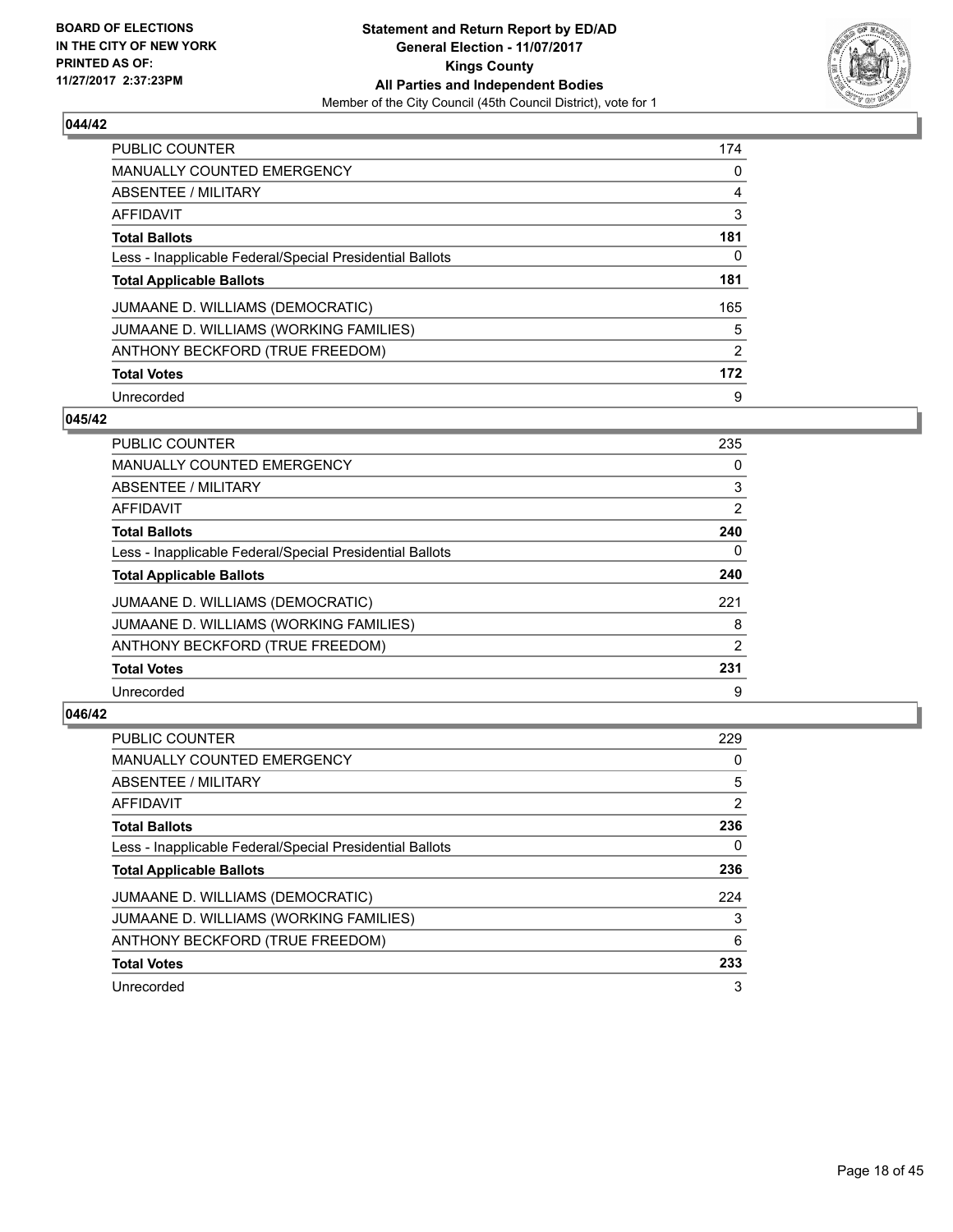BOARD OF ELECTIONS
IN THE CITY OF NEW YORK
PRINTED AS OF:
11/27/2017 2:37:23PM

**Statement and Return Report by ED/AD**
**General Election - 11/07/2017**
**Kings County**
**All Parties and Independent Bodies**
Member of the City Council (45th Council District), vote for 1

### 044/42

| | |
|---|---|
| PUBLIC COUNTER | 174 |
| MANUALLY COUNTED EMERGENCY | 0 |
| ABSENTEE / MILITARY | 4 |
| AFFIDAVIT | 3 |
| **Total Ballots** | **181** |
| Less - Inapplicable Federal/Special Presidential Ballots | 0 |
| **Total Applicable Ballots** | **181** |
| JUMAANE D. WILLIAMS (DEMOCRATIC) | 165 |
| JUMAANE D. WILLIAMS (WORKING FAMILIES) | 5 |
| ANTHONY BECKFORD (TRUE FREEDOM) | 2 |
| **Total Votes** | **172** |
| Unrecorded | 9 |

### 045/42

| | |
|---|---|
| PUBLIC COUNTER | 235 |
| MANUALLY COUNTED EMERGENCY | 0 |
| ABSENTEE / MILITARY | 3 |
| AFFIDAVIT | 2 |
| **Total Ballots** | **240** |
| Less - Inapplicable Federal/Special Presidential Ballots | 0 |
| **Total Applicable Ballots** | **240** |
| JUMAANE D. WILLIAMS (DEMOCRATIC) | 221 |
| JUMAANE D. WILLIAMS (WORKING FAMILIES) | 8 |
| ANTHONY BECKFORD (TRUE FREEDOM) | 2 |
| **Total Votes** | **231** |
| Unrecorded | 9 |

### 046/42

| | |
|---|---|
| PUBLIC COUNTER | 229 |
| MANUALLY COUNTED EMERGENCY | 0 |
| ABSENTEE / MILITARY | 5 |
| AFFIDAVIT | 2 |
| **Total Ballots** | **236** |
| Less - Inapplicable Federal/Special Presidential Ballots | 0 |
| **Total Applicable Ballots** | **236** |
| JUMAANE D. WILLIAMS (DEMOCRATIC) | 224 |
| JUMAANE D. WILLIAMS (WORKING FAMILIES) | 3 |
| ANTHONY BECKFORD (TRUE FREEDOM) | 6 |
| **Total Votes** | **233** |
| Unrecorded | 3 |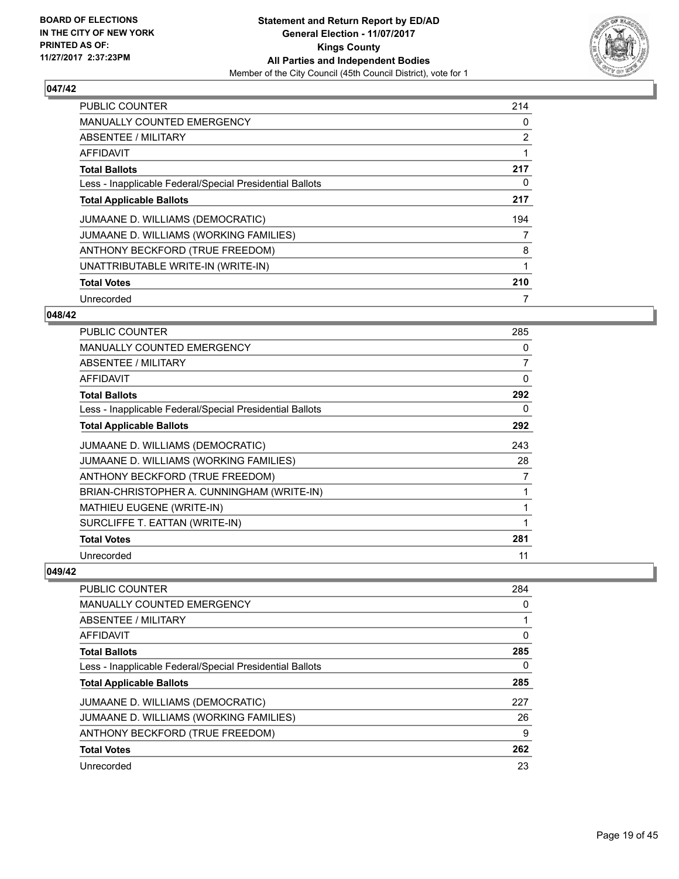BOARD OF ELECTIONS
IN THE CITY OF NEW YORK
PRINTED AS OF:
11/27/2017 2:37:23PM

**Statement and Return Report by ED/AD**
**General Election - 11/07/2017**
**Kings County**
**All Parties and Independent Bodies**
Member of the City Council (45th Council District), vote for 1

### 047/42

| | |
|---|---|
| PUBLIC COUNTER | 214 |
| MANUALLY COUNTED EMERGENCY | 0 |
| ABSENTEE / MILITARY | 2 |
| AFFIDAVIT | 1 |
| **Total Ballots** | **217** |
| Less - Inapplicable Federal/Special Presidential Ballots | 0 |
| **Total Applicable Ballots** | **217** |
| JUMAANE D. WILLIAMS (DEMOCRATIC) | 194 |
| JUMAANE D. WILLIAMS (WORKING FAMILIES) | 7 |
| ANTHONY BECKFORD (TRUE FREEDOM) | 8 |
| UNATTRIBUTABLE WRITE-IN (WRITE-IN) | 1 |
| **Total Votes** | **210** |
| Unrecorded | 7 |

### 048/42

| | |
|---|---|
| PUBLIC COUNTER | 285 |
| MANUALLY COUNTED EMERGENCY | 0 |
| ABSENTEE / MILITARY | 7 |
| AFFIDAVIT | 0 |
| **Total Ballots** | **292** |
| Less - Inapplicable Federal/Special Presidential Ballots | 0 |
| **Total Applicable Ballots** | **292** |
| JUMAANE D. WILLIAMS (DEMOCRATIC) | 243 |
| JUMAANE D. WILLIAMS (WORKING FAMILIES) | 28 |
| ANTHONY BECKFORD (TRUE FREEDOM) | 7 |
| BRIAN-CHRISTOPHER A. CUNNINGHAM (WRITE-IN) | 1 |
| MATHIEU EUGENE (WRITE-IN) | 1 |
| SURCLIFFE T. EATTAN (WRITE-IN) | 1 |
| **Total Votes** | **281** |
| Unrecorded | 11 |

### 049/42

| | |
|---|---|
| PUBLIC COUNTER | 284 |
| MANUALLY COUNTED EMERGENCY | 0 |
| ABSENTEE / MILITARY | 1 |
| AFFIDAVIT | 0 |
| **Total Ballots** | **285** |
| Less - Inapplicable Federal/Special Presidential Ballots | 0 |
| **Total Applicable Ballots** | **285** |
| JUMAANE D. WILLIAMS (DEMOCRATIC) | 227 |
| JUMAANE D. WILLIAMS (WORKING FAMILIES) | 26 |
| ANTHONY BECKFORD (TRUE FREEDOM) | 9 |
| **Total Votes** | **262** |
| Unrecorded | 23 |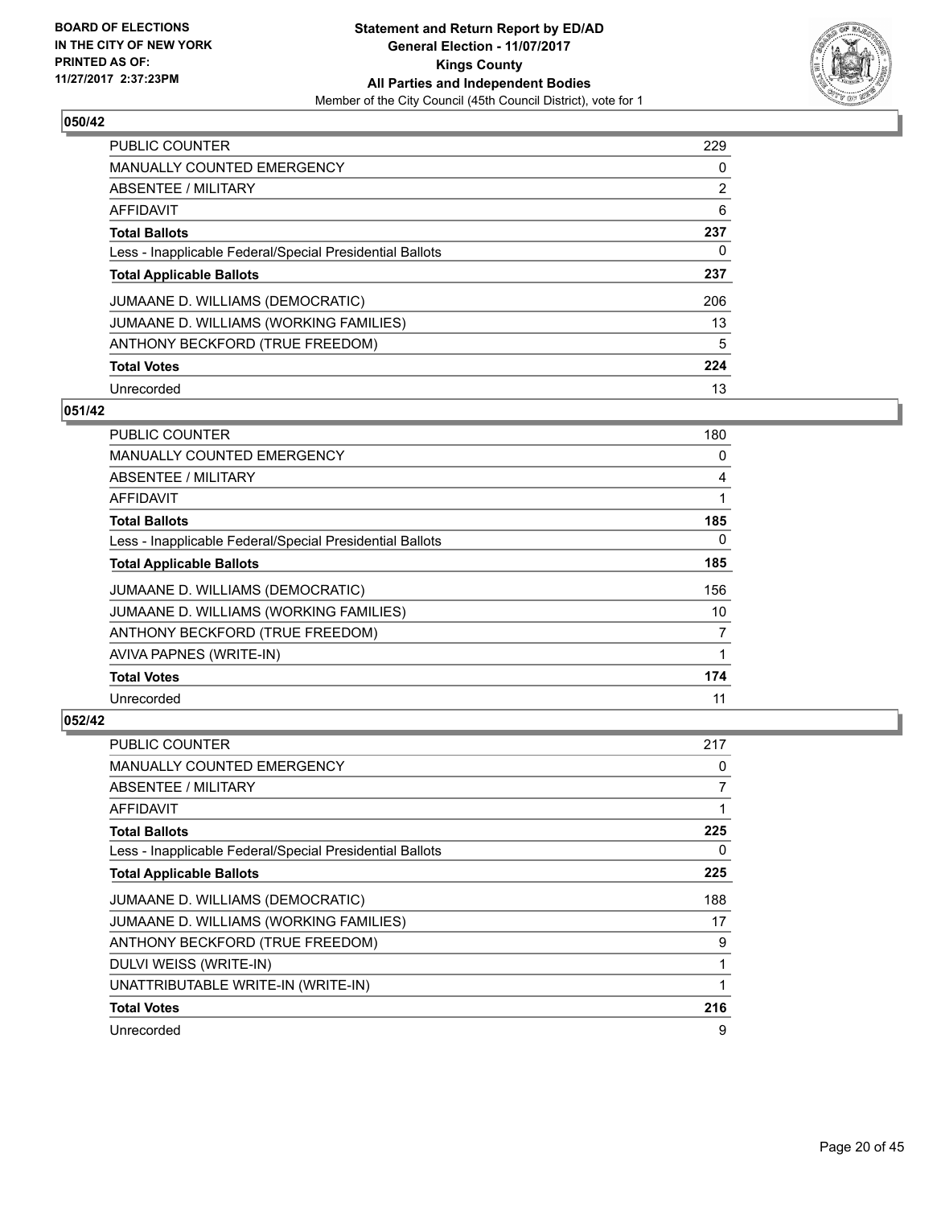**Statement and Return Report by ED/AD**
**General Election - 11/07/2017**
**Kings County**
**All Parties and Independent Bodies**
Member of the City Council (45th Council District), vote for 1

BOARD OF ELECTIONS
IN THE CITY OF NEW YORK
PRINTED AS OF:
11/27/2017 2:37:23PM

### 050/42

| | |
|---|---|
| PUBLIC COUNTER | 229 |
| MANUALLY COUNTED EMERGENCY | 0 |
| ABSENTEE / MILITARY | 2 |
| AFFIDAVIT | 6 |
| **Total Ballots** | **237** |
| Less - Inapplicable Federal/Special Presidential Ballots | 0 |
| **Total Applicable Ballots** | **237** |
| JUMAANE D. WILLIAMS (DEMOCRATIC) | 206 |
| JUMAANE D. WILLIAMS (WORKING FAMILIES) | 13 |
| ANTHONY BECKFORD (TRUE FREEDOM) | 5 |
| **Total Votes** | **224** |
| Unrecorded | 13 |

### 051/42

| | |
|---|---|
| PUBLIC COUNTER | 180 |
| MANUALLY COUNTED EMERGENCY | 0 |
| ABSENTEE / MILITARY | 4 |
| AFFIDAVIT | 1 |
| **Total Ballots** | **185** |
| Less - Inapplicable Federal/Special Presidential Ballots | 0 |
| **Total Applicable Ballots** | **185** |
| JUMAANE D. WILLIAMS (DEMOCRATIC) | 156 |
| JUMAANE D. WILLIAMS (WORKING FAMILIES) | 10 |
| ANTHONY BECKFORD (TRUE FREEDOM) | 7 |
| AVIVA PAPNES (WRITE-IN) | 1 |
| **Total Votes** | **174** |
| Unrecorded | 11 |

### 052/42

| | |
|---|---|
| PUBLIC COUNTER | 217 |
| MANUALLY COUNTED EMERGENCY | 0 |
| ABSENTEE / MILITARY | 7 |
| AFFIDAVIT | 1 |
| **Total Ballots** | **225** |
| Less - Inapplicable Federal/Special Presidential Ballots | 0 |
| **Total Applicable Ballots** | **225** |
| JUMAANE D. WILLIAMS (DEMOCRATIC) | 188 |
| JUMAANE D. WILLIAMS (WORKING FAMILIES) | 17 |
| ANTHONY BECKFORD (TRUE FREEDOM) | 9 |
| DULVI WEISS (WRITE-IN) | 1 |
| UNATTRIBUTABLE WRITE-IN (WRITE-IN) | 1 |
| **Total Votes** | **216** |
| Unrecorded | 9 |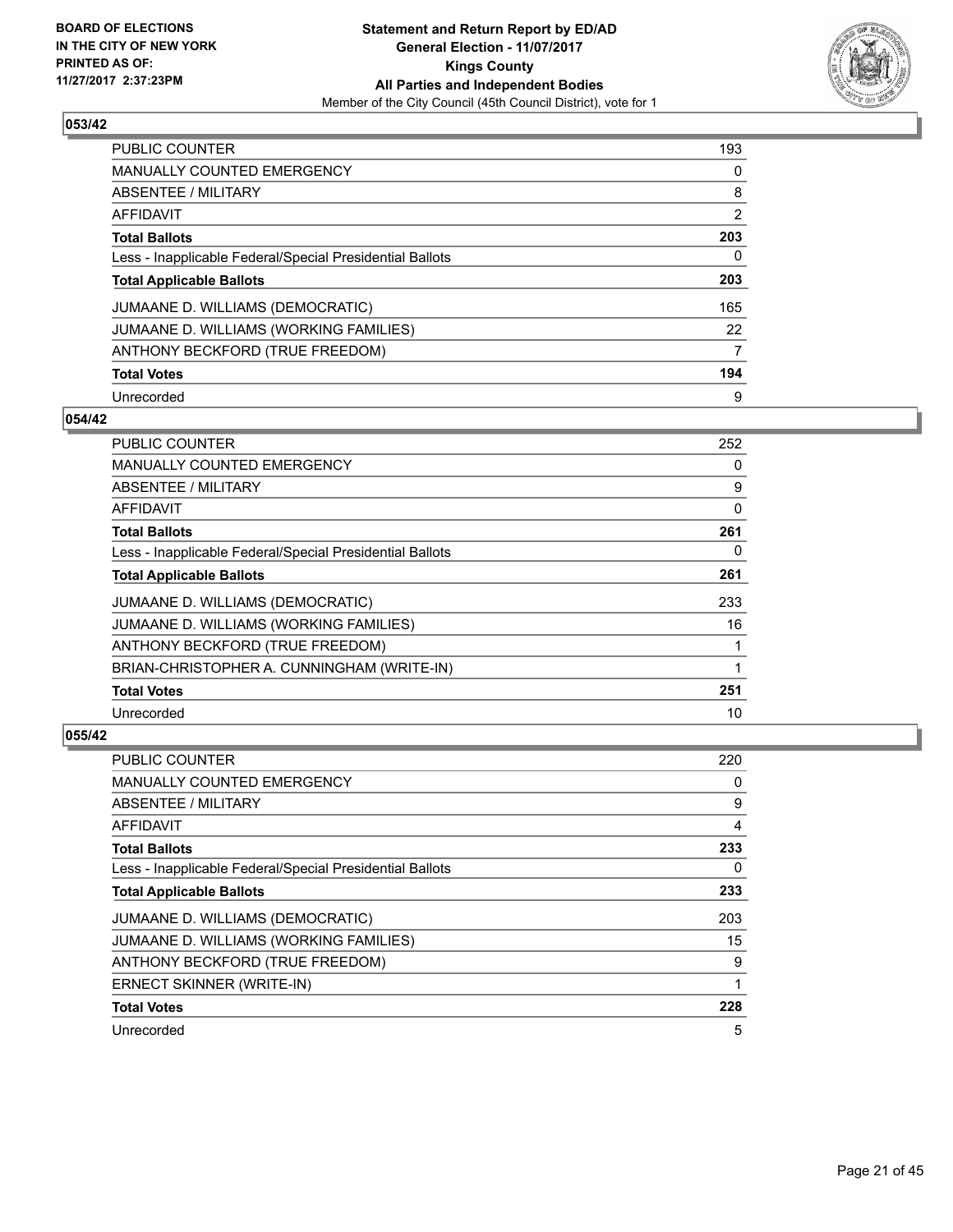BOARD OF ELECTIONS
IN THE CITY OF NEW YORK
PRINTED AS OF:
11/27/2017 2:37:23PM

**Statement and Return Report by ED/AD**
**General Election - 11/07/2017**
**Kings County**
**All Parties and Independent Bodies**
Member of the City Council (45th Council District), vote for 1

### 053/42

| | |
|---|---|
| PUBLIC COUNTER | 193 |
| MANUALLY COUNTED EMERGENCY | 0 |
| ABSENTEE / MILITARY | 8 |
| AFFIDAVIT | 2 |
| **Total Ballots** | **203** |
| Less - Inapplicable Federal/Special Presidential Ballots | 0 |
| **Total Applicable Ballots** | **203** |
| JUMAANE D. WILLIAMS (DEMOCRATIC) | 165 |
| JUMAANE D. WILLIAMS (WORKING FAMILIES) | 22 |
| ANTHONY BECKFORD (TRUE FREEDOM) | 7 |
| **Total Votes** | **194** |
| Unrecorded | 9 |

### 054/42

| | |
|---|---|
| PUBLIC COUNTER | 252 |
| MANUALLY COUNTED EMERGENCY | 0 |
| ABSENTEE / MILITARY | 9 |
| AFFIDAVIT | 0 |
| **Total Ballots** | **261** |
| Less - Inapplicable Federal/Special Presidential Ballots | 0 |
| **Total Applicable Ballots** | **261** |
| JUMAANE D. WILLIAMS (DEMOCRATIC) | 233 |
| JUMAANE D. WILLIAMS (WORKING FAMILIES) | 16 |
| ANTHONY BECKFORD (TRUE FREEDOM) | 1 |
| BRIAN-CHRISTOPHER A. CUNNINGHAM (WRITE-IN) | 1 |
| **Total Votes** | **251** |
| Unrecorded | 10 |

### 055/42

| | |
|---|---|
| PUBLIC COUNTER | 220 |
| MANUALLY COUNTED EMERGENCY | 0 |
| ABSENTEE / MILITARY | 9 |
| AFFIDAVIT | 4 |
| **Total Ballots** | **233** |
| Less - Inapplicable Federal/Special Presidential Ballots | 0 |
| **Total Applicable Ballots** | **233** |
| JUMAANE D. WILLIAMS (DEMOCRATIC) | 203 |
| JUMAANE D. WILLIAMS (WORKING FAMILIES) | 15 |
| ANTHONY BECKFORD (TRUE FREEDOM) | 9 |
| ERNECT SKINNER (WRITE-IN) | 1 |
| **Total Votes** | **228** |
| Unrecorded | 5 |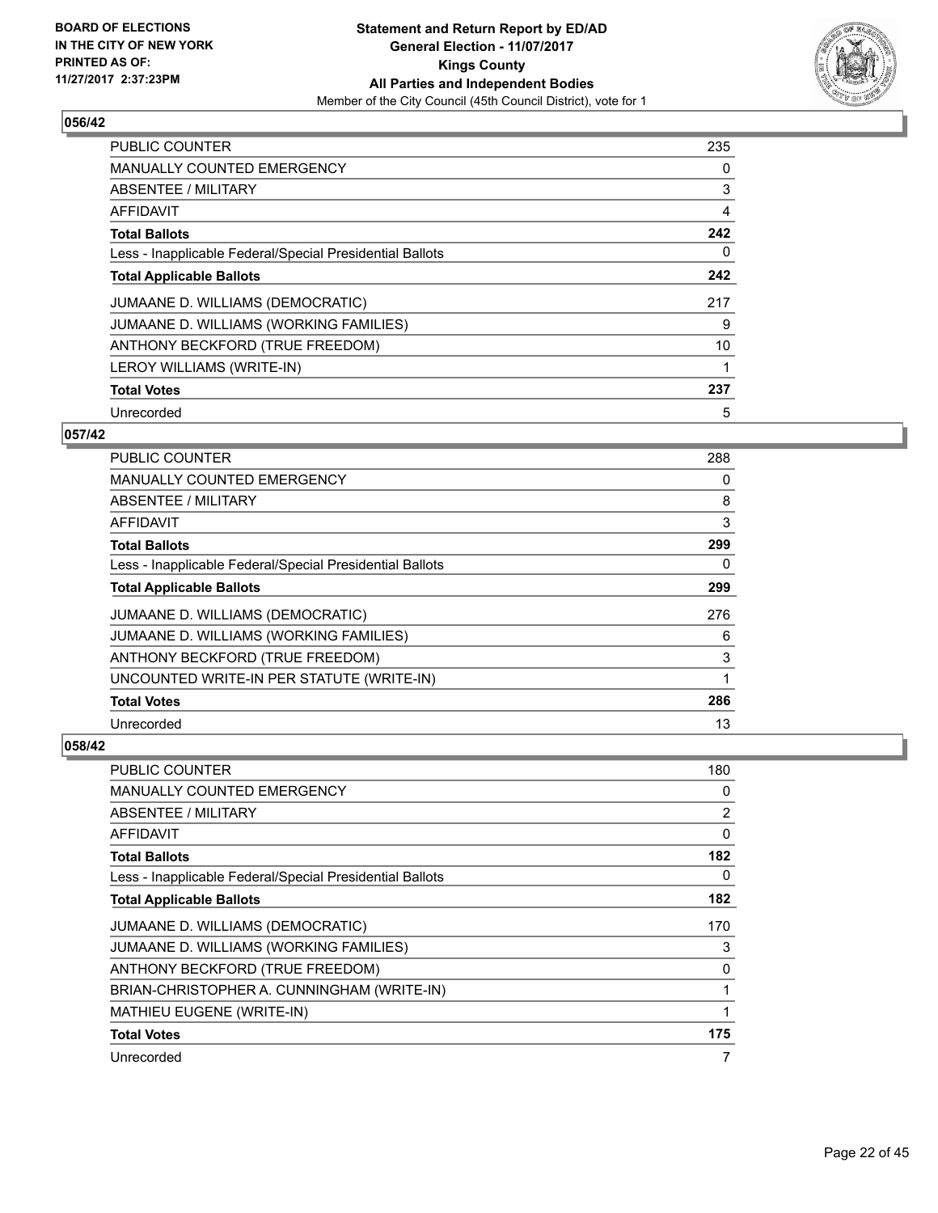BOARD OF ELECTIONS
IN THE CITY OF NEW YORK
PRINTED AS OF:
11/27/2017 2:37:23PM

**Statement and Return Report by ED/AD**
**General Election - 11/07/2017**
**Kings County**
**All Parties and Independent Bodies**
Member of the City Council (45th Council District), vote for 1

### 056/42

| | |
|---|---|
| PUBLIC COUNTER | 235 |
| MANUALLY COUNTED EMERGENCY | 0 |
| ABSENTEE / MILITARY | 3 |
| AFFIDAVIT | 4 |
| **Total Ballots** | **242** |
| Less - Inapplicable Federal/Special Presidential Ballots | 0 |
| **Total Applicable Ballots** | **242** |
| JUMAANE D. WILLIAMS (DEMOCRATIC) | 217 |
| JUMAANE D. WILLIAMS (WORKING FAMILIES) | 9 |
| ANTHONY BECKFORD (TRUE FREEDOM) | 10 |
| LEROY WILLIAMS (WRITE-IN) | 1 |
| **Total Votes** | **237** |
| Unrecorded | 5 |

### 057/42

| | |
|---|---|
| PUBLIC COUNTER | 288 |
| MANUALLY COUNTED EMERGENCY | 0 |
| ABSENTEE / MILITARY | 8 |
| AFFIDAVIT | 3 |
| **Total Ballots** | **299** |
| Less - Inapplicable Federal/Special Presidential Ballots | 0 |
| **Total Applicable Ballots** | **299** |
| JUMAANE D. WILLIAMS (DEMOCRATIC) | 276 |
| JUMAANE D. WILLIAMS (WORKING FAMILIES) | 6 |
| ANTHONY BECKFORD (TRUE FREEDOM) | 3 |
| UNCOUNTED WRITE-IN PER STATUTE (WRITE-IN) | 1 |
| **Total Votes** | **286** |
| Unrecorded | 13 |

### 058/42

| | |
|---|---|
| PUBLIC COUNTER | 180 |
| MANUALLY COUNTED EMERGENCY | 0 |
| ABSENTEE / MILITARY | 2 |
| AFFIDAVIT | 0 |
| **Total Ballots** | **182** |
| Less - Inapplicable Federal/Special Presidential Ballots | 0 |
| **Total Applicable Ballots** | **182** |
| JUMAANE D. WILLIAMS (DEMOCRATIC) | 170 |
| JUMAANE D. WILLIAMS (WORKING FAMILIES) | 3 |
| ANTHONY BECKFORD (TRUE FREEDOM) | 0 |
| BRIAN-CHRISTOPHER A. CUNNINGHAM (WRITE-IN) | 1 |
| MATHIEU EUGENE (WRITE-IN) | 1 |
| **Total Votes** | **175** |
| Unrecorded | 7 |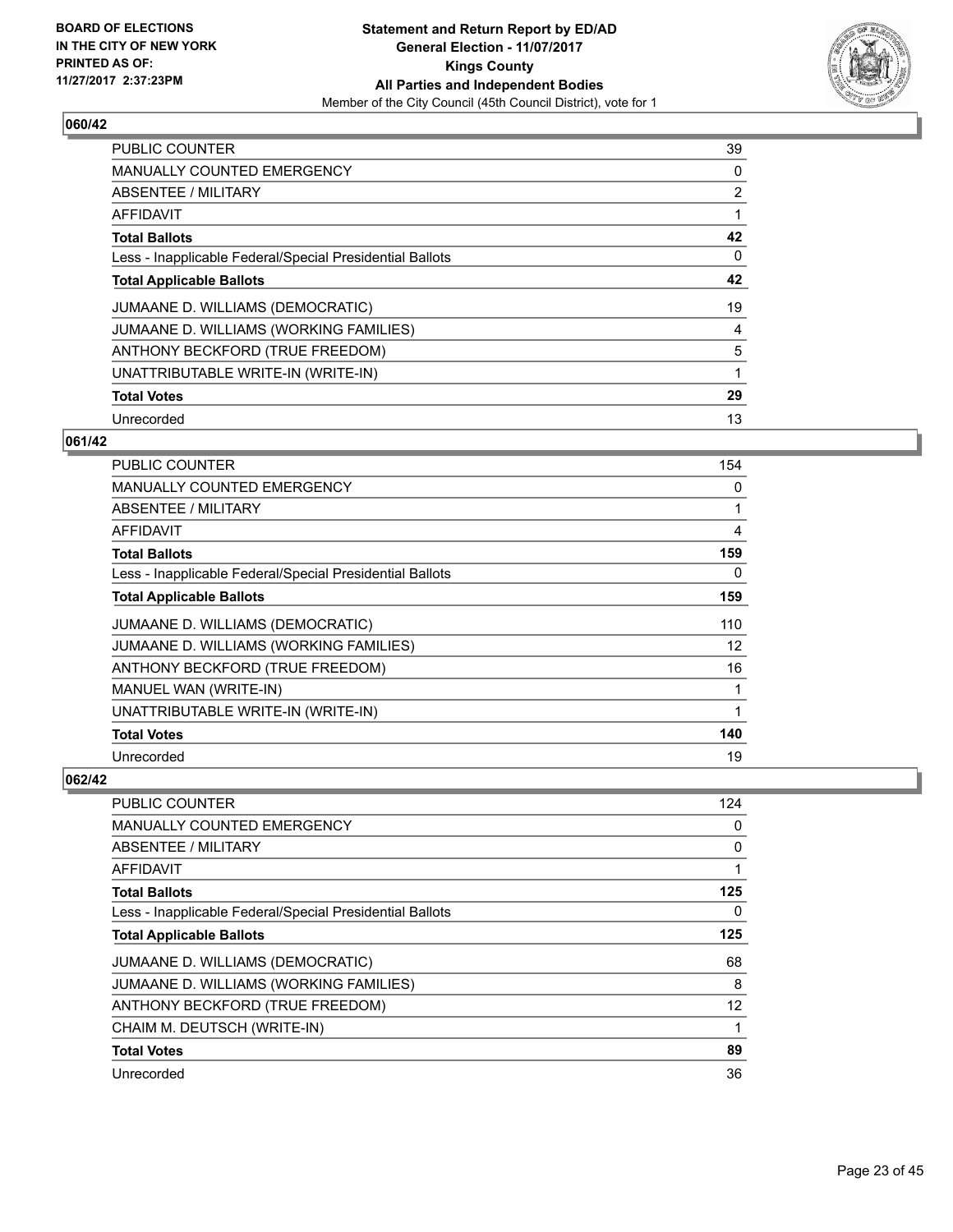**BOARD OF ELECTIONS IN THE CITY OF NEW YORK PRINTED AS OF: 11/27/2017 2:37:23PM**

**Statement and Return Report by ED/AD**
**General Election - 11/07/2017**
**Kings County**
**All Parties and Independent Bodies**
Member of the City Council (45th Council District), vote for 1

### 060/42

| | |
|---|---|
| PUBLIC COUNTER | 39 |
| MANUALLY COUNTED EMERGENCY | 0 |
| ABSENTEE / MILITARY | 2 |
| AFFIDAVIT | 1 |
| **Total Ballots** | **42** |
| Less - Inapplicable Federal/Special Presidential Ballots | 0 |
| **Total Applicable Ballots** | **42** |
| JUMAANE D. WILLIAMS (DEMOCRATIC) | 19 |
| JUMAANE D. WILLIAMS (WORKING FAMILIES) | 4 |
| ANTHONY BECKFORD (TRUE FREEDOM) | 5 |
| UNATTRIBUTABLE WRITE-IN (WRITE-IN) | 1 |
| **Total Votes** | **29** |
| Unrecorded | 13 |

### 061/42

| | |
|---|---|
| PUBLIC COUNTER | 154 |
| MANUALLY COUNTED EMERGENCY | 0 |
| ABSENTEE / MILITARY | 1 |
| AFFIDAVIT | 4 |
| **Total Ballots** | **159** |
| Less - Inapplicable Federal/Special Presidential Ballots | 0 |
| **Total Applicable Ballots** | **159** |
| JUMAANE D. WILLIAMS (DEMOCRATIC) | 110 |
| JUMAANE D. WILLIAMS (WORKING FAMILIES) | 12 |
| ANTHONY BECKFORD (TRUE FREEDOM) | 16 |
| MANUEL WAN (WRITE-IN) | 1 |
| UNATTRIBUTABLE WRITE-IN (WRITE-IN) | 1 |
| **Total Votes** | **140** |
| Unrecorded | 19 |

### 062/42

| | |
|---|---|
| PUBLIC COUNTER | 124 |
| MANUALLY COUNTED EMERGENCY | 0 |
| ABSENTEE / MILITARY | 0 |
| AFFIDAVIT | 1 |
| **Total Ballots** | **125** |
| Less - Inapplicable Federal/Special Presidential Ballots | 0 |
| **Total Applicable Ballots** | **125** |
| JUMAANE D. WILLIAMS (DEMOCRATIC) | 68 |
| JUMAANE D. WILLIAMS (WORKING FAMILIES) | 8 |
| ANTHONY BECKFORD (TRUE FREEDOM) | 12 |
| CHAIM M. DEUTSCH (WRITE-IN) | 1 |
| **Total Votes** | **89** |
| Unrecorded | 36 |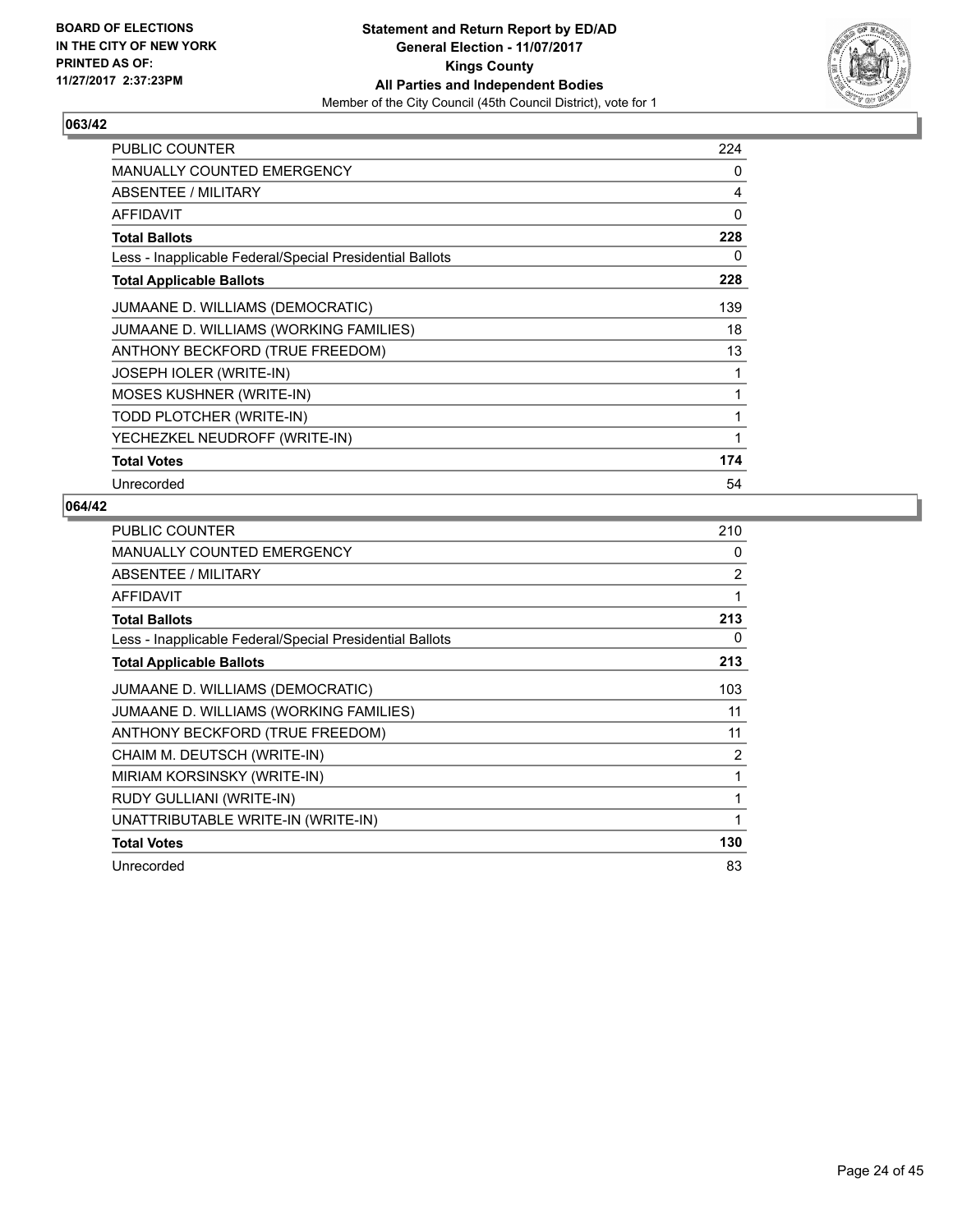**BOARD OF ELECTIONS IN THE CITY OF NEW YORK PRINTED AS OF: 11/27/2017 2:37:23PM**

**Statement and Return Report by ED/AD General Election - 11/07/2017 Kings County All Parties and Independent Bodies**

Member of the City Council (45th Council District), vote for 1

### 063/42

| | |
|---|---|
| PUBLIC COUNTER | 224 |
| MANUALLY COUNTED EMERGENCY | 0 |
| ABSENTEE / MILITARY | 4 |
| AFFIDAVIT | 0 |
| **Total Ballots** | **228** |
| Less - Inapplicable Federal/Special Presidential Ballots | 0 |
| **Total Applicable Ballots** | **228** |
| JUMAANE D. WILLIAMS (DEMOCRATIC) | 139 |
| JUMAANE D. WILLIAMS (WORKING FAMILIES) | 18 |
| ANTHONY BECKFORD (TRUE FREEDOM) | 13 |
| JOSEPH IOLER (WRITE-IN) | 1 |
| MOSES KUSHNER (WRITE-IN) | 1 |
| TODD PLOTCHER (WRITE-IN) | 1 |
| YECHEZKEL NEUDROFF (WRITE-IN) | 1 |
| **Total Votes** | **174** |
| Unrecorded | 54 |

### 064/42

| | |
|---|---|
| PUBLIC COUNTER | 210 |
| MANUALLY COUNTED EMERGENCY | 0 |
| ABSENTEE / MILITARY | 2 |
| AFFIDAVIT | 1 |
| **Total Ballots** | **213** |
| Less - Inapplicable Federal/Special Presidential Ballots | 0 |
| **Total Applicable Ballots** | **213** |
| JUMAANE D. WILLIAMS (DEMOCRATIC) | 103 |
| JUMAANE D. WILLIAMS (WORKING FAMILIES) | 11 |
| ANTHONY BECKFORD (TRUE FREEDOM) | 11 |
| CHAIM M. DEUTSCH (WRITE-IN) | 2 |
| MIRIAM KORSINSKY (WRITE-IN) | 1 |
| RUDY GULLIANI (WRITE-IN) | 1 |
| UNATTRIBUTABLE WRITE-IN (WRITE-IN) | 1 |
| **Total Votes** | **130** |
| Unrecorded | 83 |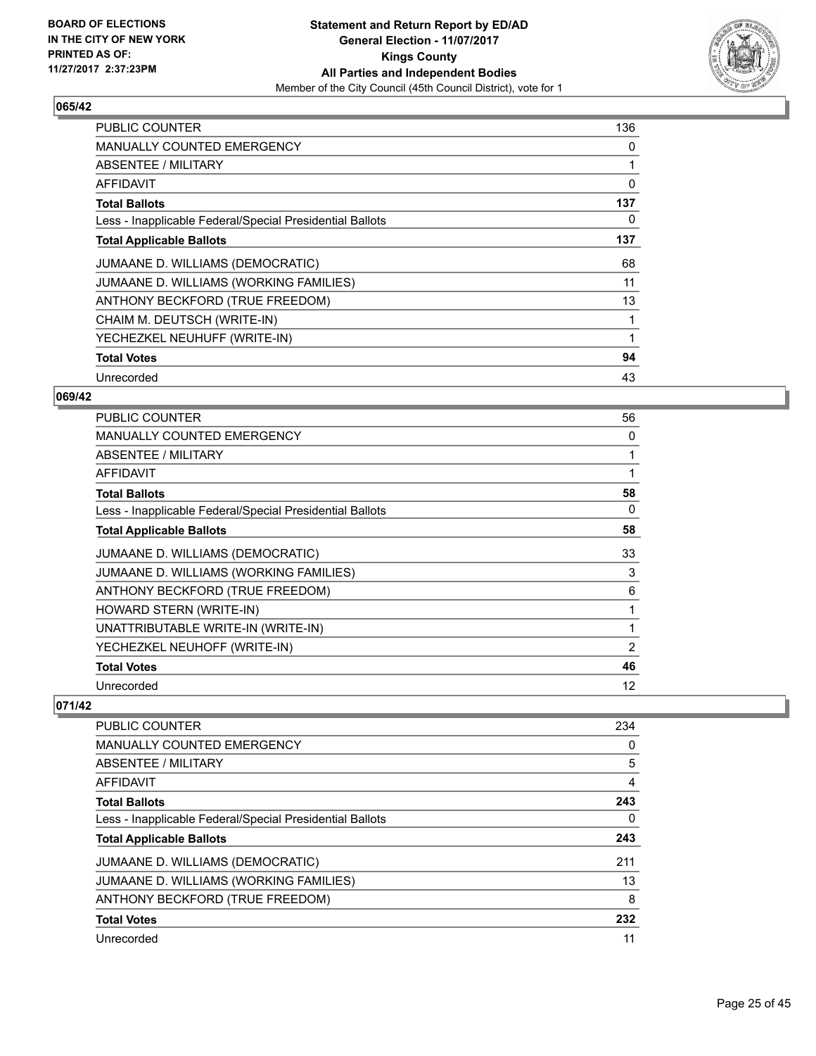BOARD OF ELECTIONS
IN THE CITY OF NEW YORK
PRINTED AS OF:
11/27/2017 2:37:23PM

**Statement and Return Report by ED/AD**
**General Election - 11/07/2017**
**Kings County**
**All Parties and Independent Bodies**
Member of the City Council (45th Council District), vote for 1

## 065/42

| | |
|---|---|
| PUBLIC COUNTER | 136 |
| MANUALLY COUNTED EMERGENCY | 0 |
| ABSENTEE / MILITARY | 1 |
| AFFIDAVIT | 0 |
| **Total Ballots** | **137** |
| Less - Inapplicable Federal/Special Presidential Ballots | 0 |
| **Total Applicable Ballots** | **137** |
| JUMAANE D. WILLIAMS (DEMOCRATIC) | 68 |
| JUMAANE D. WILLIAMS (WORKING FAMILIES) | 11 |
| ANTHONY BECKFORD (TRUE FREEDOM) | 13 |
| CHAIM M. DEUTSCH (WRITE-IN) | 1 |
| YECHEZKEL NEUHUFF (WRITE-IN) | 1 |
| **Total Votes** | **94** |
| Unrecorded | 43 |

## 069/42

| | |
|---|---|
| PUBLIC COUNTER | 56 |
| MANUALLY COUNTED EMERGENCY | 0 |
| ABSENTEE / MILITARY | 1 |
| AFFIDAVIT | 1 |
| **Total Ballots** | **58** |
| Less - Inapplicable Federal/Special Presidential Ballots | 0 |
| **Total Applicable Ballots** | **58** |
| JUMAANE D. WILLIAMS (DEMOCRATIC) | 33 |
| JUMAANE D. WILLIAMS (WORKING FAMILIES) | 3 |
| ANTHONY BECKFORD (TRUE FREEDOM) | 6 |
| HOWARD STERN (WRITE-IN) | 1 |
| UNATTRIBUTABLE WRITE-IN (WRITE-IN) | 1 |
| YECHEZKEL NEUHOFF (WRITE-IN) | 2 |
| **Total Votes** | **46** |
| Unrecorded | 12 |

## 071/42

| | |
|---|---|
| PUBLIC COUNTER | 234 |
| MANUALLY COUNTED EMERGENCY | 0 |
| ABSENTEE / MILITARY | 5 |
| AFFIDAVIT | 4 |
| **Total Ballots** | **243** |
| Less - Inapplicable Federal/Special Presidential Ballots | 0 |
| **Total Applicable Ballots** | **243** |
| JUMAANE D. WILLIAMS (DEMOCRATIC) | 211 |
| JUMAANE D. WILLIAMS (WORKING FAMILIES) | 13 |
| ANTHONY BECKFORD (TRUE FREEDOM) | 8 |
| **Total Votes** | **232** |
| Unrecorded | 11 |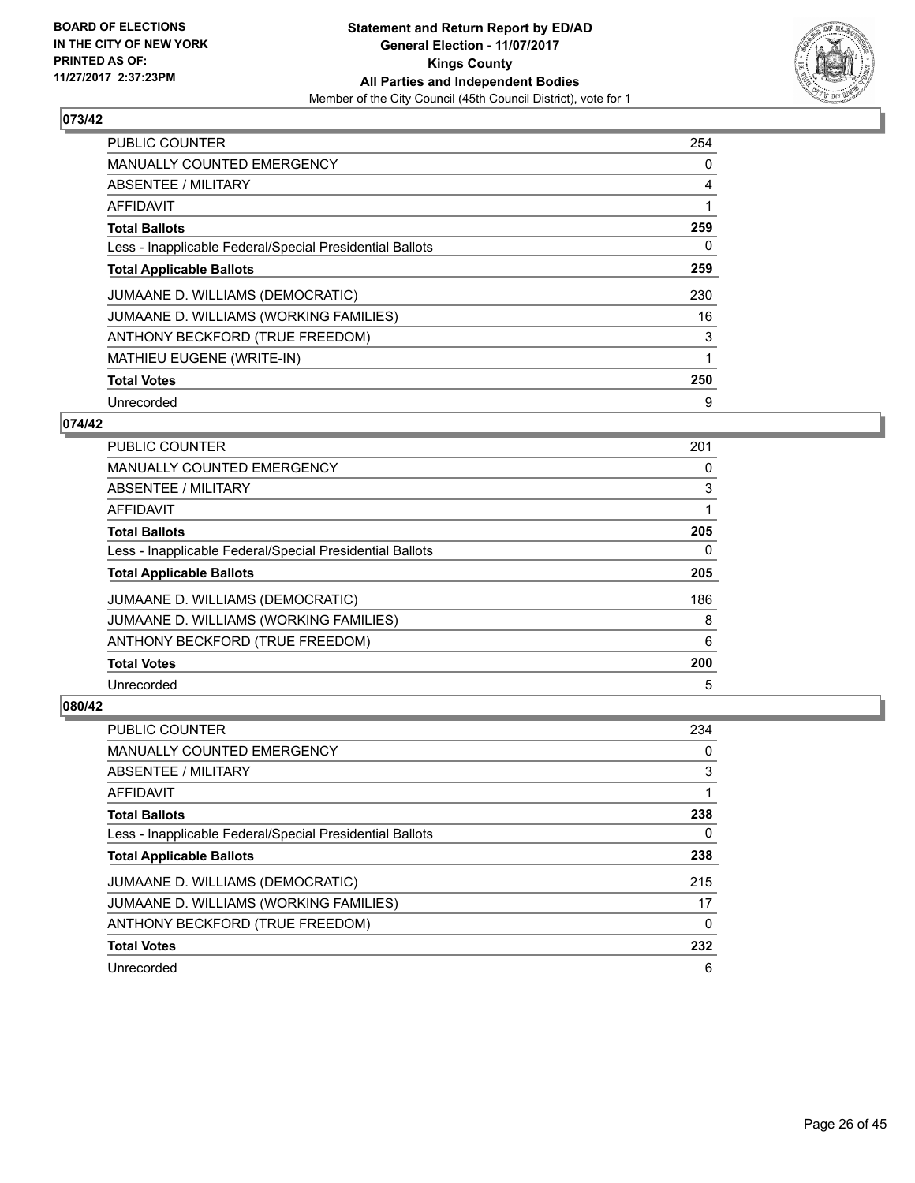**BOARD OF ELECTIONS IN THE CITY OF NEW YORK PRINTED AS OF: 11/27/2017 2:37:23PM**

**Statement and Return Report by ED/AD**
**General Election - 11/07/2017**
**Kings County**
**All Parties and Independent Bodies**
Member of the City Council (45th Council District), vote for 1

## 073/42

| | |
|---|---|
| PUBLIC COUNTER | 254 |
| MANUALLY COUNTED EMERGENCY | 0 |
| ABSENTEE / MILITARY | 4 |
| AFFIDAVIT | 1 |
| **Total Ballots** | **259** |
| Less - Inapplicable Federal/Special Presidential Ballots | 0 |
| **Total Applicable Ballots** | **259** |
| JUMAANE D. WILLIAMS (DEMOCRATIC) | 230 |
| JUMAANE D. WILLIAMS (WORKING FAMILIES) | 16 |
| ANTHONY BECKFORD (TRUE FREEDOM) | 3 |
| MATHIEU EUGENE (WRITE-IN) | 1 |
| **Total Votes** | **250** |
| Unrecorded | 9 |

## 074/42

| | |
|---|---|
| PUBLIC COUNTER | 201 |
| MANUALLY COUNTED EMERGENCY | 0 |
| ABSENTEE / MILITARY | 3 |
| AFFIDAVIT | 1 |
| **Total Ballots** | **205** |
| Less - Inapplicable Federal/Special Presidential Ballots | 0 |
| **Total Applicable Ballots** | **205** |
| JUMAANE D. WILLIAMS (DEMOCRATIC) | 186 |
| JUMAANE D. WILLIAMS (WORKING FAMILIES) | 8 |
| ANTHONY BECKFORD (TRUE FREEDOM) | 6 |
| **Total Votes** | **200** |
| Unrecorded | 5 |

## 080/42

| | |
|---|---|
| PUBLIC COUNTER | 234 |
| MANUALLY COUNTED EMERGENCY | 0 |
| ABSENTEE / MILITARY | 3 |
| AFFIDAVIT | 1 |
| **Total Ballots** | **238** |
| Less - Inapplicable Federal/Special Presidential Ballots | 0 |
| **Total Applicable Ballots** | **238** |
| JUMAANE D. WILLIAMS (DEMOCRATIC) | 215 |
| JUMAANE D. WILLIAMS (WORKING FAMILIES) | 17 |
| ANTHONY BECKFORD (TRUE FREEDOM) | 0 |
| **Total Votes** | **232** |
| Unrecorded | 6 |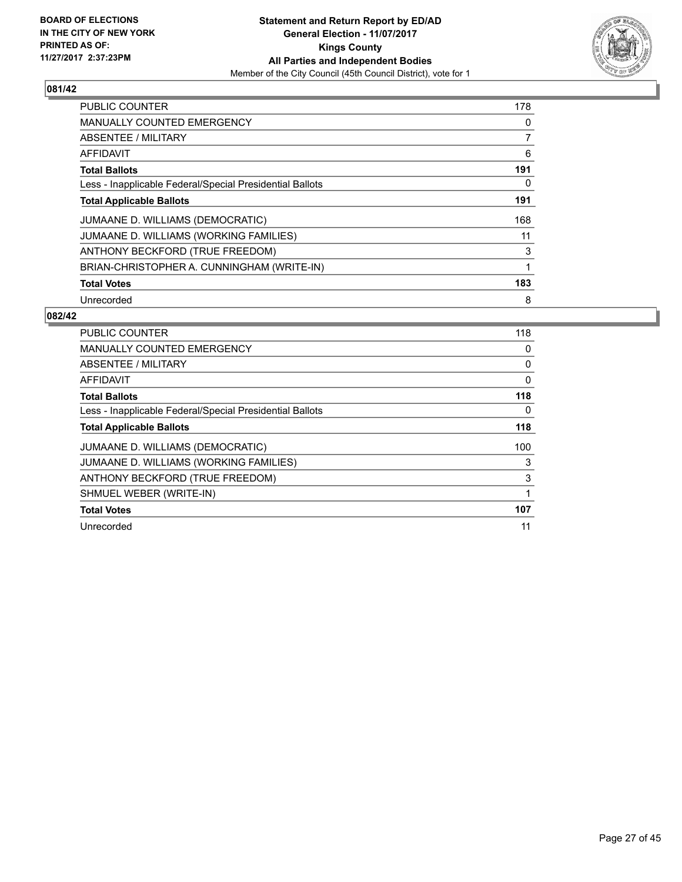**BOARD OF ELECTIONS IN THE CITY OF NEW YORK PRINTED AS OF: 11/27/2017 2:37:23PM**

**Statement and Return Report by ED/AD**
**General Election - 11/07/2017**
**Kings County**
**All Parties and Independent Bodies**
Member of the City Council (45th Council District), vote for 1

## 081/42

| | |
|---|---|
| PUBLIC COUNTER | 178 |
| MANUALLY COUNTED EMERGENCY | 0 |
| ABSENTEE / MILITARY | 7 |
| AFFIDAVIT | 6 |
| **Total Ballots** | **191** |
| Less - Inapplicable Federal/Special Presidential Ballots | 0 |
| **Total Applicable Ballots** | **191** |
| JUMAANE D. WILLIAMS (DEMOCRATIC) | 168 |
| JUMAANE D. WILLIAMS (WORKING FAMILIES) | 11 |
| ANTHONY BECKFORD (TRUE FREEDOM) | 3 |
| BRIAN-CHRISTOPHER A. CUNNINGHAM (WRITE-IN) | 1 |
| **Total Votes** | **183** |
| Unrecorded | 8 |

## 082/42

| | |
|---|---|
| PUBLIC COUNTER | 118 |
| MANUALLY COUNTED EMERGENCY | 0 |
| ABSENTEE / MILITARY | 0 |
| AFFIDAVIT | 0 |
| **Total Ballots** | **118** |
| Less - Inapplicable Federal/Special Presidential Ballots | 0 |
| **Total Applicable Ballots** | **118** |
| JUMAANE D. WILLIAMS (DEMOCRATIC) | 100 |
| JUMAANE D. WILLIAMS (WORKING FAMILIES) | 3 |
| ANTHONY BECKFORD (TRUE FREEDOM) | 3 |
| SHMUEL WEBER (WRITE-IN) | 1 |
| **Total Votes** | **107** |
| Unrecorded | 11 |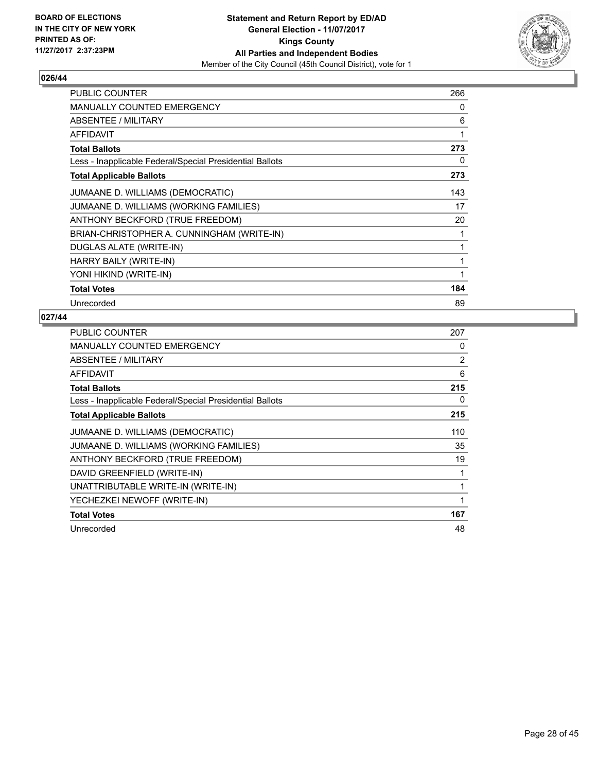**BOARD OF ELECTIONS IN THE CITY OF NEW YORK PRINTED AS OF: 11/27/2017 2:37:23PM**

**Statement and Return Report by ED/AD**
**General Election - 11/07/2017**
**Kings County**
**All Parties and Independent Bodies**
Member of the City Council (45th Council District), vote for 1

## 026/44

| | |
|---|---|
| PUBLIC COUNTER | 266 |
| MANUALLY COUNTED EMERGENCY | 0 |
| ABSENTEE / MILITARY | 6 |
| AFFIDAVIT | 1 |
| **Total Ballots** | **273** |
| Less - Inapplicable Federal/Special Presidential Ballots | 0 |
| **Total Applicable Ballots** | **273** |
| JUMAANE D. WILLIAMS (DEMOCRATIC) | 143 |
| JUMAANE D. WILLIAMS (WORKING FAMILIES) | 17 |
| ANTHONY BECKFORD (TRUE FREEDOM) | 20 |
| BRIAN-CHRISTOPHER A. CUNNINGHAM (WRITE-IN) | 1 |
| DUGLAS ALATE (WRITE-IN) | 1 |
| HARRY BAILY (WRITE-IN) | 1 |
| YONI HIKIND (WRITE-IN) | 1 |
| **Total Votes** | **184** |
| Unrecorded | 89 |

## 027/44

| | |
|---|---|
| PUBLIC COUNTER | 207 |
| MANUALLY COUNTED EMERGENCY | 0 |
| ABSENTEE / MILITARY | 2 |
| AFFIDAVIT | 6 |
| **Total Ballots** | **215** |
| Less - Inapplicable Federal/Special Presidential Ballots | 0 |
| **Total Applicable Ballots** | **215** |
| JUMAANE D. WILLIAMS (DEMOCRATIC) | 110 |
| JUMAANE D. WILLIAMS (WORKING FAMILIES) | 35 |
| ANTHONY BECKFORD (TRUE FREEDOM) | 19 |
| DAVID GREENFIELD (WRITE-IN) | 1 |
| UNATTRIBUTABLE WRITE-IN (WRITE-IN) | 1 |
| YECHEZKEI NEWOFF (WRITE-IN) | 1 |
| **Total Votes** | **167** |
| Unrecorded | 48 |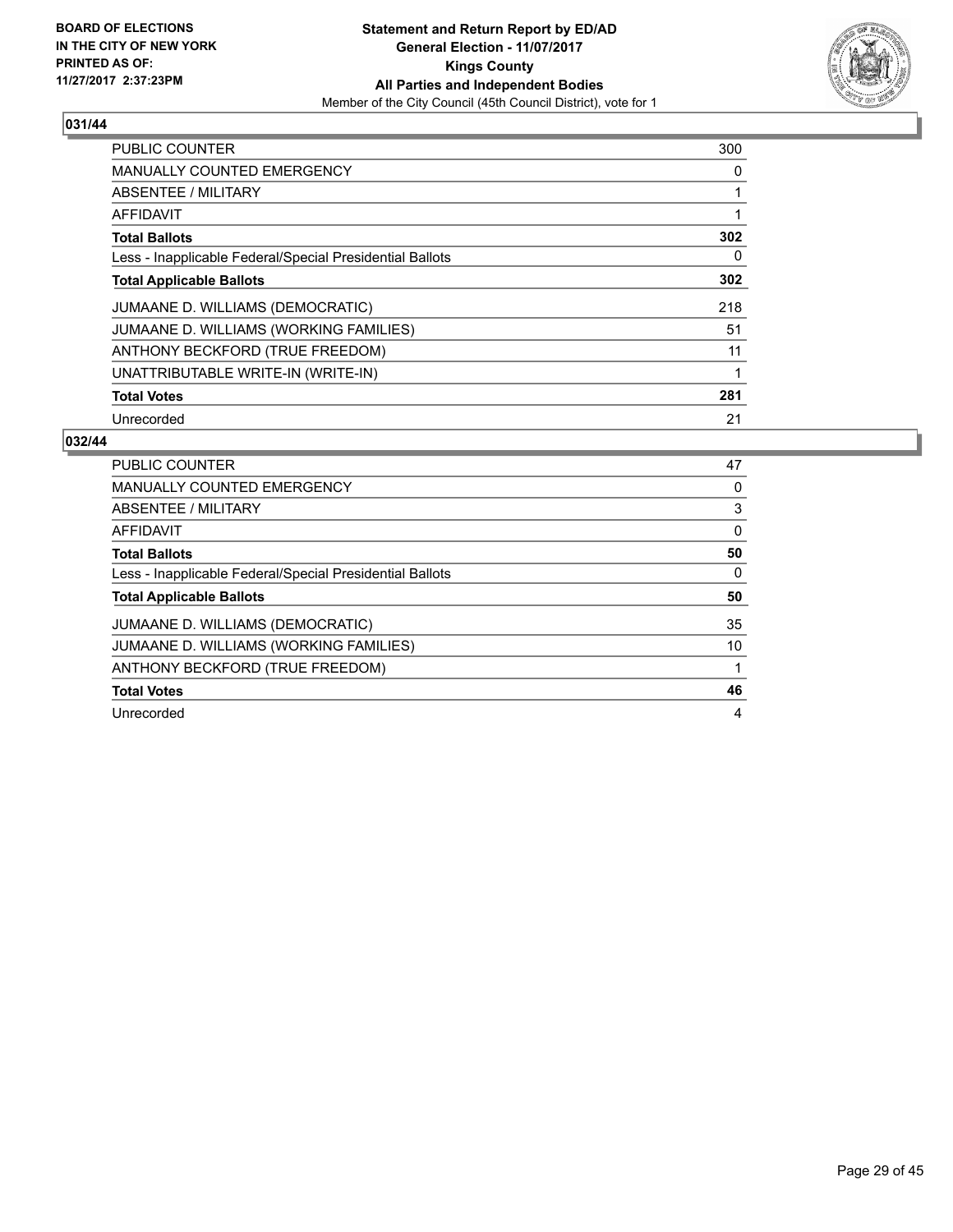BOARD OF ELECTIONS
IN THE CITY OF NEW YORK
PRINTED AS OF:
11/27/2017 2:37:23PM

**Statement and Return Report by ED/AD**
**General Election - 11/07/2017**
**Kings County**
**All Parties and Independent Bodies**
Member of the City Council (45th Council District), vote for 1

## 031/44

| | |
|---|---|
| PUBLIC COUNTER | 300 |
| MANUALLY COUNTED EMERGENCY | 0 |
| ABSENTEE / MILITARY | 1 |
| AFFIDAVIT | 1 |
| **Total Ballots** | **302** |
| Less - Inapplicable Federal/Special Presidential Ballots | 0 |
| **Total Applicable Ballots** | **302** |
| JUMAANE D. WILLIAMS (DEMOCRATIC) | 218 |
| JUMAANE D. WILLIAMS (WORKING FAMILIES) | 51 |
| ANTHONY BECKFORD (TRUE FREEDOM) | 11 |
| UNATTRIBUTABLE WRITE-IN (WRITE-IN) | 1 |
| **Total Votes** | **281** |
| Unrecorded | 21 |

## 032/44

| | |
|---|---|
| PUBLIC COUNTER | 47 |
| MANUALLY COUNTED EMERGENCY | 0 |
| ABSENTEE / MILITARY | 3 |
| AFFIDAVIT | 0 |
| **Total Ballots** | **50** |
| Less - Inapplicable Federal/Special Presidential Ballots | 0 |
| **Total Applicable Ballots** | **50** |
| JUMAANE D. WILLIAMS (DEMOCRATIC) | 35 |
| JUMAANE D. WILLIAMS (WORKING FAMILIES) | 10 |
| ANTHONY BECKFORD (TRUE FREEDOM) | 1 |
| **Total Votes** | **46** |
| Unrecorded | 4 |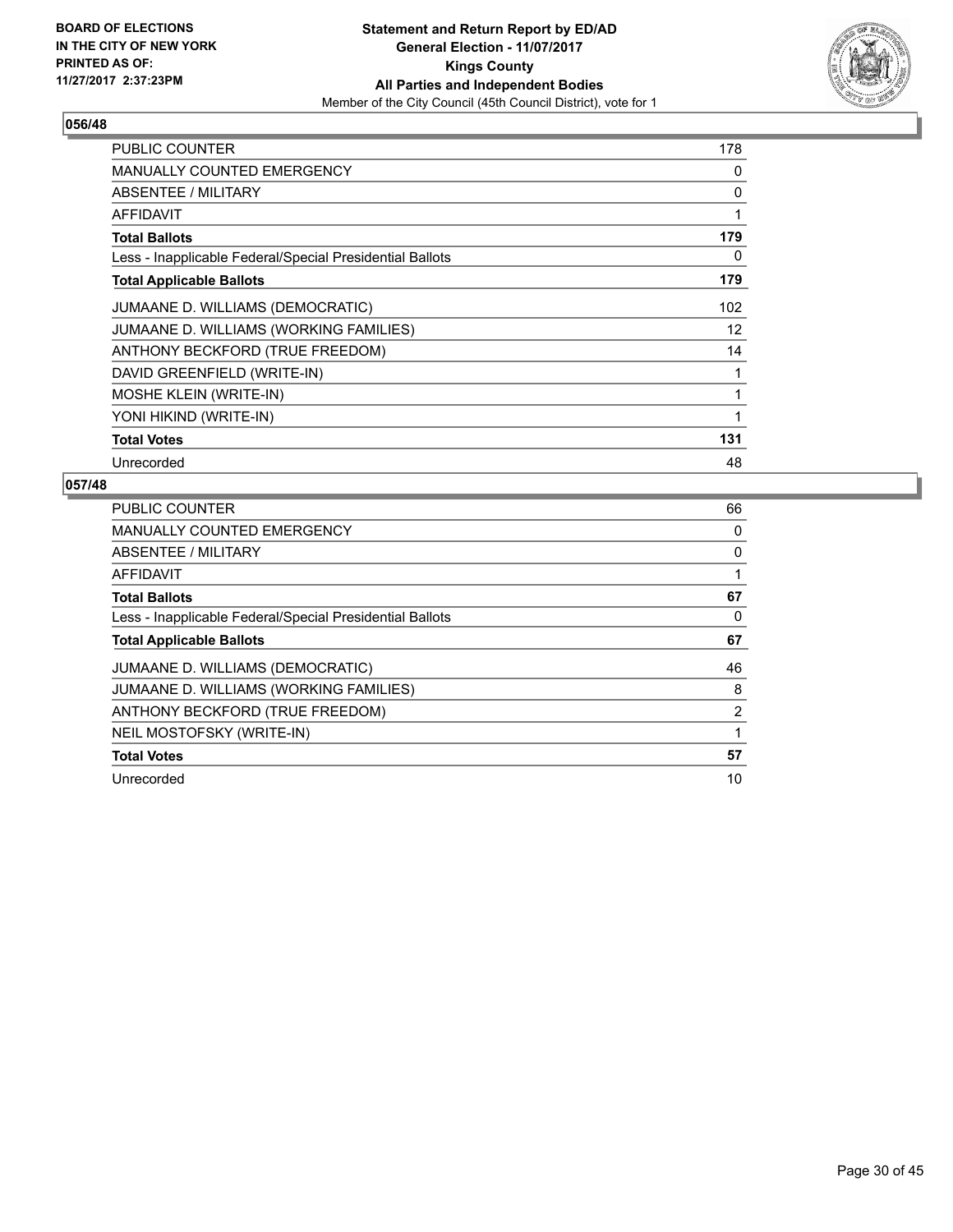**BOARD OF ELECTIONS IN THE CITY OF NEW YORK PRINTED AS OF: 11/27/2017 2:37:23PM**

**Statement and Return Report by ED/AD**
**General Election - 11/07/2017**
**Kings County**
**All Parties and Independent Bodies**
Member of the City Council (45th Council District), vote for 1

## 056/48

| | |
|---|---|
| PUBLIC COUNTER | 178 |
| MANUALLY COUNTED EMERGENCY | 0 |
| ABSENTEE / MILITARY | 0 |
| AFFIDAVIT | 1 |
| **Total Ballots** | **179** |
| Less - Inapplicable Federal/Special Presidential Ballots | 0 |
| **Total Applicable Ballots** | **179** |
| JUMAANE D. WILLIAMS (DEMOCRATIC) | 102 |
| JUMAANE D. WILLIAMS (WORKING FAMILIES) | 12 |
| ANTHONY BECKFORD (TRUE FREEDOM) | 14 |
| DAVID GREENFIELD (WRITE-IN) | 1 |
| MOSHE KLEIN (WRITE-IN) | 1 |
| YONI HIKIND (WRITE-IN) | 1 |
| **Total Votes** | **131** |
| Unrecorded | 48 |

## 057/48

| | |
|---|---|
| PUBLIC COUNTER | 66 |
| MANUALLY COUNTED EMERGENCY | 0 |
| ABSENTEE / MILITARY | 0 |
| AFFIDAVIT | 1 |
| **Total Ballots** | **67** |
| Less - Inapplicable Federal/Special Presidential Ballots | 0 |
| **Total Applicable Ballots** | **67** |
| JUMAANE D. WILLIAMS (DEMOCRATIC) | 46 |
| JUMAANE D. WILLIAMS (WORKING FAMILIES) | 8 |
| ANTHONY BECKFORD (TRUE FREEDOM) | 2 |
| NEIL MOSTOFSKY (WRITE-IN) | 1 |
| **Total Votes** | **57** |
| Unrecorded | 10 |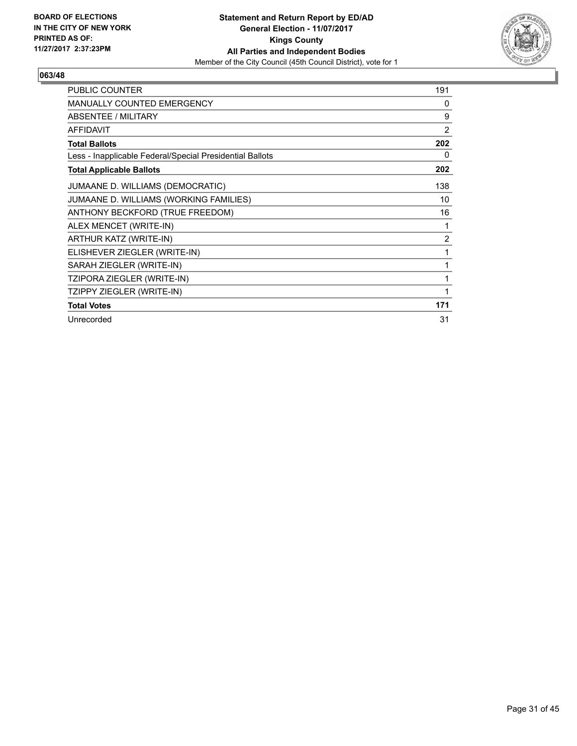BOARD OF ELECTIONS
IN THE CITY OF NEW YORK
PRINTED AS OF:
11/27/2017 2:37:23PM

**Statement and Return Report by ED/AD**
**General Election - 11/07/2017**
**Kings County**
**All Parties and Independent Bodies**
Member of the City Council (45th Council District), vote for 1

## 063/48

| | |
|---|---|
| PUBLIC COUNTER | 191 |
| MANUALLY COUNTED EMERGENCY | 0 |
| ABSENTEE / MILITARY | 9 |
| AFFIDAVIT | 2 |
| **Total Ballots** | **202** |
| Less - Inapplicable Federal/Special Presidential Ballots | 0 |
| **Total Applicable Ballots** | **202** |
| JUMAANE D. WILLIAMS (DEMOCRATIC) | 138 |
| JUMAANE D. WILLIAMS (WORKING FAMILIES) | 10 |
| ANTHONY BECKFORD (TRUE FREEDOM) | 16 |
| ALEX MENCET (WRITE-IN) | 1 |
| ARTHUR KATZ (WRITE-IN) | 2 |
| ELISHEVER ZIEGLER (WRITE-IN) | 1 |
| SARAH ZIEGLER (WRITE-IN) | 1 |
| TZIPORA ZIEGLER (WRITE-IN) | 1 |
| TZIPPY ZIEGLER (WRITE-IN) | 1 |
| **Total Votes** | **171** |
| Unrecorded | 31 |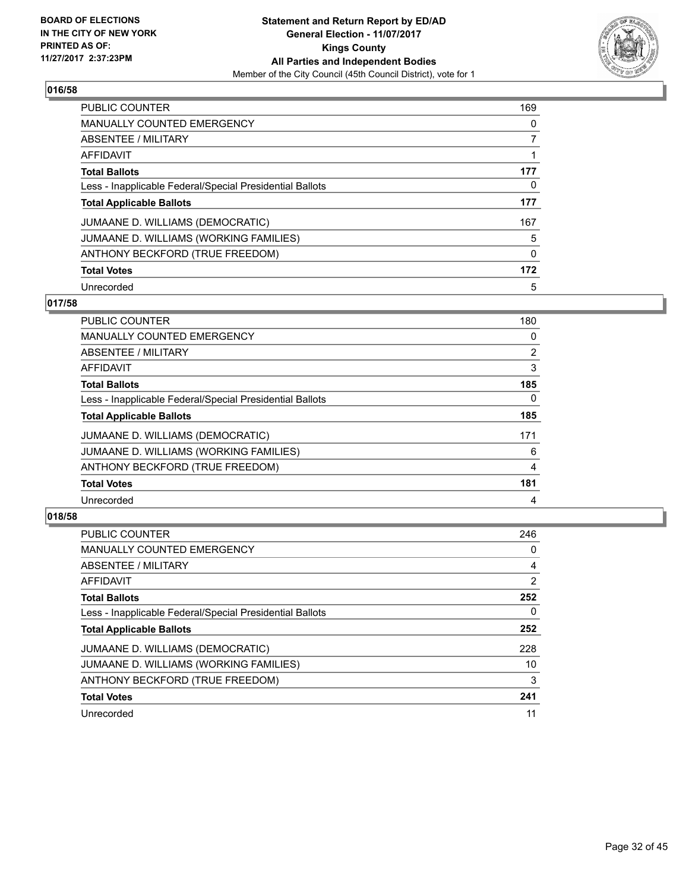## 016/58

| | |
|---|---|
| PUBLIC COUNTER | 169 |
| MANUALLY COUNTED EMERGENCY | 0 |
| ABSENTEE / MILITARY | 7 |
| AFFIDAVIT | 1 |
| **Total Ballots** | **177** |
| Less - Inapplicable Federal/Special Presidential Ballots | 0 |
| **Total Applicable Ballots** | **177** |
| JUMAANE D. WILLIAMS (DEMOCRATIC) | 167 |
| JUMAANE D. WILLIAMS (WORKING FAMILIES) | 5 |
| ANTHONY BECKFORD (TRUE FREEDOM) | 0 |
| **Total Votes** | **172** |
| Unrecorded | 5 |

## 017/58

| | |
|---|---|
| PUBLIC COUNTER | 180 |
| MANUALLY COUNTED EMERGENCY | 0 |
| ABSENTEE / MILITARY | 2 |
| AFFIDAVIT | 3 |
| **Total Ballots** | **185** |
| Less - Inapplicable Federal/Special Presidential Ballots | 0 |
| **Total Applicable Ballots** | **185** |
| JUMAANE D. WILLIAMS (DEMOCRATIC) | 171 |
| JUMAANE D. WILLIAMS (WORKING FAMILIES) | 6 |
| ANTHONY BECKFORD (TRUE FREEDOM) | 4 |
| **Total Votes** | **181** |
| Unrecorded | 4 |

## 018/58

| | |
|---|---|
| PUBLIC COUNTER | 246 |
| MANUALLY COUNTED EMERGENCY | 0 |
| ABSENTEE / MILITARY | 4 |
| AFFIDAVIT | 2 |
| **Total Ballots** | **252** |
| Less - Inapplicable Federal/Special Presidential Ballots | 0 |
| **Total Applicable Ballots** | **252** |
| JUMAANE D. WILLIAMS (DEMOCRATIC) | 228 |
| JUMAANE D. WILLIAMS (WORKING FAMILIES) | 10 |
| ANTHONY BECKFORD (TRUE FREEDOM) | 3 |
| **Total Votes** | **241** |
| Unrecorded | 11 |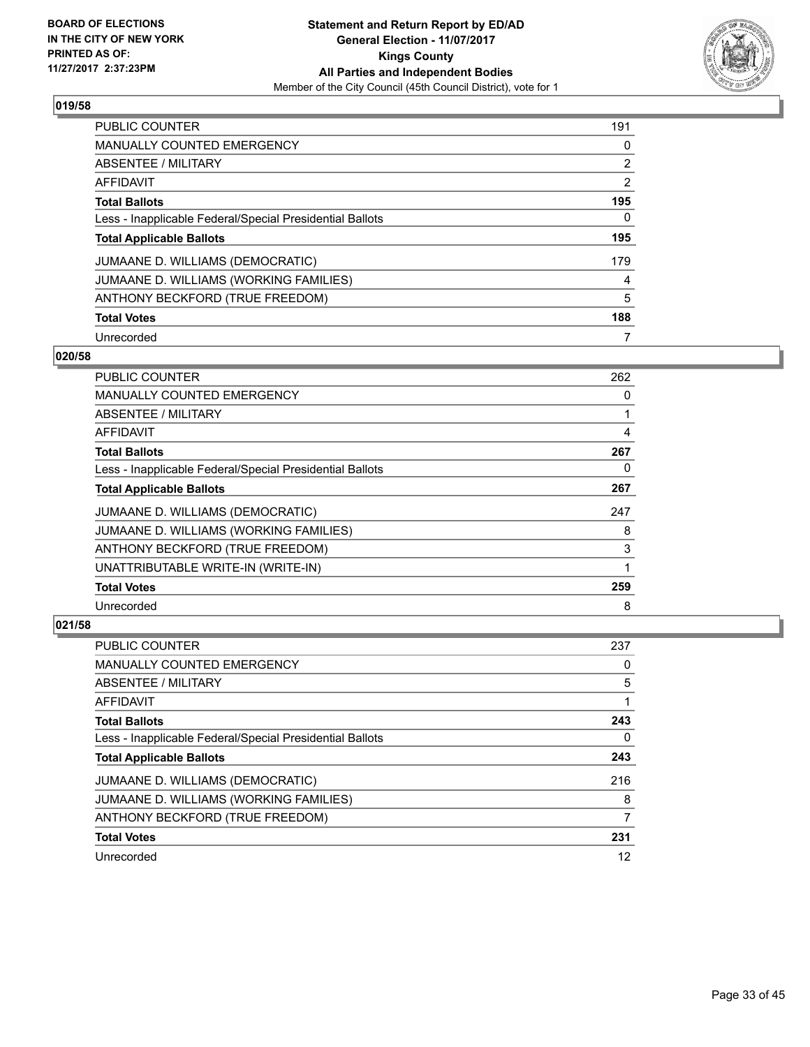**BOARD OF ELECTIONS IN THE CITY OF NEW YORK PRINTED AS OF: 11/27/2017 2:37:23PM**

**Statement and Return Report by ED/AD**
**General Election - 11/07/2017**
**Kings County**
**All Parties and Independent Bodies**
Member of the City Council (45th Council District), vote for 1

### 019/58

| | |
|---|---|
| PUBLIC COUNTER | 191 |
| MANUALLY COUNTED EMERGENCY | 0 |
| ABSENTEE / MILITARY | 2 |
| AFFIDAVIT | 2 |
| **Total Ballots** | **195** |
| Less - Inapplicable Federal/Special Presidential Ballots | 0 |
| **Total Applicable Ballots** | **195** |
| JUMAANE D. WILLIAMS (DEMOCRATIC) | 179 |
| JUMAANE D. WILLIAMS (WORKING FAMILIES) | 4 |
| ANTHONY BECKFORD (TRUE FREEDOM) | 5 |
| **Total Votes** | **188** |
| Unrecorded | 7 |

### 020/58

| | |
|---|---|
| PUBLIC COUNTER | 262 |
| MANUALLY COUNTED EMERGENCY | 0 |
| ABSENTEE / MILITARY | 1 |
| AFFIDAVIT | 4 |
| **Total Ballots** | **267** |
| Less - Inapplicable Federal/Special Presidential Ballots | 0 |
| **Total Applicable Ballots** | **267** |
| JUMAANE D. WILLIAMS (DEMOCRATIC) | 247 |
| JUMAANE D. WILLIAMS (WORKING FAMILIES) | 8 |
| ANTHONY BECKFORD (TRUE FREEDOM) | 3 |
| UNATTRIBUTABLE WRITE-IN (WRITE-IN) | 1 |
| **Total Votes** | **259** |
| Unrecorded | 8 |

### 021/58

| | |
|---|---|
| PUBLIC COUNTER | 237 |
| MANUALLY COUNTED EMERGENCY | 0 |
| ABSENTEE / MILITARY | 5 |
| AFFIDAVIT | 1 |
| **Total Ballots** | **243** |
| Less - Inapplicable Federal/Special Presidential Ballots | 0 |
| **Total Applicable Ballots** | **243** |
| JUMAANE D. WILLIAMS (DEMOCRATIC) | 216 |
| JUMAANE D. WILLIAMS (WORKING FAMILIES) | 8 |
| ANTHONY BECKFORD (TRUE FREEDOM) | 7 |
| **Total Votes** | **231** |
| Unrecorded | 12 |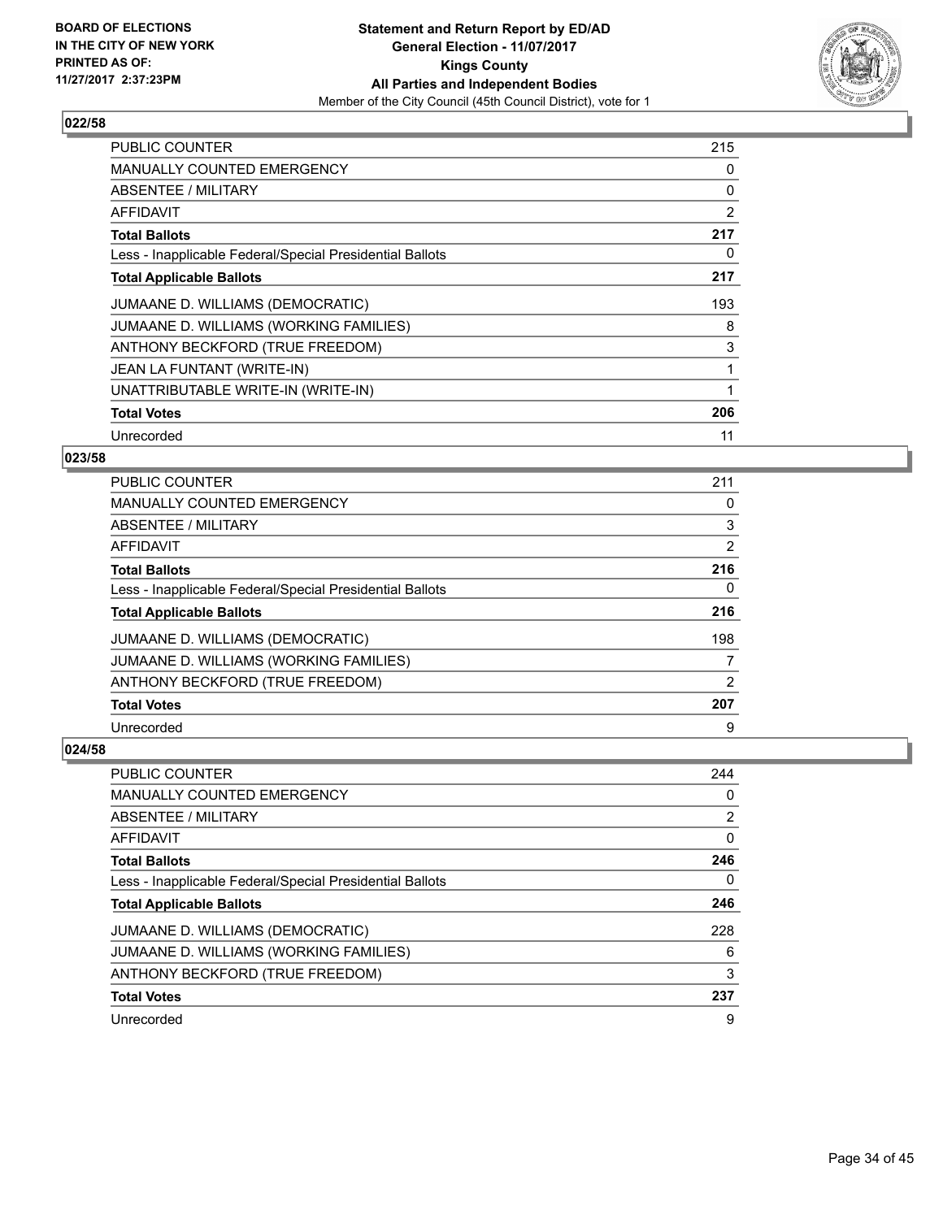BOARD OF ELECTIONS
IN THE CITY OF NEW YORK
PRINTED AS OF:
11/27/2017 2:37:23PM

**Statement and Return Report by ED/AD**
**General Election - 11/07/2017**
**Kings County**
**All Parties and Independent Bodies**
Member of the City Council (45th Council District), vote for 1

### 022/58

| | |
|---|---|
| PUBLIC COUNTER | 215 |
| MANUALLY COUNTED EMERGENCY | 0 |
| ABSENTEE / MILITARY | 0 |
| AFFIDAVIT | 2 |
| **Total Ballots** | **217** |
| Less - Inapplicable Federal/Special Presidential Ballots | 0 |
| **Total Applicable Ballots** | **217** |
| JUMAANE D. WILLIAMS (DEMOCRATIC) | 193 |
| JUMAANE D. WILLIAMS (WORKING FAMILIES) | 8 |
| ANTHONY BECKFORD (TRUE FREEDOM) | 3 |
| JEAN LA FUNTANT (WRITE-IN) | 1 |
| UNATTRIBUTABLE WRITE-IN (WRITE-IN) | 1 |
| **Total Votes** | **206** |
| Unrecorded | 11 |

### 023/58

| | |
|---|---|
| PUBLIC COUNTER | 211 |
| MANUALLY COUNTED EMERGENCY | 0 |
| ABSENTEE / MILITARY | 3 |
| AFFIDAVIT | 2 |
| **Total Ballots** | **216** |
| Less - Inapplicable Federal/Special Presidential Ballots | 0 |
| **Total Applicable Ballots** | **216** |
| JUMAANE D. WILLIAMS (DEMOCRATIC) | 198 |
| JUMAANE D. WILLIAMS (WORKING FAMILIES) | 7 |
| ANTHONY BECKFORD (TRUE FREEDOM) | 2 |
| **Total Votes** | **207** |
| Unrecorded | 9 |

### 024/58

| | |
|---|---|
| PUBLIC COUNTER | 244 |
| MANUALLY COUNTED EMERGENCY | 0 |
| ABSENTEE / MILITARY | 2 |
| AFFIDAVIT | 0 |
| **Total Ballots** | **246** |
| Less - Inapplicable Federal/Special Presidential Ballots | 0 |
| **Total Applicable Ballots** | **246** |
| JUMAANE D. WILLIAMS (DEMOCRATIC) | 228 |
| JUMAANE D. WILLIAMS (WORKING FAMILIES) | 6 |
| ANTHONY BECKFORD (TRUE FREEDOM) | 3 |
| **Total Votes** | **237** |
| Unrecorded | 9 |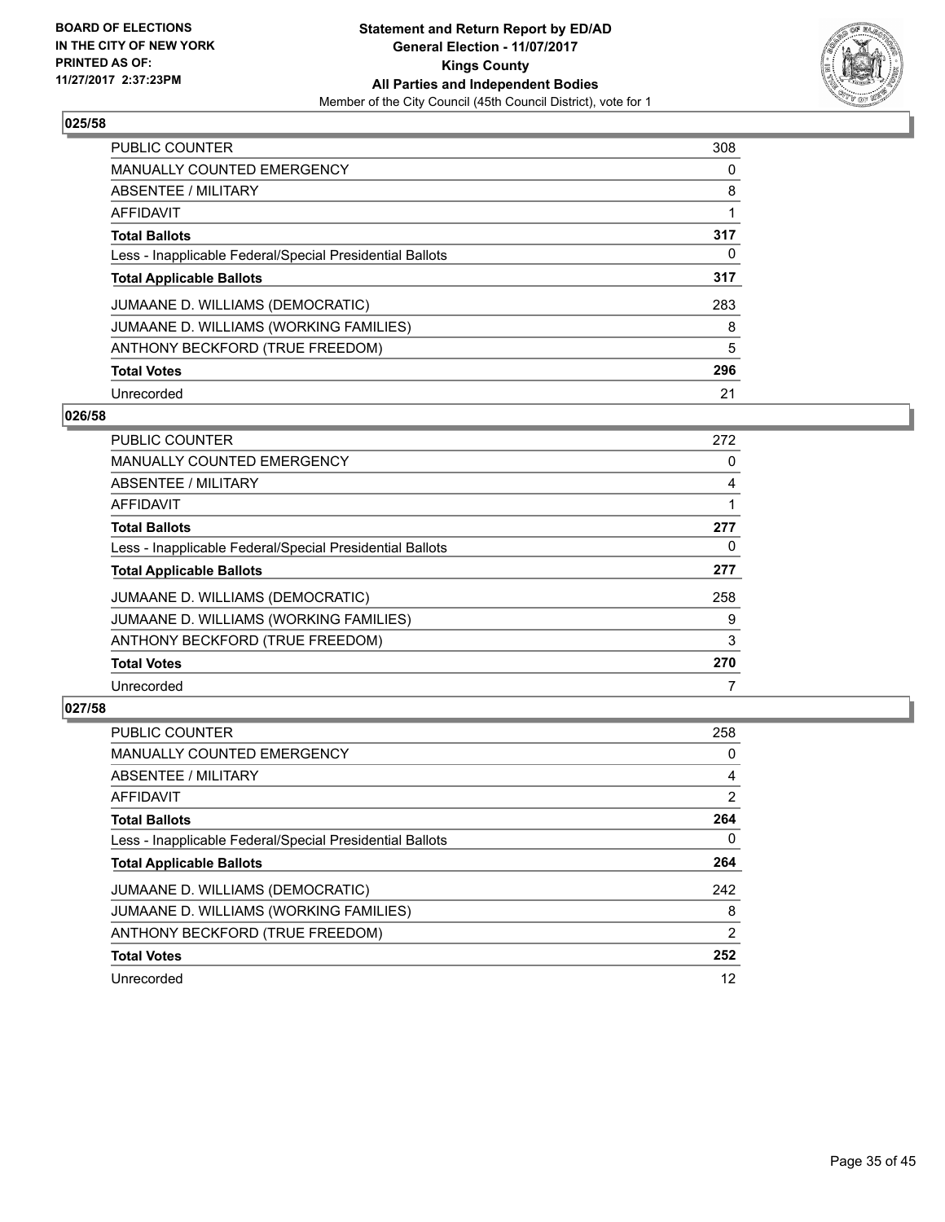BOARD OF ELECTIONS
IN THE CITY OF NEW YORK
PRINTED AS OF:
11/27/2017 2:37:23PM

**Statement and Return Report by ED/AD**
**General Election - 11/07/2017**
**Kings County**
**All Parties and Independent Bodies**
Member of the City Council (45th Council District), vote for 1

### 025/58

| | |
|---|---|
| PUBLIC COUNTER | 308 |
| MANUALLY COUNTED EMERGENCY | 0 |
| ABSENTEE / MILITARY | 8 |
| AFFIDAVIT | 1 |
| **Total Ballots** | **317** |
| Less - Inapplicable Federal/Special Presidential Ballots | 0 |
| **Total Applicable Ballots** | **317** |
| JUMAANE D. WILLIAMS (DEMOCRATIC) | 283 |
| JUMAANE D. WILLIAMS (WORKING FAMILIES) | 8 |
| ANTHONY BECKFORD (TRUE FREEDOM) | 5 |
| **Total Votes** | **296** |
| Unrecorded | 21 |

### 026/58

| | |
|---|---|
| PUBLIC COUNTER | 272 |
| MANUALLY COUNTED EMERGENCY | 0 |
| ABSENTEE / MILITARY | 4 |
| AFFIDAVIT | 1 |
| **Total Ballots** | **277** |
| Less - Inapplicable Federal/Special Presidential Ballots | 0 |
| **Total Applicable Ballots** | **277** |
| JUMAANE D. WILLIAMS (DEMOCRATIC) | 258 |
| JUMAANE D. WILLIAMS (WORKING FAMILIES) | 9 |
| ANTHONY BECKFORD (TRUE FREEDOM) | 3 |
| **Total Votes** | **270** |
| Unrecorded | 7 |

### 027/58

| | |
|---|---|
| PUBLIC COUNTER | 258 |
| MANUALLY COUNTED EMERGENCY | 0 |
| ABSENTEE / MILITARY | 4 |
| AFFIDAVIT | 2 |
| **Total Ballots** | **264** |
| Less - Inapplicable Federal/Special Presidential Ballots | 0 |
| **Total Applicable Ballots** | **264** |
| JUMAANE D. WILLIAMS (DEMOCRATIC) | 242 |
| JUMAANE D. WILLIAMS (WORKING FAMILIES) | 8 |
| ANTHONY BECKFORD (TRUE FREEDOM) | 2 |
| **Total Votes** | **252** |
| Unrecorded | 12 |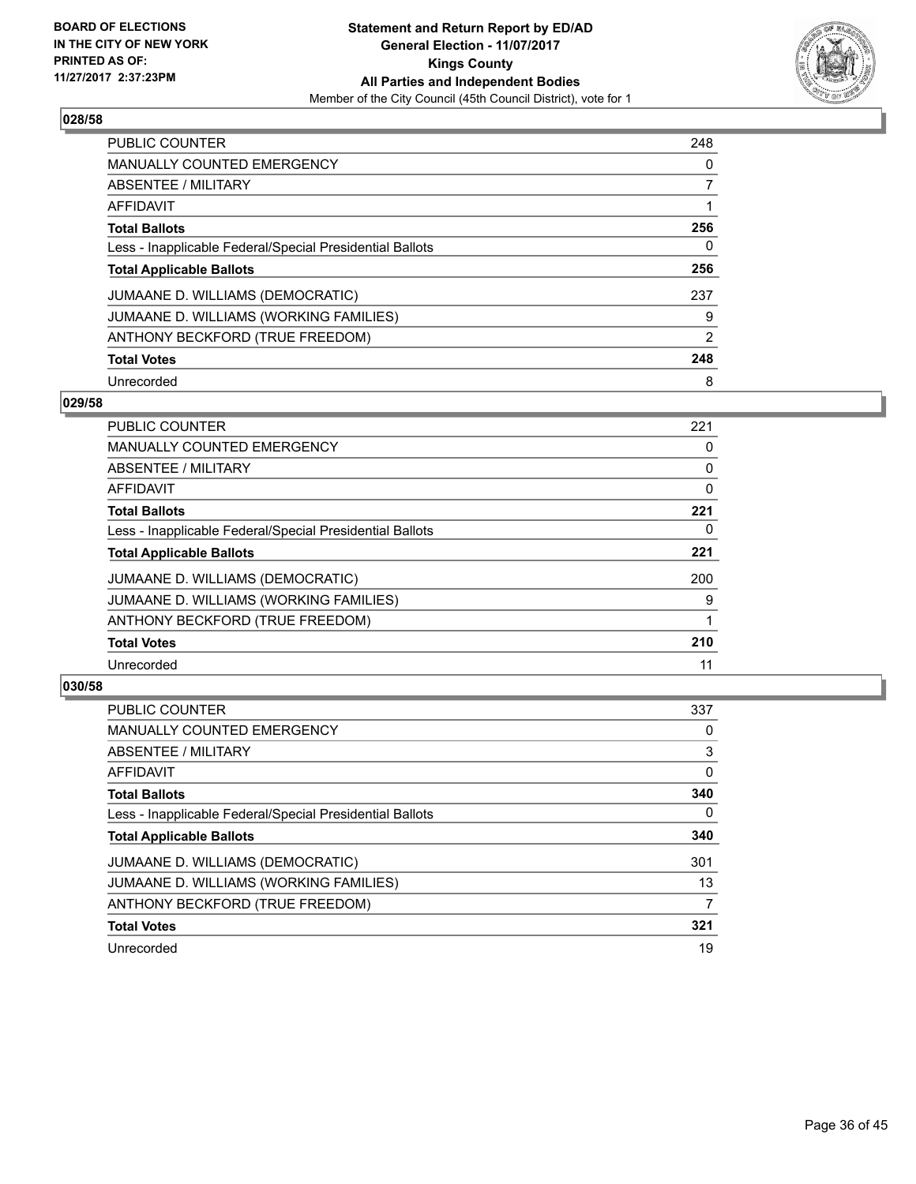BOARD OF ELECTIONS
IN THE CITY OF NEW YORK
PRINTED AS OF:
11/27/2017 2:37:23PM

**Statement and Return Report by ED/AD**
**General Election - 11/07/2017**
**Kings County**
**All Parties and Independent Bodies**
Member of the City Council (45th Council District), vote for 1

### 028/58

| | |
|---|---|
| PUBLIC COUNTER | 248 |
| MANUALLY COUNTED EMERGENCY | 0 |
| ABSENTEE / MILITARY | 7 |
| AFFIDAVIT | 1 |
| **Total Ballots** | **256** |
| Less - Inapplicable Federal/Special Presidential Ballots | 0 |
| **Total Applicable Ballots** | **256** |
| JUMAANE D. WILLIAMS (DEMOCRATIC) | 237 |
| JUMAANE D. WILLIAMS (WORKING FAMILIES) | 9 |
| ANTHONY BECKFORD (TRUE FREEDOM) | 2 |
| **Total Votes** | **248** |
| Unrecorded | 8 |

### 029/58

| | |
|---|---|
| PUBLIC COUNTER | 221 |
| MANUALLY COUNTED EMERGENCY | 0 |
| ABSENTEE / MILITARY | 0 |
| AFFIDAVIT | 0 |
| **Total Ballots** | **221** |
| Less - Inapplicable Federal/Special Presidential Ballots | 0 |
| **Total Applicable Ballots** | **221** |
| JUMAANE D. WILLIAMS (DEMOCRATIC) | 200 |
| JUMAANE D. WILLIAMS (WORKING FAMILIES) | 9 |
| ANTHONY BECKFORD (TRUE FREEDOM) | 1 |
| **Total Votes** | **210** |
| Unrecorded | 11 |

### 030/58

| | |
|---|---|
| PUBLIC COUNTER | 337 |
| MANUALLY COUNTED EMERGENCY | 0 |
| ABSENTEE / MILITARY | 3 |
| AFFIDAVIT | 0 |
| **Total Ballots** | **340** |
| Less - Inapplicable Federal/Special Presidential Ballots | 0 |
| **Total Applicable Ballots** | **340** |
| JUMAANE D. WILLIAMS (DEMOCRATIC) | 301 |
| JUMAANE D. WILLIAMS (WORKING FAMILIES) | 13 |
| ANTHONY BECKFORD (TRUE FREEDOM) | 7 |
| **Total Votes** | **321** |
| Unrecorded | 19 |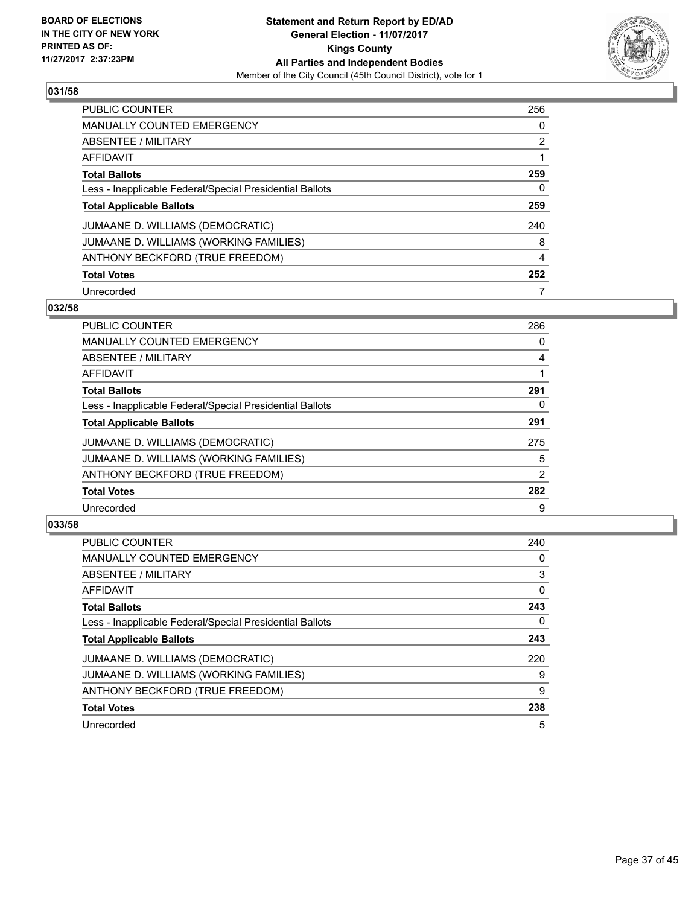**BOARD OF ELECTIONS IN THE CITY OF NEW YORK PRINTED AS OF: 11/27/2017 2:37:23PM**

**Statement and Return Report by ED/AD**
**General Election - 11/07/2017**
**Kings County**
**All Parties and Independent Bodies**
Member of the City Council (45th Council District), vote for 1

### 031/58

| | |
|---|---|
| PUBLIC COUNTER | 256 |
| MANUALLY COUNTED EMERGENCY | 0 |
| ABSENTEE / MILITARY | 2 |
| AFFIDAVIT | 1 |
| **Total Ballots** | **259** |
| Less - Inapplicable Federal/Special Presidential Ballots | 0 |
| **Total Applicable Ballots** | **259** |
| JUMAANE D. WILLIAMS (DEMOCRATIC) | 240 |
| JUMAANE D. WILLIAMS (WORKING FAMILIES) | 8 |
| ANTHONY BECKFORD (TRUE FREEDOM) | 4 |
| **Total Votes** | **252** |
| Unrecorded | 7 |

### 032/58

| | |
|---|---|
| PUBLIC COUNTER | 286 |
| MANUALLY COUNTED EMERGENCY | 0 |
| ABSENTEE / MILITARY | 4 |
| AFFIDAVIT | 1 |
| **Total Ballots** | **291** |
| Less - Inapplicable Federal/Special Presidential Ballots | 0 |
| **Total Applicable Ballots** | **291** |
| JUMAANE D. WILLIAMS (DEMOCRATIC) | 275 |
| JUMAANE D. WILLIAMS (WORKING FAMILIES) | 5 |
| ANTHONY BECKFORD (TRUE FREEDOM) | 2 |
| **Total Votes** | **282** |
| Unrecorded | 9 |

### 033/58

| | |
|---|---|
| PUBLIC COUNTER | 240 |
| MANUALLY COUNTED EMERGENCY | 0 |
| ABSENTEE / MILITARY | 3 |
| AFFIDAVIT | 0 |
| **Total Ballots** | **243** |
| Less - Inapplicable Federal/Special Presidential Ballots | 0 |
| **Total Applicable Ballots** | **243** |
| JUMAANE D. WILLIAMS (DEMOCRATIC) | 220 |
| JUMAANE D. WILLIAMS (WORKING FAMILIES) | 9 |
| ANTHONY BECKFORD (TRUE FREEDOM) | 9 |
| **Total Votes** | **238** |
| Unrecorded | 5 |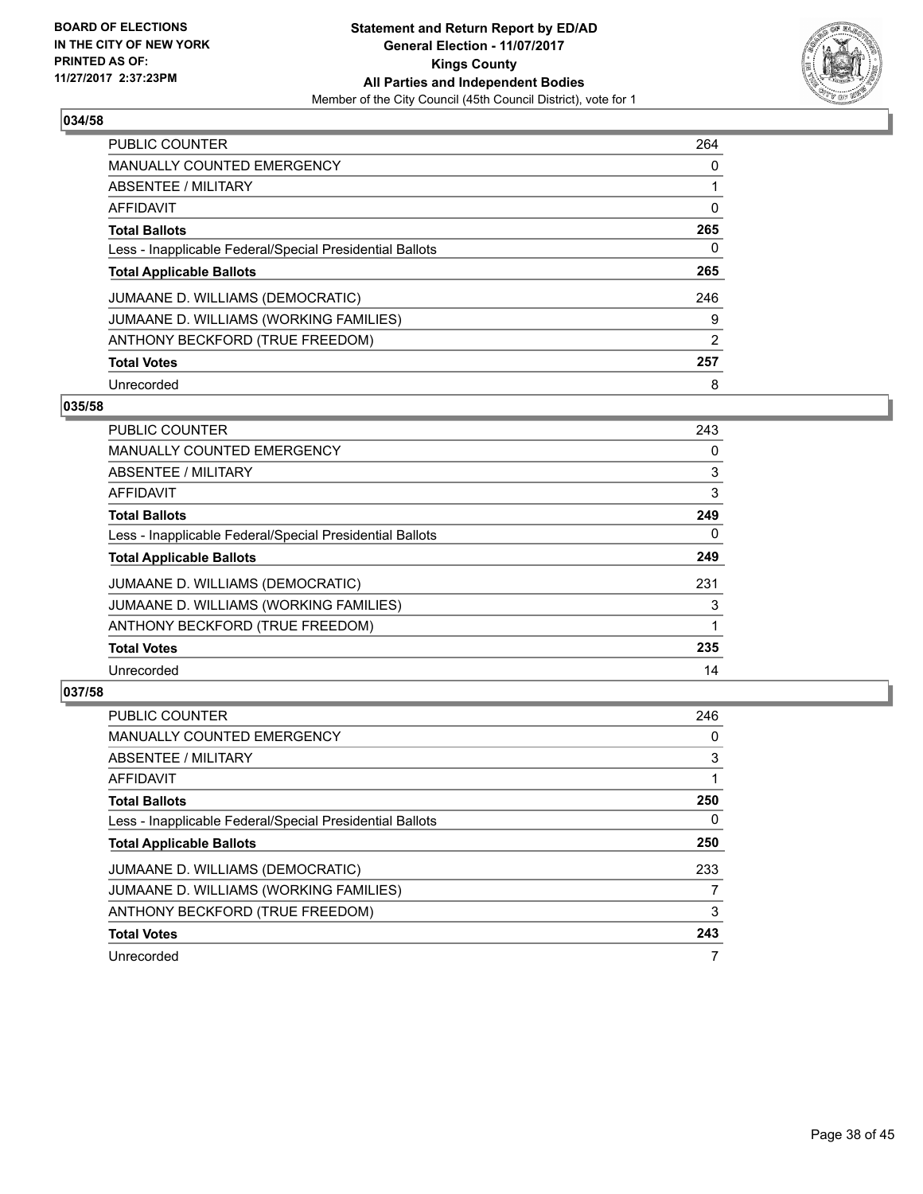BOARD OF ELECTIONS
IN THE CITY OF NEW YORK
PRINTED AS OF:
11/27/2017 2:37:23PM

# Statement and Return Report by ED/AD
## General Election - 11/07/2017
## Kings County
## All Parties and Independent Bodies
Member of the City Council (45th Council District), vote for 1

### 034/58

| | |
|---|---|
| PUBLIC COUNTER | 264 |
| MANUALLY COUNTED EMERGENCY | 0 |
| ABSENTEE / MILITARY | 1 |
| AFFIDAVIT | 0 |
| **Total Ballots** | **265** |
| Less - Inapplicable Federal/Special Presidential Ballots | 0 |
| **Total Applicable Ballots** | **265** |
| JUMAANE D. WILLIAMS (DEMOCRATIC) | 246 |
| JUMAANE D. WILLIAMS (WORKING FAMILIES) | 9 |
| ANTHONY BECKFORD (TRUE FREEDOM) | 2 |
| **Total Votes** | **257** |
| Unrecorded | 8 |

### 035/58

| | |
|---|---|
| PUBLIC COUNTER | 243 |
| MANUALLY COUNTED EMERGENCY | 0 |
| ABSENTEE / MILITARY | 3 |
| AFFIDAVIT | 3 |
| **Total Ballots** | **249** |
| Less - Inapplicable Federal/Special Presidential Ballots | 0 |
| **Total Applicable Ballots** | **249** |
| JUMAANE D. WILLIAMS (DEMOCRATIC) | 231 |
| JUMAANE D. WILLIAMS (WORKING FAMILIES) | 3 |
| ANTHONY BECKFORD (TRUE FREEDOM) | 1 |
| **Total Votes** | **235** |
| Unrecorded | 14 |

### 037/58

| | |
|---|---|
| PUBLIC COUNTER | 246 |
| MANUALLY COUNTED EMERGENCY | 0 |
| ABSENTEE / MILITARY | 3 |
| AFFIDAVIT | 1 |
| **Total Ballots** | **250** |
| Less - Inapplicable Federal/Special Presidential Ballots | 0 |
| **Total Applicable Ballots** | **250** |
| JUMAANE D. WILLIAMS (DEMOCRATIC) | 233 |
| JUMAANE D. WILLIAMS (WORKING FAMILIES) | 7 |
| ANTHONY BECKFORD (TRUE FREEDOM) | 3 |
| **Total Votes** | **243** |
| Unrecorded | 7 |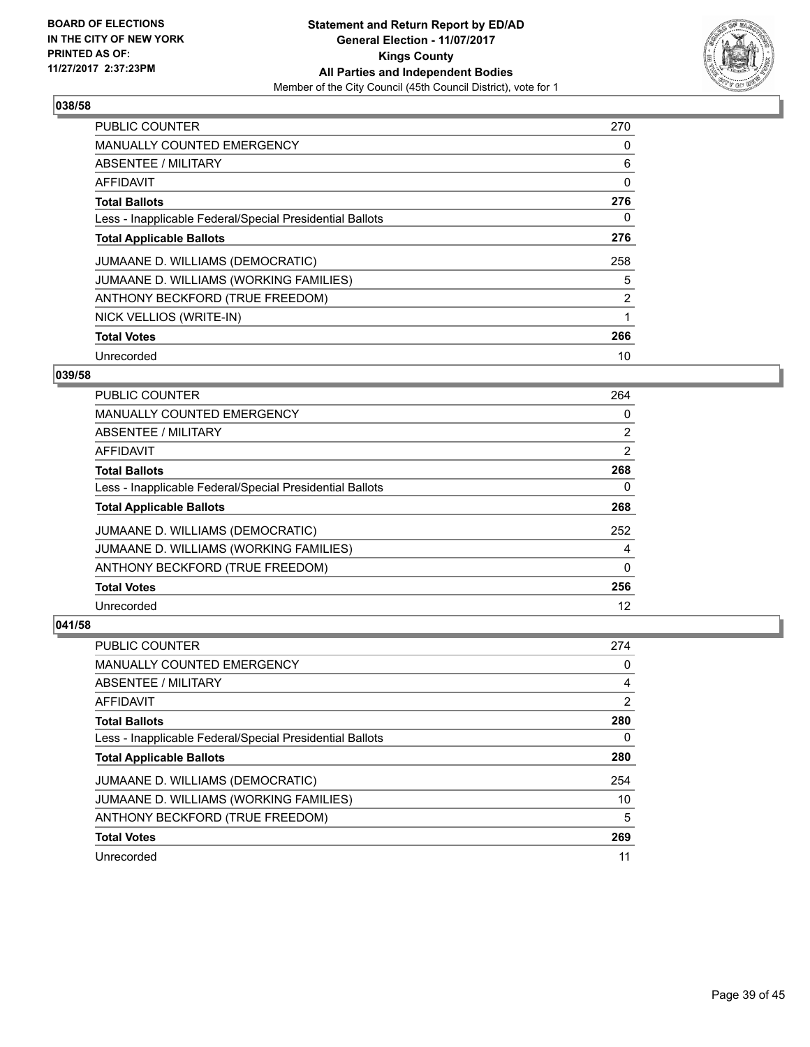BOARD OF ELECTIONS
IN THE CITY OF NEW YORK
PRINTED AS OF:
11/27/2017 2:37:23PM

**Statement and Return Report by ED/AD**
**General Election - 11/07/2017**
**Kings County**
**All Parties and Independent Bodies**
Member of the City Council (45th Council District), vote for 1

### 038/58

| | |
|---|---|
| PUBLIC COUNTER | 270 |
| MANUALLY COUNTED EMERGENCY | 0 |
| ABSENTEE / MILITARY | 6 |
| AFFIDAVIT | 0 |
| **Total Ballots** | **276** |
| Less - Inapplicable Federal/Special Presidential Ballots | 0 |
| **Total Applicable Ballots** | **276** |
| JUMAANE D. WILLIAMS (DEMOCRATIC) | 258 |
| JUMAANE D. WILLIAMS (WORKING FAMILIES) | 5 |
| ANTHONY BECKFORD (TRUE FREEDOM) | 2 |
| NICK VELLIOS (WRITE-IN) | 1 |
| **Total Votes** | **266** |
| Unrecorded | 10 |

### 039/58

| | |
|---|---|
| PUBLIC COUNTER | 264 |
| MANUALLY COUNTED EMERGENCY | 0 |
| ABSENTEE / MILITARY | 2 |
| AFFIDAVIT | 2 |
| **Total Ballots** | **268** |
| Less - Inapplicable Federal/Special Presidential Ballots | 0 |
| **Total Applicable Ballots** | **268** |
| JUMAANE D. WILLIAMS (DEMOCRATIC) | 252 |
| JUMAANE D. WILLIAMS (WORKING FAMILIES) | 4 |
| ANTHONY BECKFORD (TRUE FREEDOM) | 0 |
| **Total Votes** | **256** |
| Unrecorded | 12 |

### 041/58

| | |
|---|---|
| PUBLIC COUNTER | 274 |
| MANUALLY COUNTED EMERGENCY | 0 |
| ABSENTEE / MILITARY | 4 |
| AFFIDAVIT | 2 |
| **Total Ballots** | **280** |
| Less - Inapplicable Federal/Special Presidential Ballots | 0 |
| **Total Applicable Ballots** | **280** |
| JUMAANE D. WILLIAMS (DEMOCRATIC) | 254 |
| JUMAANE D. WILLIAMS (WORKING FAMILIES) | 10 |
| ANTHONY BECKFORD (TRUE FREEDOM) | 5 |
| **Total Votes** | **269** |
| Unrecorded | 11 |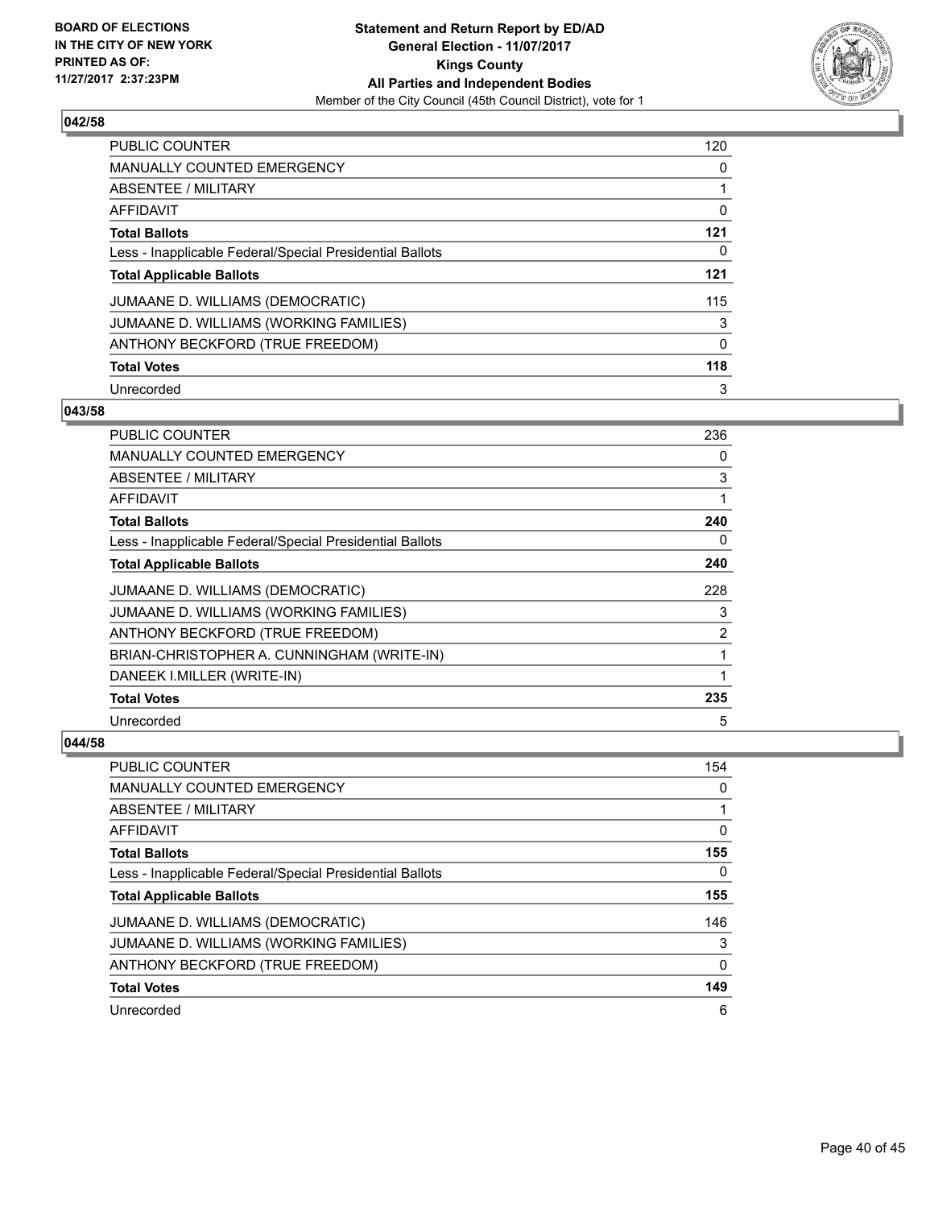## 042/58

| | |
|---|---|
| PUBLIC COUNTER | 120 |
| MANUALLY COUNTED EMERGENCY | 0 |
| ABSENTEE / MILITARY | 1 |
| AFFIDAVIT | 0 |
| **Total Ballots** | **121** |
| Less - Inapplicable Federal/Special Presidential Ballots | 0 |
| **Total Applicable Ballots** | **121** |
| JUMAANE D. WILLIAMS (DEMOCRATIC) | 115 |
| JUMAANE D. WILLIAMS (WORKING FAMILIES) | 3 |
| ANTHONY BECKFORD (TRUE FREEDOM) | 0 |
| **Total Votes** | **118** |
| Unrecorded | 3 |

## 043/58

| | |
|---|---|
| PUBLIC COUNTER | 236 |
| MANUALLY COUNTED EMERGENCY | 0 |
| ABSENTEE / MILITARY | 3 |
| AFFIDAVIT | 1 |
| **Total Ballots** | **240** |
| Less - Inapplicable Federal/Special Presidential Ballots | 0 |
| **Total Applicable Ballots** | **240** |
| JUMAANE D. WILLIAMS (DEMOCRATIC) | 228 |
| JUMAANE D. WILLIAMS (WORKING FAMILIES) | 3 |
| ANTHONY BECKFORD (TRUE FREEDOM) | 2 |
| BRIAN-CHRISTOPHER A. CUNNINGHAM (WRITE-IN) | 1 |
| DANEEK I.MILLER (WRITE-IN) | 1 |
| **Total Votes** | **235** |
| Unrecorded | 5 |

## 044/58

| | |
|---|---|
| PUBLIC COUNTER | 154 |
| MANUALLY COUNTED EMERGENCY | 0 |
| ABSENTEE / MILITARY | 1 |
| AFFIDAVIT | 0 |
| **Total Ballots** | **155** |
| Less - Inapplicable Federal/Special Presidential Ballots | 0 |
| **Total Applicable Ballots** | **155** |
| JUMAANE D. WILLIAMS (DEMOCRATIC) | 146 |
| JUMAANE D. WILLIAMS (WORKING FAMILIES) | 3 |
| ANTHONY BECKFORD (TRUE FREEDOM) | 0 |
| **Total Votes** | **149** |
| Unrecorded | 6 |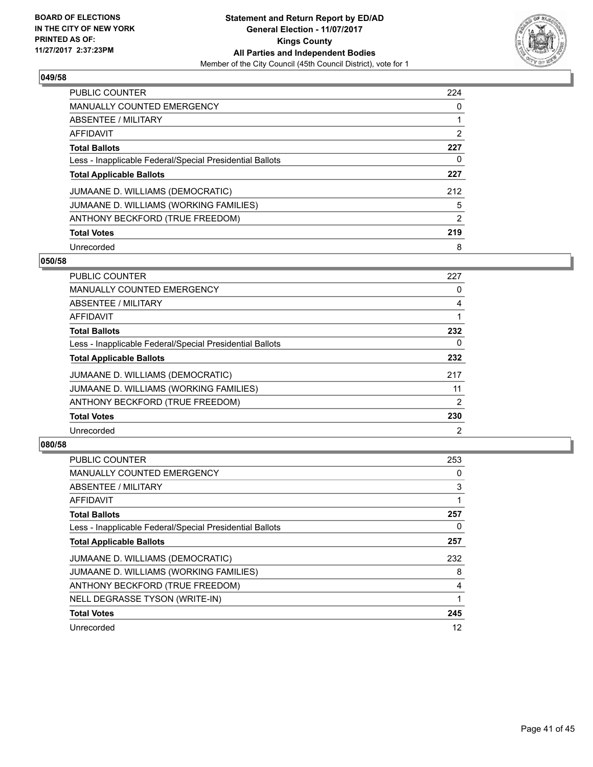**BOARD OF ELECTIONS IN THE CITY OF NEW YORK PRINTED AS OF: 11/27/2017 2:37:23PM**

**Statement and Return Report by ED/AD General Election - 11/07/2017 Kings County All Parties and Independent Bodies**
Member of the City Council (45th Council District), vote for 1

### 049/58

| | |
|---|---|
| PUBLIC COUNTER | 224 |
| MANUALLY COUNTED EMERGENCY | 0 |
| ABSENTEE / MILITARY | 1 |
| AFFIDAVIT | 2 |
| **Total Ballots** | **227** |
| Less - Inapplicable Federal/Special Presidential Ballots | 0 |
| **Total Applicable Ballots** | **227** |
| JUMAANE D. WILLIAMS (DEMOCRATIC) | 212 |
| JUMAANE D. WILLIAMS (WORKING FAMILIES) | 5 |
| ANTHONY BECKFORD (TRUE FREEDOM) | 2 |
| **Total Votes** | **219** |
| Unrecorded | 8 |

### 050/58

| | |
|---|---|
| PUBLIC COUNTER | 227 |
| MANUALLY COUNTED EMERGENCY | 0 |
| ABSENTEE / MILITARY | 4 |
| AFFIDAVIT | 1 |
| **Total Ballots** | **232** |
| Less - Inapplicable Federal/Special Presidential Ballots | 0 |
| **Total Applicable Ballots** | **232** |
| JUMAANE D. WILLIAMS (DEMOCRATIC) | 217 |
| JUMAANE D. WILLIAMS (WORKING FAMILIES) | 11 |
| ANTHONY BECKFORD (TRUE FREEDOM) | 2 |
| **Total Votes** | **230** |
| Unrecorded | 2 |

### 080/58

| | |
|---|---|
| PUBLIC COUNTER | 253 |
| MANUALLY COUNTED EMERGENCY | 0 |
| ABSENTEE / MILITARY | 3 |
| AFFIDAVIT | 1 |
| **Total Ballots** | **257** |
| Less - Inapplicable Federal/Special Presidential Ballots | 0 |
| **Total Applicable Ballots** | **257** |
| JUMAANE D. WILLIAMS (DEMOCRATIC) | 232 |
| JUMAANE D. WILLIAMS (WORKING FAMILIES) | 8 |
| ANTHONY BECKFORD (TRUE FREEDOM) | 4 |
| NELL DEGRASSE TYSON (WRITE-IN) | 1 |
| **Total Votes** | **245** |
| Unrecorded | 12 |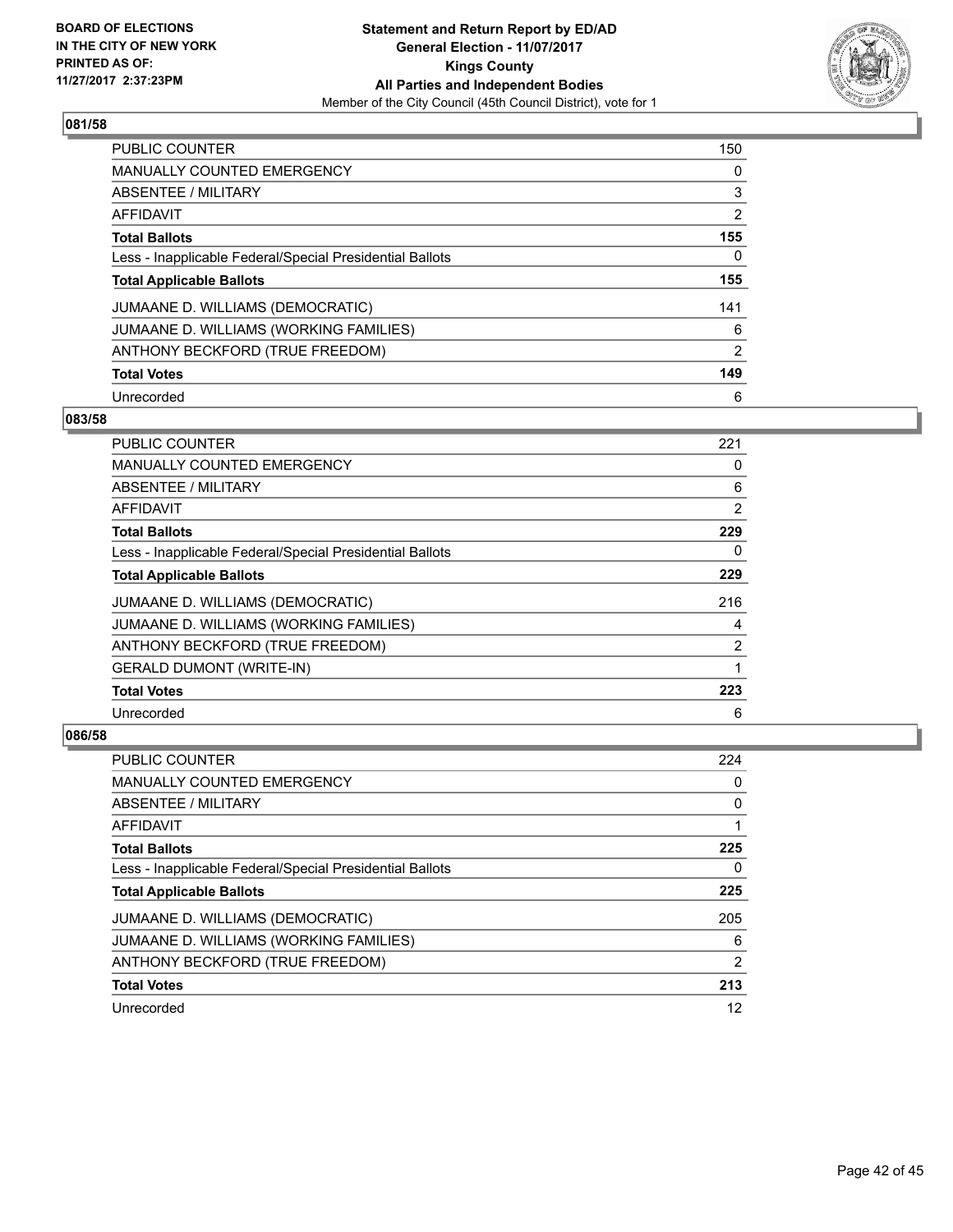**BOARD OF ELECTIONS IN THE CITY OF NEW YORK PRINTED AS OF: 11/27/2017 2:37:23PM**

**Statement and Return Report by ED/AD General Election - 11/07/2017 Kings County All Parties and Independent Bodies**

Member of the City Council (45th Council District), vote for 1

### 081/58

| | |
|---|---|
| PUBLIC COUNTER | 150 |
| MANUALLY COUNTED EMERGENCY | 0 |
| ABSENTEE / MILITARY | 3 |
| AFFIDAVIT | 2 |
| **Total Ballots** | **155** |
| Less - Inapplicable Federal/Special Presidential Ballots | 0 |
| **Total Applicable Ballots** | **155** |
| JUMAANE D. WILLIAMS (DEMOCRATIC) | 141 |
| JUMAANE D. WILLIAMS (WORKING FAMILIES) | 6 |
| ANTHONY BECKFORD (TRUE FREEDOM) | 2 |
| **Total Votes** | **149** |
| Unrecorded | 6 |

### 083/58

| | |
|---|---|
| PUBLIC COUNTER | 221 |
| MANUALLY COUNTED EMERGENCY | 0 |
| ABSENTEE / MILITARY | 6 |
| AFFIDAVIT | 2 |
| **Total Ballots** | **229** |
| Less - Inapplicable Federal/Special Presidential Ballots | 0 |
| **Total Applicable Ballots** | **229** |
| JUMAANE D. WILLIAMS (DEMOCRATIC) | 216 |
| JUMAANE D. WILLIAMS (WORKING FAMILIES) | 4 |
| ANTHONY BECKFORD (TRUE FREEDOM) | 2 |
| GERALD DUMONT (WRITE-IN) | 1 |
| **Total Votes** | **223** |
| Unrecorded | 6 |

### 086/58

| | |
|---|---|
| PUBLIC COUNTER | 224 |
| MANUALLY COUNTED EMERGENCY | 0 |
| ABSENTEE / MILITARY | 0 |
| AFFIDAVIT | 1 |
| **Total Ballots** | **225** |
| Less - Inapplicable Federal/Special Presidential Ballots | 0 |
| **Total Applicable Ballots** | **225** |
| JUMAANE D. WILLIAMS (DEMOCRATIC) | 205 |
| JUMAANE D. WILLIAMS (WORKING FAMILIES) | 6 |
| ANTHONY BECKFORD (TRUE FREEDOM) | 2 |
| **Total Votes** | **213** |
| Unrecorded | 12 |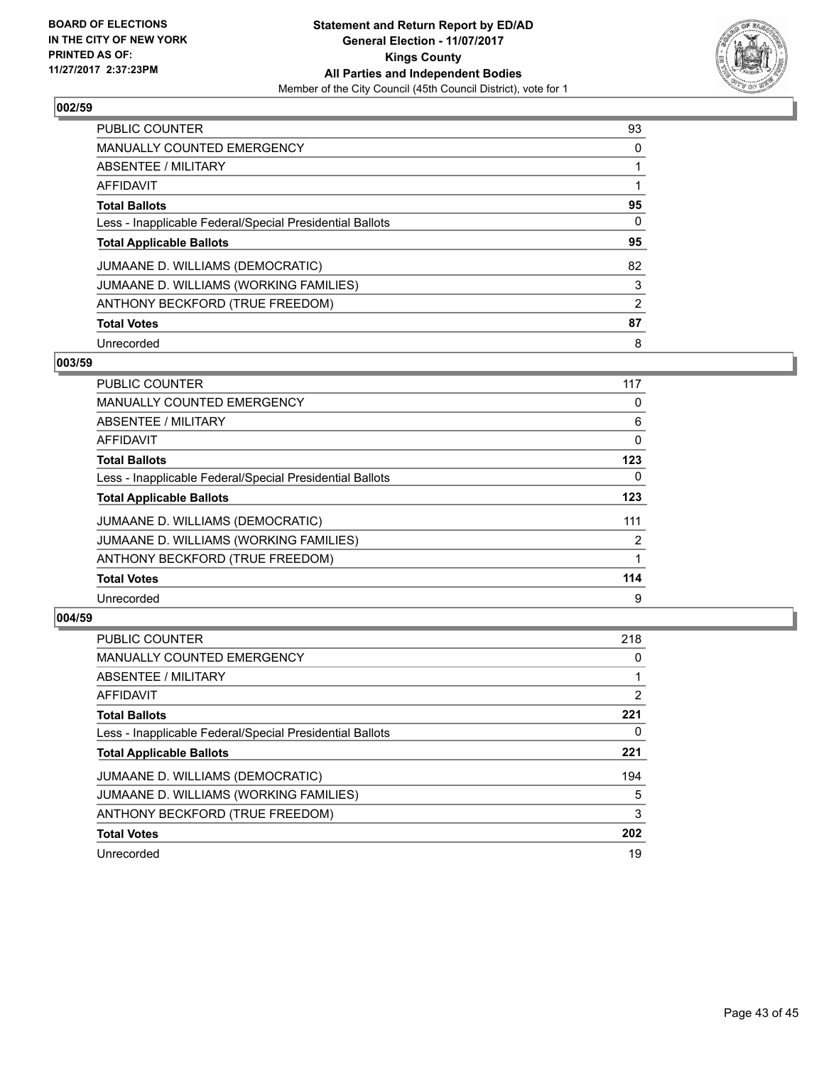**BOARD OF ELECTIONS IN THE CITY OF NEW YORK PRINTED AS OF: 11/27/2017 2:37:23PM**

**Statement and Return Report by ED/AD**
**General Election - 11/07/2017**
**Kings County**
**All Parties and Independent Bodies**
Member of the City Council (45th Council District), vote for 1

### 002/59

| | |
|---|---|
| PUBLIC COUNTER | 93 |
| MANUALLY COUNTED EMERGENCY | 0 |
| ABSENTEE / MILITARY | 1 |
| AFFIDAVIT | 1 |
| **Total Ballots** | **95** |
| Less - Inapplicable Federal/Special Presidential Ballots | 0 |
| **Total Applicable Ballots** | **95** |
| JUMAANE D. WILLIAMS (DEMOCRATIC) | 82 |
| JUMAANE D. WILLIAMS (WORKING FAMILIES) | 3 |
| ANTHONY BECKFORD (TRUE FREEDOM) | 2 |
| **Total Votes** | **87** |
| Unrecorded | 8 |

### 003/59

| | |
|---|---|
| PUBLIC COUNTER | 117 |
| MANUALLY COUNTED EMERGENCY | 0 |
| ABSENTEE / MILITARY | 6 |
| AFFIDAVIT | 0 |
| **Total Ballots** | **123** |
| Less - Inapplicable Federal/Special Presidential Ballots | 0 |
| **Total Applicable Ballots** | **123** |
| JUMAANE D. WILLIAMS (DEMOCRATIC) | 111 |
| JUMAANE D. WILLIAMS (WORKING FAMILIES) | 2 |
| ANTHONY BECKFORD (TRUE FREEDOM) | 1 |
| **Total Votes** | **114** |
| Unrecorded | 9 |

### 004/59

| | |
|---|---|
| PUBLIC COUNTER | 218 |
| MANUALLY COUNTED EMERGENCY | 0 |
| ABSENTEE / MILITARY | 1 |
| AFFIDAVIT | 2 |
| **Total Ballots** | **221** |
| Less - Inapplicable Federal/Special Presidential Ballots | 0 |
| **Total Applicable Ballots** | **221** |
| JUMAANE D. WILLIAMS (DEMOCRATIC) | 194 |
| JUMAANE D. WILLIAMS (WORKING FAMILIES) | 5 |
| ANTHONY BECKFORD (TRUE FREEDOM) | 3 |
| **Total Votes** | **202** |
| Unrecorded | 19 |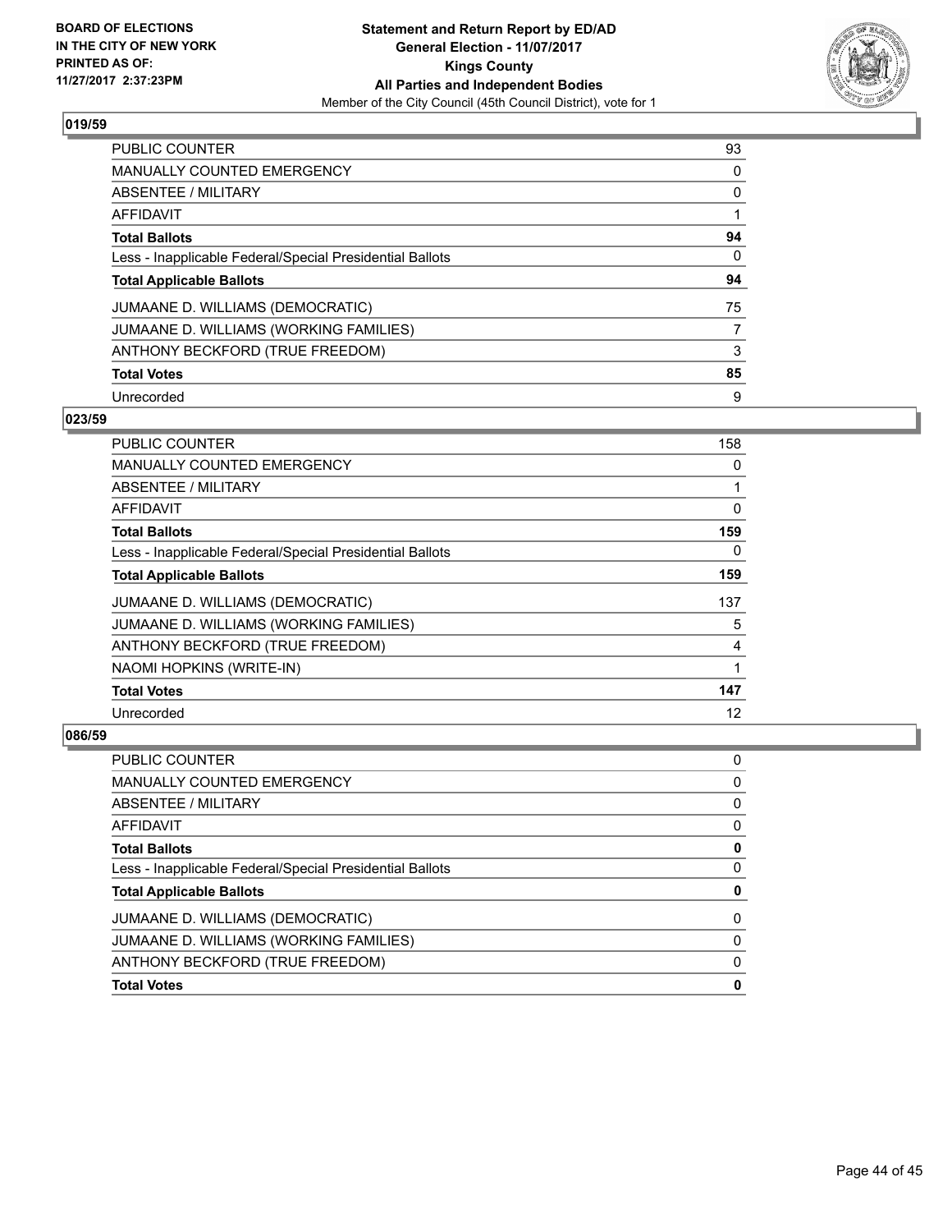**BOARD OF ELECTIONS IN THE CITY OF NEW YORK PRINTED AS OF: 11/27/2017 2:37:23PM**

# Statement and Return Report by ED/AD
## General Election - 11/07/2017
## Kings County
## All Parties and Independent Bodies
Member of the City Council (45th Council District), vote for 1

### 019/59

| | |
|---|---|
| PUBLIC COUNTER | 93 |
| MANUALLY COUNTED EMERGENCY | 0 |
| ABSENTEE / MILITARY | 0 |
| AFFIDAVIT | 1 |
| **Total Ballots** | **94** |
| Less - Inapplicable Federal/Special Presidential Ballots | 0 |
| **Total Applicable Ballots** | **94** |
| JUMAANE D. WILLIAMS (DEMOCRATIC) | 75 |
| JUMAANE D. WILLIAMS (WORKING FAMILIES) | 7 |
| ANTHONY BECKFORD (TRUE FREEDOM) | 3 |
| **Total Votes** | **85** |
| Unrecorded | 9 |

### 023/59

| | |
|---|---|
| PUBLIC COUNTER | 158 |
| MANUALLY COUNTED EMERGENCY | 0 |
| ABSENTEE / MILITARY | 1 |
| AFFIDAVIT | 0 |
| **Total Ballots** | **159** |
| Less - Inapplicable Federal/Special Presidential Ballots | 0 |
| **Total Applicable Ballots** | **159** |
| JUMAANE D. WILLIAMS (DEMOCRATIC) | 137 |
| JUMAANE D. WILLIAMS (WORKING FAMILIES) | 5 |
| ANTHONY BECKFORD (TRUE FREEDOM) | 4 |
| NAOMI HOPKINS (WRITE-IN) | 1 |
| **Total Votes** | **147** |
| Unrecorded | 12 |

### 086/59

| | |
|---|---|
| PUBLIC COUNTER | 0 |
| MANUALLY COUNTED EMERGENCY | 0 |
| ABSENTEE / MILITARY | 0 |
| AFFIDAVIT | 0 |
| **Total Ballots** | **0** |
| Less - Inapplicable Federal/Special Presidential Ballots | 0 |
| **Total Applicable Ballots** | **0** |
| JUMAANE D. WILLIAMS (DEMOCRATIC) | 0 |
| JUMAANE D. WILLIAMS (WORKING FAMILIES) | 0 |
| ANTHONY BECKFORD (TRUE FREEDOM) | 0 |
| **Total Votes** | **0** |